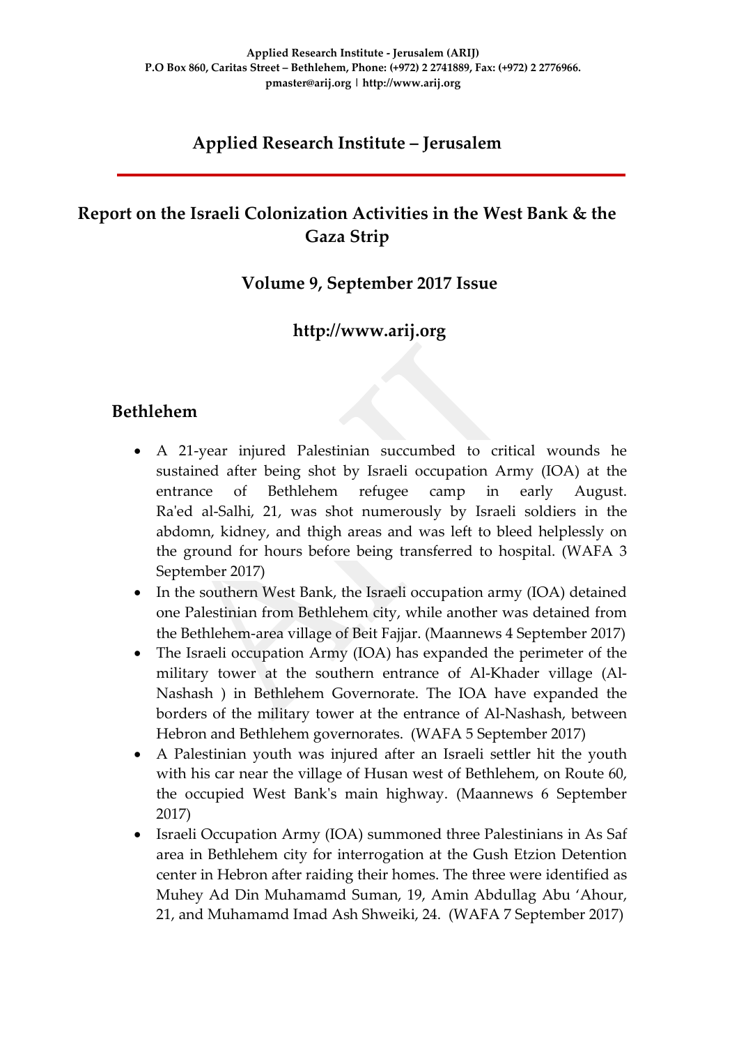**Applied Research Institute - Jerusalem (ARIJ)**
**P.O Box 860, Caritas Street – Bethlehem, Phone: (+972) 2 2741889, Fax: (+972) 2 2776966.**
**pmaster@arij.org | http://www.arij.org**

# Applied Research Institute – Jerusalem

## Report on the Israeli Colonization Activities in the West Bank & the Gaza Strip

### Volume 9, September 2017 Issue

### http://www.arij.org

## Bethlehem

- A 21-year injured Palestinian succumbed to critical wounds he sustained after being shot by Israeli occupation Army (IOA) at the entrance of Bethlehem refugee camp in early August. Ra'ed al-Salhi, 21, was shot numerously by Israeli soldiers in the abdomn, kidney, and thigh areas and was left to bleed helplessly on the ground for hours before being transferred to hospital. (WAFA 3 September 2017)
- In the southern West Bank, the Israeli occupation army (IOA) detained one Palestinian from Bethlehem city, while another was detained from the Bethlehem-area village of Beit Fajjar. (Maannews 4 September 2017)
- The Israeli occupation Army (IOA) has expanded the perimeter of the military tower at the southern entrance of Al-Khader village (Al-Nashash ) in Bethlehem Governorate. The IOA have expanded the borders of the military tower at the entrance of Al-Nashash, between Hebron and Bethlehem governorates. (WAFA 5 September 2017)
- A Palestinian youth was injured after an Israeli settler hit the youth with his car near the village of Husan west of Bethlehem, on Route 60, the occupied West Bank's main highway. (Maannews 6 September 2017)
- Israeli Occupation Army (IOA) summoned three Palestinians in As Saf area in Bethlehem city for interrogation at the Gush Etzion Detention center in Hebron after raiding their homes. The three were identified as Muhey Ad Din Muhamamd Suman, 19, Amin Abdullag Abu 'Ahour, 21, and Muhamamd Imad Ash Shweiki, 24. (WAFA 7 September 2017)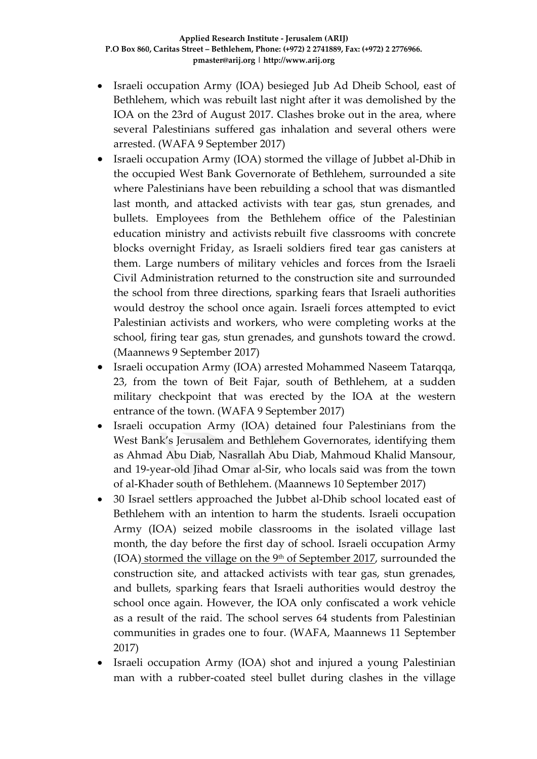- Israeli occupation Army (IOA) besieged Jub Ad Dheib School, east of Bethlehem, which was rebuilt last night after it was demolished by the IOA on the 23rd of August 2017. Clashes broke out in the area, where several Palestinians suffered gas inhalation and several others were arrested. (WAFA 9 September 2017)
- Israeli occupation Army (IOA) stormed the village of Jubbet al-Dhib in the occupied West Bank Governorate of Bethlehem, surrounded a site where Palestinians have been rebuilding a school that was dismantled last month, and attacked activists with tear gas, stun grenades, and bullets. Employees from the Bethlehem office of the Palestinian education ministry and activists rebuilt five classrooms with concrete blocks overnight Friday, as Israeli soldiers fired tear gas canisters at them. Large numbers of military vehicles and forces from the Israeli Civil Administration returned to the construction site and surrounded the school from three directions, sparking fears that Israeli authorities would destroy the school once again. Israeli forces attempted to evict Palestinian activists and workers, who were completing works at the school, firing tear gas, stun grenades, and gunshots toward the crowd. (Maannews 9 September 2017)
- Israeli occupation Army (IOA) arrested Mohammed Naseem Tatarqqa, 23, from the town of Beit Fajar, south of Bethlehem, at a sudden military checkpoint that was erected by the IOA at the western entrance of the town. (WAFA 9 September 2017)
- Israeli occupation Army (IOA) detained four Palestinians from the West Bank's Jerusalem and Bethlehem Governorates, identifying them as Ahmad Abu Diab, Nasrallah Abu Diab, Mahmoud Khalid Mansour, and 19-year-old Jihad Omar al-Sir, who locals said was from the town of al-Khader south of Bethlehem. (Maannews 10 September 2017)
- 30 Israel settlers approached the Jubbet al-Dhib school located east of Bethlehem with an intention to harm the students. Israeli occupation Army (IOA) seized mobile classrooms in the isolated village last month, the day before the first day of school. Israeli occupation Army (IOA) stormed the village on the 9th of September 2017, surrounded the construction site, and attacked activists with tear gas, stun grenades, and bullets, sparking fears that Israeli authorities would destroy the school once again. However, the IOA only confiscated a work vehicle as a result of the raid. The school serves 64 students from Palestinian communities in grades one to four. (WAFA, Maannews 11 September 2017)
- Israeli occupation Army (IOA) shot and injured a young Palestinian man with a rubber-coated steel bullet during clashes in the village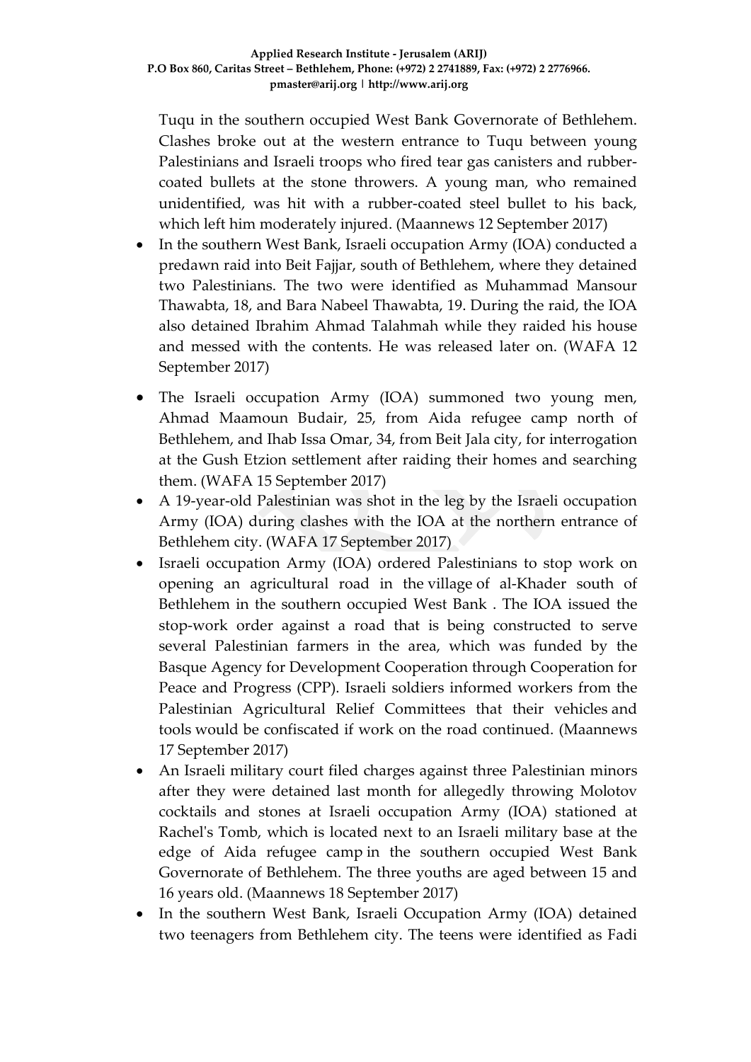Tuqu in the southern occupied West Bank Governorate of Bethlehem. Clashes broke out at the western entrance to Tuqu between young Palestinians and Israeli troops who fired tear gas canisters and rubber-coated bullets at the stone throwers. A young man, who remained unidentified, was hit with a rubber-coated steel bullet to his back, which left him moderately injured. (Maannews 12 September 2017)

- In the southern West Bank, Israeli occupation Army (IOA) conducted a predawn raid into Beit Fajjar, south of Bethlehem, where they detained two Palestinians. The two were identified as Muhammad Mansour Thawabta, 18, and Bara Nabeel Thawabta, 19. During the raid, the IOA also detained Ibrahim Ahmad Talahmah while they raided his house and messed with the contents. He was released later on. (WAFA 12 September 2017)
- The Israeli occupation Army (IOA) summoned two young men, Ahmad Maamoun Budair, 25, from Aida refugee camp north of Bethlehem, and Ihab Issa Omar, 34, from Beit Jala city, for interrogation at the Gush Etzion settlement after raiding their homes and searching them. (WAFA 15 September 2017)
- A 19-year-old Palestinian was shot in the leg by the Israeli occupation Army (IOA) during clashes with the IOA at the northern entrance of Bethlehem city. (WAFA 17 September 2017)
- Israeli occupation Army (IOA) ordered Palestinians to stop work on opening an agricultural road in the village of al-Khader south of Bethlehem in the southern occupied West Bank . The IOA issued the stop-work order against a road that is being constructed to serve several Palestinian farmers in the area, which was funded by the Basque Agency for Development Cooperation through Cooperation for Peace and Progress (CPP). Israeli soldiers informed workers from the Palestinian Agricultural Relief Committees that their vehicles and tools would be confiscated if work on the road continued. (Maannews 17 September 2017)
- An Israeli military court filed charges against three Palestinian minors after they were detained last month for allegedly throwing Molotov cocktails and stones at Israeli occupation Army (IOA) stationed at Rachel's Tomb, which is located next to an Israeli military base at the edge of Aida refugee camp in the southern occupied West Bank Governorate of Bethlehem. The three youths are aged between 15 and 16 years old. (Maannews 18 September 2017)
- In the southern West Bank, Israeli Occupation Army (IOA) detained two teenagers from Bethlehem city. The teens were identified as Fadi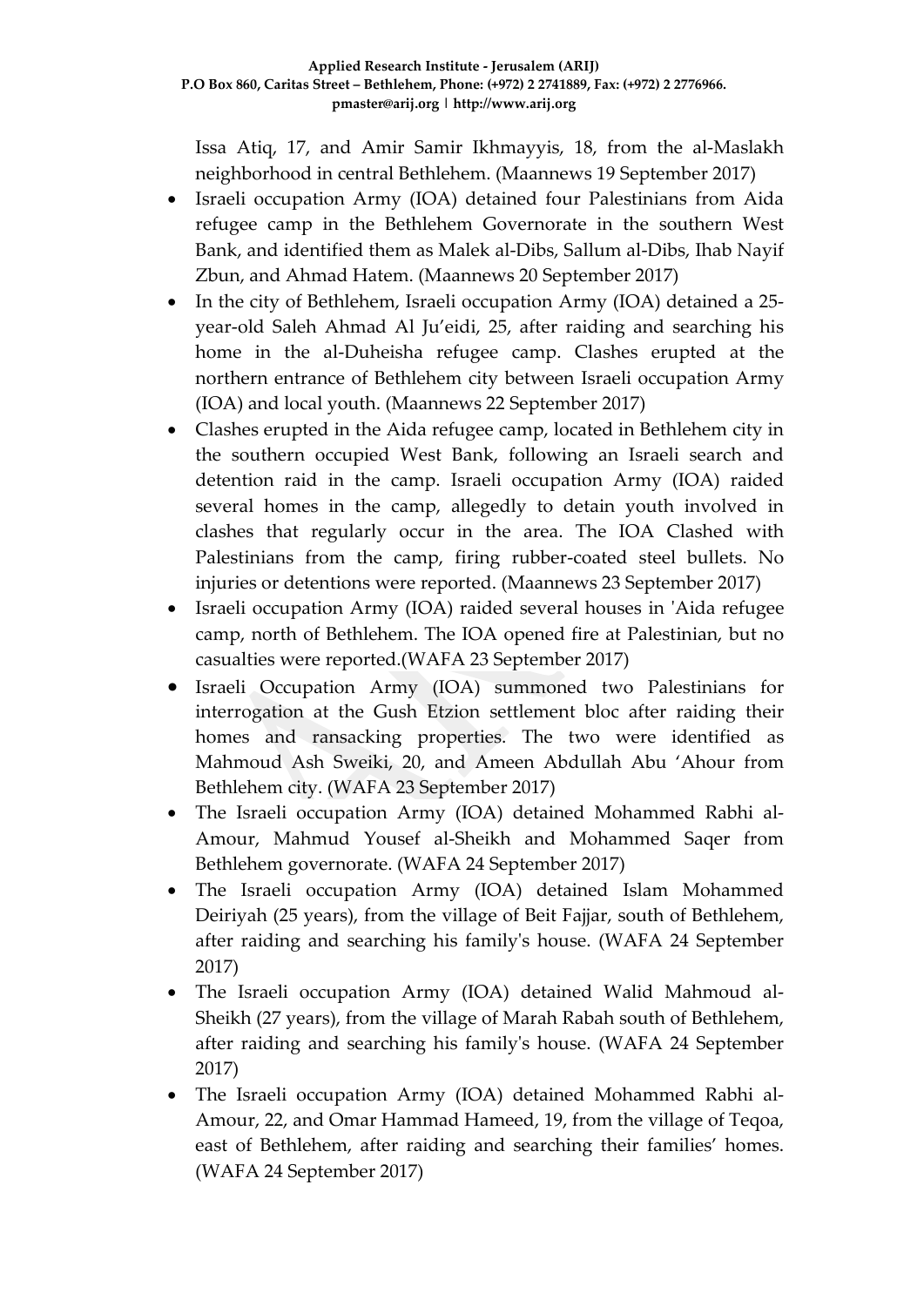Issa Atiq, 17, and Amir Samir Ikhmayyis, 18, from the al-Maslakh neighborhood in central Bethlehem. (Maannews 19 September 2017)

- Israeli occupation Army (IOA) detained four Palestinians from Aida refugee camp in the Bethlehem Governorate in the southern West Bank, and identified them as Malek al-Dibs, Sallum al-Dibs, Ihab Nayif Zbun, and Ahmad Hatem. (Maannews 20 September 2017)
- In the city of Bethlehem, Israeli occupation Army (IOA) detained a 25-year-old Saleh Ahmad Al Ju'eidi, 25, after raiding and searching his home in the al-Duheisha refugee camp. Clashes erupted at the northern entrance of Bethlehem city between Israeli occupation Army (IOA) and local youth. (Maannews 22 September 2017)
- Clashes erupted in the Aida refugee camp, located in Bethlehem city in the southern occupied West Bank, following an Israeli search and detention raid in the camp. Israeli occupation Army (IOA) raided several homes in the camp, allegedly to detain youth involved in clashes that regularly occur in the area. The IOA Clashed with Palestinians from the camp, firing rubber-coated steel bullets. No injuries or detentions were reported. (Maannews 23 September 2017)
- Israeli occupation Army (IOA) raided several houses in 'Aida refugee camp, north of Bethlehem. The IOA opened fire at Palestinian, but no casualties were reported.(WAFA 23 September 2017)
- Israeli Occupation Army (IOA) summoned two Palestinians for interrogation at the Gush Etzion settlement bloc after raiding their homes and ransacking properties. The two were identified as Mahmoud Ash Sweiki, 20, and Ameen Abdullah Abu 'Ahour from Bethlehem city. (WAFA 23 September 2017)
- The Israeli occupation Army (IOA) detained Mohammed Rabhi al-Amour, Mahmud Yousef al-Sheikh and Mohammed Saqer from Bethlehem governorate. (WAFA 24 September 2017)
- The Israeli occupation Army (IOA) detained Islam Mohammed Deiriyah (25 years), from the village of Beit Fajjar, south of Bethlehem, after raiding and searching his family's house. (WAFA 24 September 2017)
- The Israeli occupation Army (IOA) detained Walid Mahmoud al-Sheikh (27 years), from the village of Marah Rabah south of Bethlehem, after raiding and searching his family's house. (WAFA 24 September 2017)
- The Israeli occupation Army (IOA) detained Mohammed Rabhi al-Amour, 22, and Omar Hammad Hameed, 19, from the village of Teqoa, east of Bethlehem, after raiding and searching their families' homes. (WAFA 24 September 2017)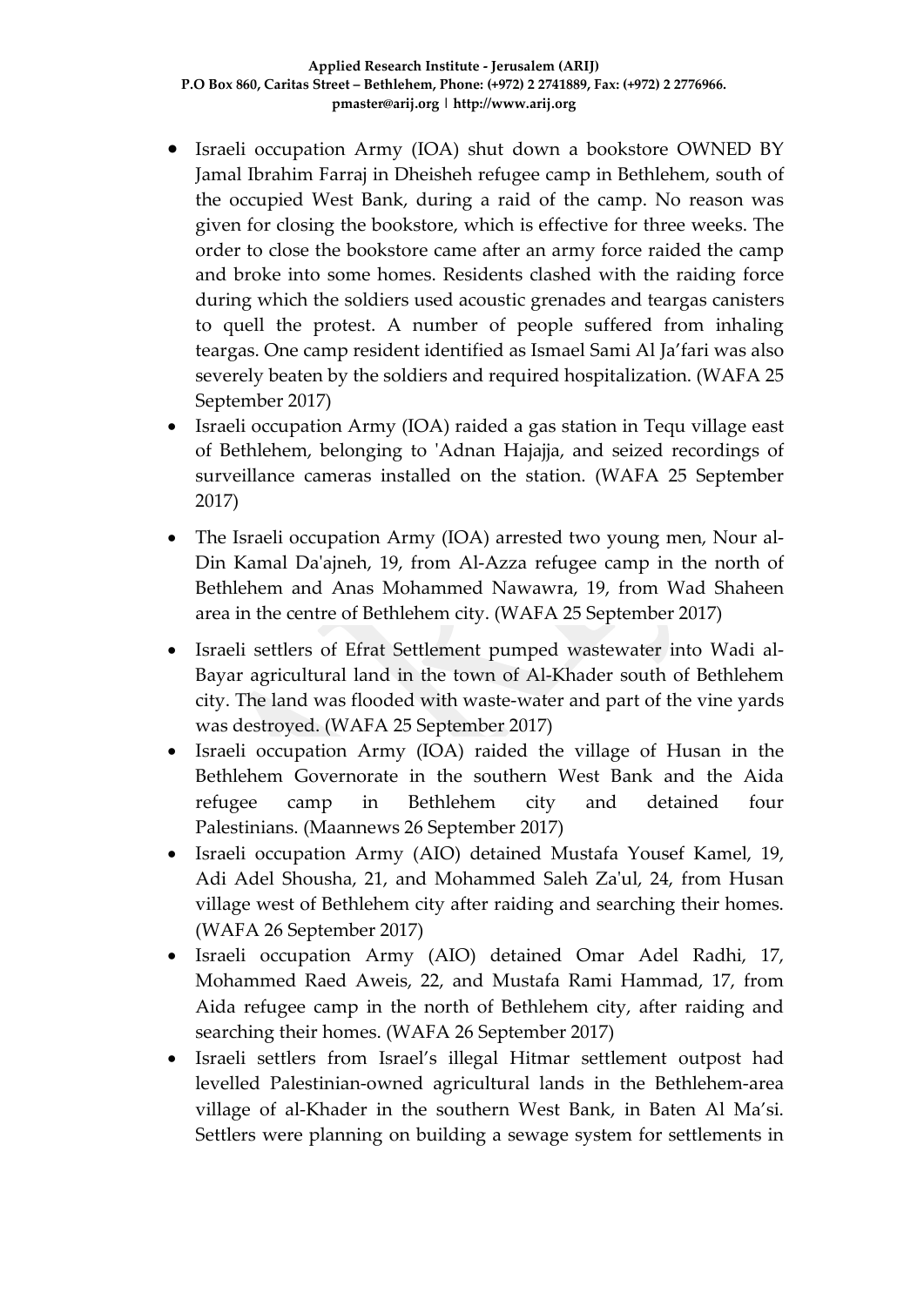- Israeli occupation Army (IOA) shut down a bookstore OWNED BY Jamal Ibrahim Farraj in Dheisheh refugee camp in Bethlehem, south of the occupied West Bank, during a raid of the camp. No reason was given for closing the bookstore, which is effective for three weeks. The order to close the bookstore came after an army force raided the camp and broke into some homes. Residents clashed with the raiding force during which the soldiers used acoustic grenades and teargas canisters to quell the protest. A number of people suffered from inhaling teargas. One camp resident identified as Ismael Sami Al Ja'fari was also severely beaten by the soldiers and required hospitalization. (WAFA 25 September 2017)
- Israeli occupation Army (IOA) raided a gas station in Tequ village east of Bethlehem, belonging to 'Adnan Hajajja, and seized recordings of surveillance cameras installed on the station. (WAFA 25 September 2017)
- The Israeli occupation Army (IOA) arrested two young men, Nour al-Din Kamal Da'ajneh, 19, from Al-Azza refugee camp in the north of Bethlehem and Anas Mohammed Nawawra, 19, from Wad Shaheen area in the centre of Bethlehem city. (WAFA 25 September 2017)
- Israeli settlers of Efrat Settlement pumped wastewater into Wadi al-Bayar agricultural land in the town of Al-Khader south of Bethlehem city. The land was flooded with waste-water and part of the vine yards was destroyed. (WAFA 25 September 2017)
- Israeli occupation Army (IOA) raided the village of Husan in the Bethlehem Governorate in the southern West Bank and the Aida refugee camp in Bethlehem city and detained four Palestinians. (Maannews 26 September 2017)
- Israeli occupation Army (AIO) detained Mustafa Yousef Kamel, 19, Adi Adel Shousha, 21, and Mohammed Saleh Za'ul, 24, from Husan village west of Bethlehem city after raiding and searching their homes. (WAFA 26 September 2017)
- Israeli occupation Army (AIO) detained Omar Adel Radhi, 17, Mohammed Raed Aweis, 22, and Mustafa Rami Hammad, 17, from Aida refugee camp in the north of Bethlehem city, after raiding and searching their homes. (WAFA 26 September 2017)
- Israeli settlers from Israel's illegal Hitmar settlement outpost had levelled Palestinian-owned agricultural lands in the Bethlehem-area village of al-Khader in the southern West Bank, in Baten Al Ma'si. Settlers were planning on building a sewage system for settlements in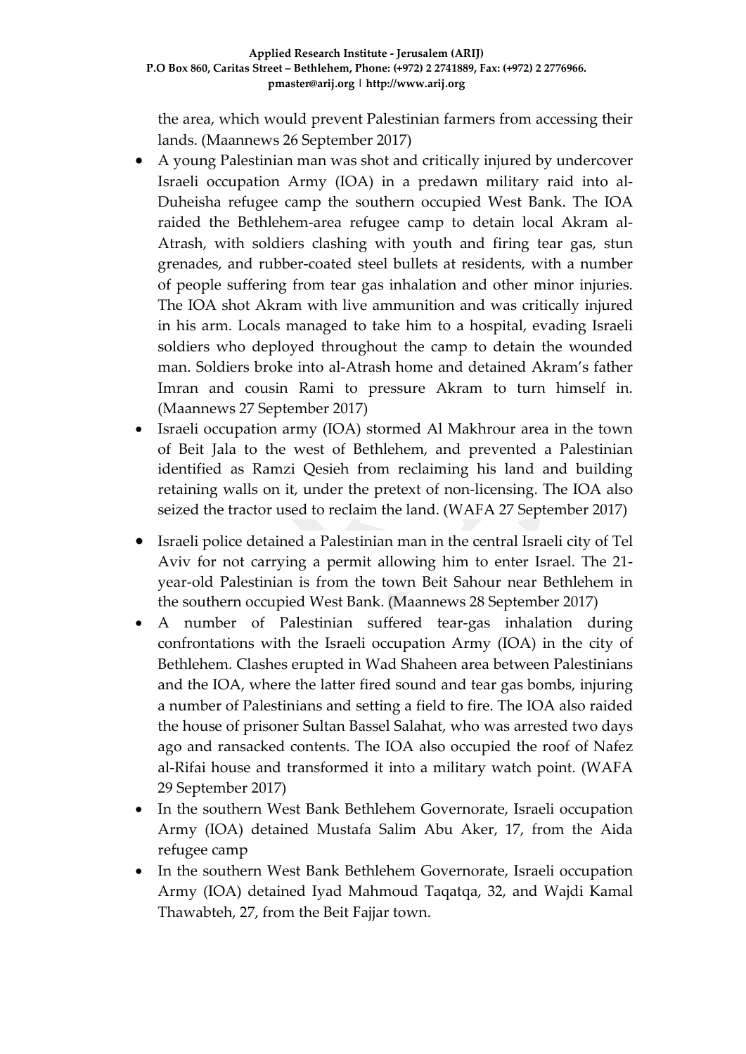the area, which would prevent Palestinian farmers from accessing their lands. (Maannews 26 September 2017)

- A young Palestinian man was shot and critically injured by undercover Israeli occupation Army (IOA) in a predawn military raid into al-Duheisha refugee camp the southern occupied West Bank. The IOA raided the Bethlehem-area refugee camp to detain local Akram al-Atrash, with soldiers clashing with youth and firing tear gas, stun grenades, and rubber-coated steel bullets at residents, with a number of people suffering from tear gas inhalation and other minor injuries. The IOA shot Akram with live ammunition and was critically injured in his arm. Locals managed to take him to a hospital, evading Israeli soldiers who deployed throughout the camp to detain the wounded man. Soldiers broke into al-Atrash home and detained Akram's father Imran and cousin Rami to pressure Akram to turn himself in. (Maannews 27 September 2017)
- Israeli occupation army (IOA) stormed Al Makhrour area in the town of Beit Jala to the west of Bethlehem, and prevented a Palestinian identified as Ramzi Qesieh from reclaiming his land and building retaining walls on it, under the pretext of non-licensing. The IOA also seized the tractor used to reclaim the land. (WAFA 27 September 2017)
- Israeli police detained a Palestinian man in the central Israeli city of Tel Aviv for not carrying a permit allowing him to enter Israel. The 21-year-old Palestinian is from the town Beit Sahour near Bethlehem in the southern occupied West Bank. (Maannews 28 September 2017)
- A number of Palestinian suffered tear-gas inhalation during confrontations with the Israeli occupation Army (IOA) in the city of Bethlehem. Clashes erupted in Wad Shaheen area between Palestinians and the IOA, where the latter fired sound and tear gas bombs, injuring a number of Palestinians and setting a field to fire. The IOA also raided the house of prisoner Sultan Bassel Salahat, who was arrested two days ago and ransacked contents. The IOA also occupied the roof of Nafez al-Rifai house and transformed it into a military watch point. (WAFA 29 September 2017)
- In the southern West Bank Bethlehem Governorate, Israeli occupation Army (IOA) detained Mustafa Salim Abu Aker, 17, from the Aida refugee camp
- In the southern West Bank Bethlehem Governorate, Israeli occupation Army (IOA) detained Iyad Mahmoud Taqatqa, 32, and Wajdi Kamal Thawabteh, 27, from the Beit Fajjar town.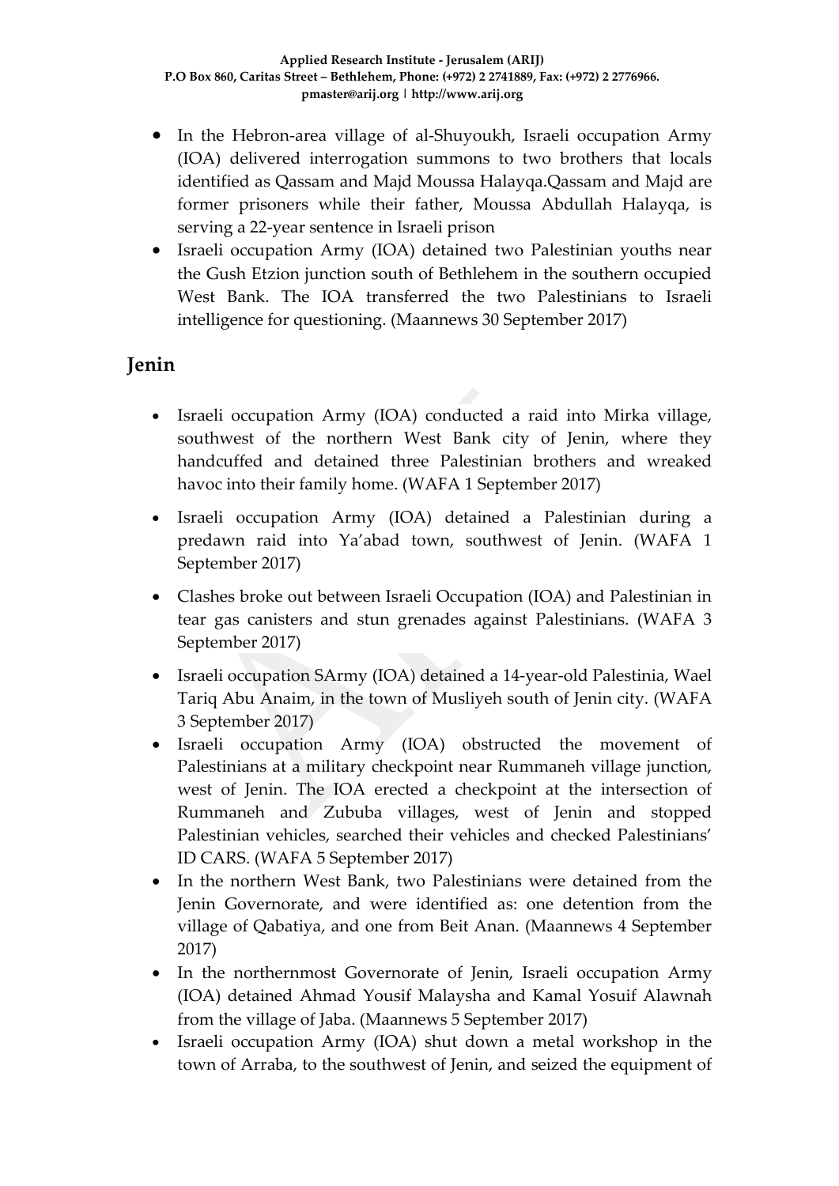- In the Hebron-area village of al-Shuyoukh, Israeli occupation Army (IOA) delivered interrogation summons to two brothers that locals identified as Qassam and Majd Moussa Halayqa.Qassam and Majd are former prisoners while their father, Moussa Abdullah Halayqa, is serving a 22-year sentence in Israeli prison
- Israeli occupation Army (IOA) detained two Palestinian youths near the Gush Etzion junction south of Bethlehem in the southern occupied West Bank. The IOA transferred the two Palestinians to Israeli intelligence for questioning. (Maannews 30 September 2017)

## Jenin

- Israeli occupation Army (IOA) conducted a raid into Mirka village, southwest of the northern West Bank city of Jenin, where they handcuffed and detained three Palestinian brothers and wreaked havoc into their family home. (WAFA 1 September 2017)
- Israeli occupation Army (IOA) detained a Palestinian during a predawn raid into Ya'abad town, southwest of Jenin. (WAFA 1 September 2017)
- Clashes broke out between Israeli Occupation (IOA) and Palestinian in tear gas canisters and stun grenades against Palestinians. (WAFA 3 September 2017)
- Israeli occupation SArmy (IOA) detained a 14-year-old Palestinia, Wael Tariq Abu Anaim, in the town of Musliyeh south of Jenin city. (WAFA 3 September 2017)
- Israeli occupation Army (IOA) obstructed the movement of Palestinians at a military checkpoint near Rummaneh village junction, west of Jenin. The IOA erected a checkpoint at the intersection of Rummaneh and Zububa villages, west of Jenin and stopped Palestinian vehicles, searched their vehicles and checked Palestinians' ID CARS. (WAFA 5 September 2017)
- In the northern West Bank, two Palestinians were detained from the Jenin Governorate, and were identified as: one detention from the village of Qabatiya, and one from Beit Anan. (Maannews 4 September 2017)
- In the northernmost Governorate of Jenin, Israeli occupation Army (IOA) detained Ahmad Yousif Malaysha and Kamal Yosuif Alawnah from the village of Jaba. (Maannews 5 September 2017)
- Israeli occupation Army (IOA) shut down a metal workshop in the town of Arraba, to the southwest of Jenin, and seized the equipment of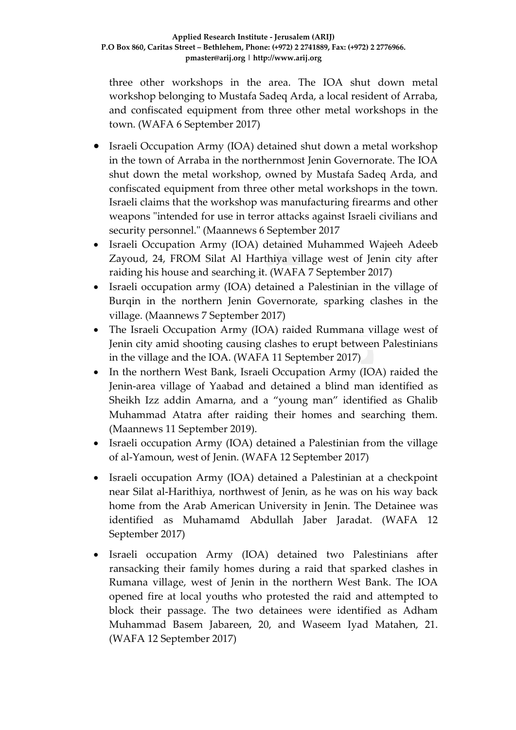three other workshops in the area. The IOA shut down metal workshop belonging to Mustafa Sadeq Arda, a local resident of Arraba, and confiscated equipment from three other metal workshops in the town. (WAFA 6 September 2017)

- Israeli Occupation Army (IOA) detained shut down a metal workshop in the town of Arraba in the northernmost Jenin Governorate. The IOA shut down the metal workshop, owned by Mustafa Sadeq Arda, and confiscated equipment from three other metal workshops in the town. Israeli claims that the workshop was manufacturing firearms and other weapons "intended for use in terror attacks against Israeli civilians and security personnel." (Maannews 6 September 2017
- Israeli Occupation Army (IOA) detained Muhammed Wajeeh Adeeb Zayoud, 24, FROM Silat Al Harthiya village west of Jenin city after raiding his house and searching it. (WAFA 7 September 2017)
- Israeli occupation army (IOA) detained a Palestinian in the village of Burqin in the northern Jenin Governorate, sparking clashes in the village. (Maannews 7 September 2017)
- The Israeli Occupation Army (IOA) raided Rummana village west of Jenin city amid shooting causing clashes to erupt between Palestinians in the village and the IOA. (WAFA 11 September 2017)
- In the northern West Bank, Israeli Occupation Army (IOA) raided the Jenin-area village of Yaabad and detained a blind man identified as Sheikh Izz addin Amarna, and a "young man" identified as Ghalib Muhammad Atatra after raiding their homes and searching them. (Maannews 11 September 2019).
- Israeli occupation Army (IOA) detained a Palestinian from the village of al-Yamoun, west of Jenin. (WAFA 12 September 2017)
- Israeli occupation Army (IOA) detained a Palestinian at a checkpoint near Silat al-Harithiya, northwest of Jenin, as he was on his way back home from the Arab American University in Jenin. The Detainee was identified as Muhamamd Abdullah Jaber Jaradat. (WAFA 12 September 2017)
- Israeli occupation Army (IOA) detained two Palestinians after ransacking their family homes during a raid that sparked clashes in Rumana village, west of Jenin in the northern West Bank. The IOA opened fire at local youths who protested the raid and attempted to block their passage. The two detainees were identified as Adham Muhammad Basem Jabareen, 20, and Waseem Iyad Matahen, 21. (WAFA 12 September 2017)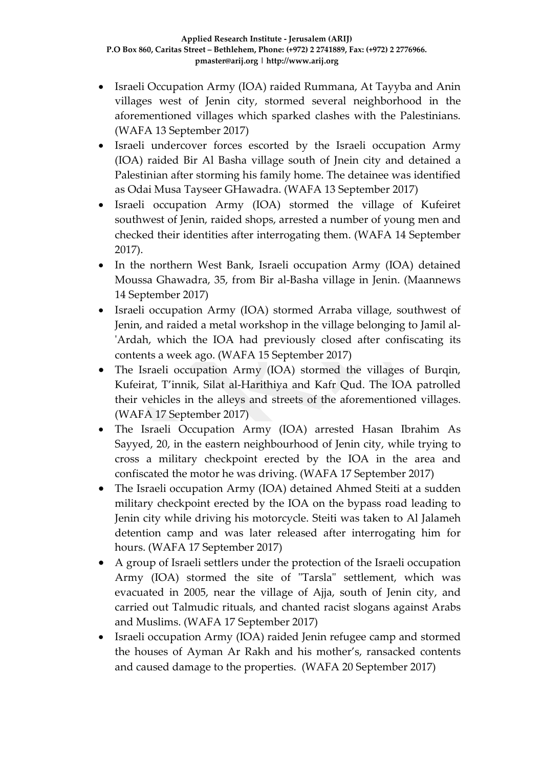- Israeli Occupation Army (IOA) raided Rummana, At Tayyba and Anin villages west of Jenin city, stormed several neighborhood in the aforementioned villages which sparked clashes with the Palestinians. (WAFA 13 September 2017)
- Israeli undercover forces escorted by the Israeli occupation Army (IOA) raided Bir Al Basha village south of Jnein city and detained a Palestinian after storming his family home. The detainee was identified as Odai Musa Tayseer GHawadra. (WAFA 13 September 2017)
- Israeli occupation Army (IOA) stormed the village of Kufeiret southwest of Jenin, raided shops, arrested a number of young men and checked their identities after interrogating them. (WAFA 14 September 2017).
- In the northern West Bank, Israeli occupation Army (IOA) detained Moussa Ghawadra, 35, from Bir al-Basha village in Jenin. (Maannews 14 September 2017)
- Israeli occupation Army (IOA) stormed Arraba village, southwest of Jenin, and raided a metal workshop in the village belonging to Jamil al-'Ardah, which the IOA had previously closed after confiscating its contents a week ago. (WAFA 15 September 2017)
- The Israeli occupation Army (IOA) stormed the villages of Burqin, Kufeirat, T'innik, Silat al-Harithiya and Kafr Qud. The IOA patrolled their vehicles in the alleys and streets of the aforementioned villages. (WAFA 17 September 2017)
- The Israeli Occupation Army (IOA) arrested Hasan Ibrahim As Sayyed, 20, in the eastern neighbourhood of Jenin city, while trying to cross a military checkpoint erected by the IOA in the area and confiscated the motor he was driving. (WAFA 17 September 2017)
- The Israeli occupation Army (IOA) detained Ahmed Steiti at a sudden military checkpoint erected by the IOA on the bypass road leading to Jenin city while driving his motorcycle. Steiti was taken to Al Jalameh detention camp and was later released after interrogating him for hours. (WAFA 17 September 2017)
- A group of Israeli settlers under the protection of the Israeli occupation Army (IOA) stormed the site of "Tarsla" settlement, which was evacuated in 2005, near the village of Ajja, south of Jenin city, and carried out Talmudic rituals, and chanted racist slogans against Arabs and Muslims. (WAFA 17 September 2017)
- Israeli occupation Army (IOA) raided Jenin refugee camp and stormed the houses of Ayman Ar Rakh and his mother's, ransacked contents and caused damage to the properties. (WAFA 20 September 2017)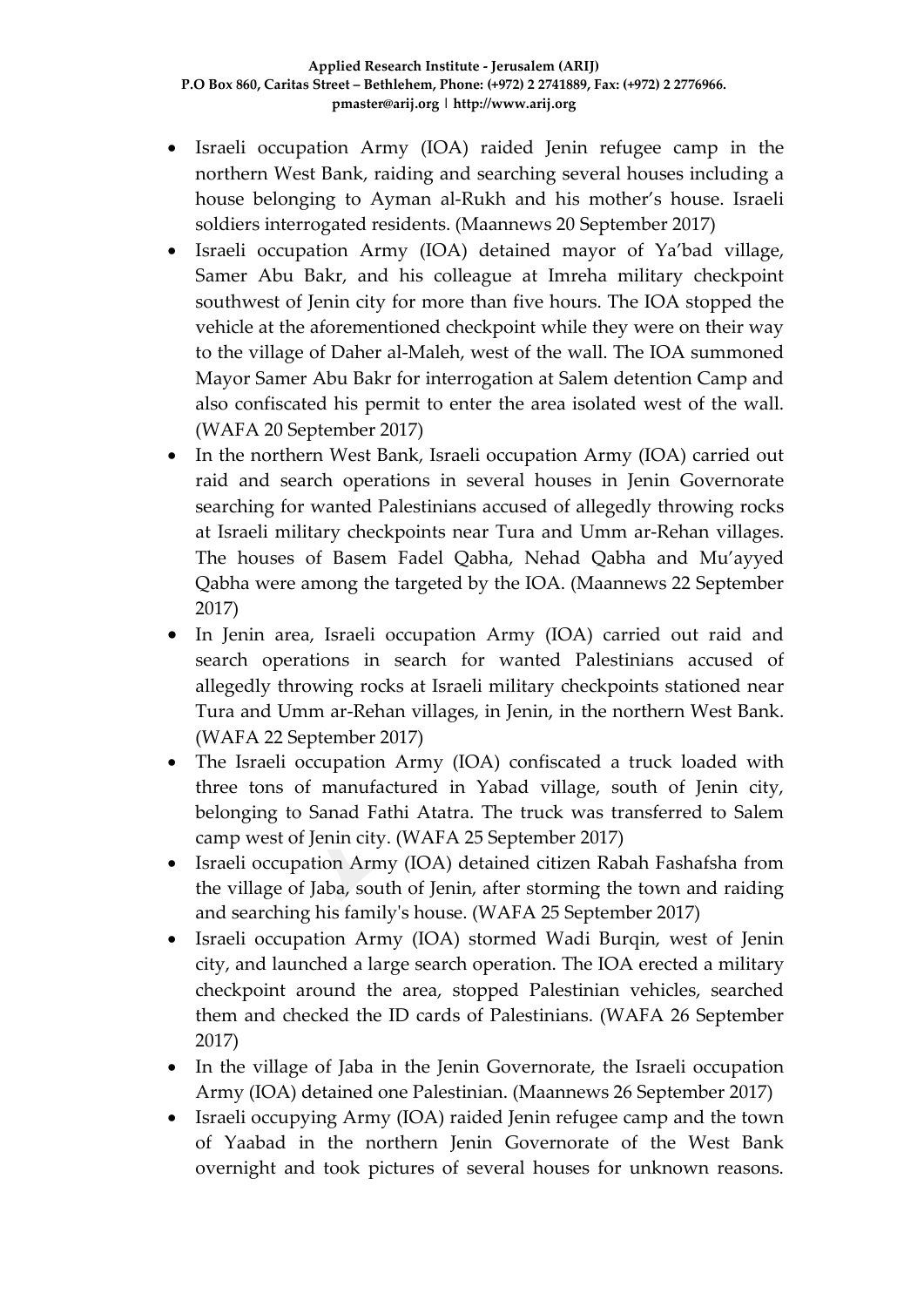- Israeli occupation Army (IOA) raided Jenin refugee camp in the northern West Bank, raiding and searching several houses including a house belonging to Ayman al-Rukh and his mother's house. Israeli soldiers interrogated residents. (Maannews 20 September 2017)
- Israeli occupation Army (IOA) detained mayor of Ya'bad village, Samer Abu Bakr, and his colleague at Imreha military checkpoint southwest of Jenin city for more than five hours. The IOA stopped the vehicle at the aforementioned checkpoint while they were on their way to the village of Daher al-Maleh, west of the wall. The IOA summoned Mayor Samer Abu Bakr for interrogation at Salem detention Camp and also confiscated his permit to enter the area isolated west of the wall. (WAFA 20 September 2017)
- In the northern West Bank, Israeli occupation Army (IOA) carried out raid and search operations in several houses in Jenin Governorate searching for wanted Palestinians accused of allegedly throwing rocks at Israeli military checkpoints near Tura and Umm ar-Rehan villages. The houses of Basem Fadel Qabha, Nehad Qabha and Mu'ayyed Qabha were among the targeted by the IOA. (Maannews 22 September 2017)
- In Jenin area, Israeli occupation Army (IOA) carried out raid and search operations in search for wanted Palestinians accused of allegedly throwing rocks at Israeli military checkpoints stationed near Tura and Umm ar-Rehan villages, in Jenin, in the northern West Bank. (WAFA 22 September 2017)
- The Israeli occupation Army (IOA) confiscated a truck loaded with three tons of manufactured in Yabad village, south of Jenin city, belonging to Sanad Fathi Atatra. The truck was transferred to Salem camp west of Jenin city. (WAFA 25 September 2017)
- Israeli occupation Army (IOA) detained citizen Rabah Fashafsha from the village of Jaba, south of Jenin, after storming the town and raiding and searching his family's house. (WAFA 25 September 2017)
- Israeli occupation Army (IOA) stormed Wadi Burqin, west of Jenin city, and launched a large search operation. The IOA erected a military checkpoint around the area, stopped Palestinian vehicles, searched them and checked the ID cards of Palestinians. (WAFA 26 September 2017)
- In the village of Jaba in the Jenin Governorate, the Israeli occupation Army (IOA) detained one Palestinian. (Maannews 26 September 2017)
- Israeli occupying Army (IOA) raided Jenin refugee camp and the town of Yaabad in the northern Jenin Governorate of the West Bank overnight and took pictures of several houses for unknown reasons.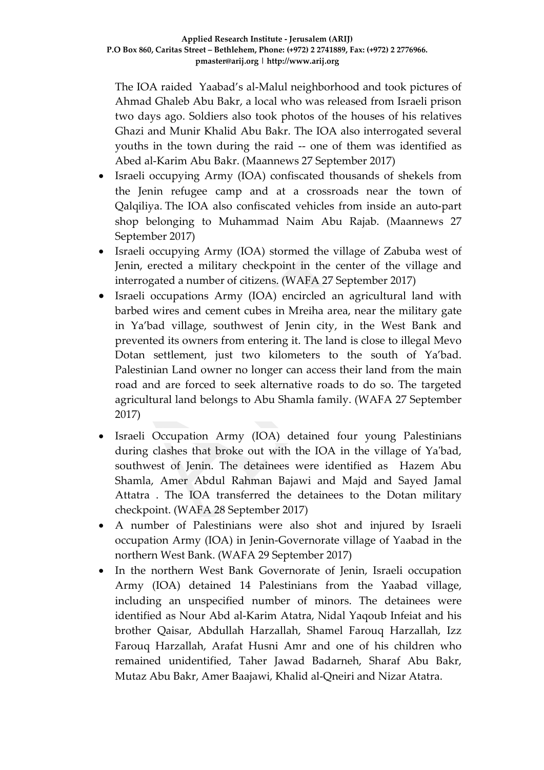The IOA raided  Yaabad's al-Malul neighborhood and took pictures of Ahmad Ghaleb Abu Bakr, a local who was released from Israeli prison two days ago. Soldiers also took photos of the houses of his relatives Ghazi and Munir Khalid Abu Bakr. The IOA also interrogated several youths in the town during the raid -- one of them was identified as Abed al-Karim Abu Bakr. (Maannews 27 September 2017)

- Israeli occupying Army (IOA) confiscated thousands of shekels from the Jenin refugee camp and at a crossroads near the town of Qalqiliya. The IOA also confiscated vehicles from inside an auto-part shop belonging to Muhammad Naim Abu Rajab. (Maannews 27 September 2017)
- Israeli occupying Army (IOA) stormed the village of Zabuba west of Jenin, erected a military checkpoint in the center of the village and interrogated a number of citizens. (WAFA 27 September 2017)
- Israeli occupations Army (IOA) encircled an agricultural land with barbed wires and cement cubes in Mreiha area, near the military gate in Ya'bad village, southwest of Jenin city, in the West Bank and prevented its owners from entering it. The land is close to illegal Mevo Dotan settlement, just two kilometers to the south of Ya'bad. Palestinian Land owner no longer can access their land from the main road and are forced to seek alternative roads to do so. The targeted agricultural land belongs to Abu Shamla family. (WAFA 27 September 2017)
- Israeli Occupation Army (IOA) detained four young Palestinians during clashes that broke out with the IOA in the village of Ya'bad, southwest of Jenin. The detainees were identified as  Hazem Abu Shamla, Amer Abdul Rahman Bajawi and Majd and Sayed Jamal Attatra . The IOA transferred the detainees to the Dotan military checkpoint. (WAFA 28 September 2017)
- A number of Palestinians were also shot and injured by Israeli occupation Army (IOA) in Jenin-Governorate village of Yaabad in the northern West Bank. (WAFA 29 September 2017)
- In the northern West Bank Governorate of Jenin, Israeli occupation Army (IOA) detained 14 Palestinians from the Yaabad village, including an unspecified number of minors. The detainees were identified as Nour Abd al-Karim Atatra, Nidal Yaqoub Infeiat and his brother Qaisar, Abdullah Harzallah, Shamel Farouq Harzallah, Izz Farouq Harzallah, Arafat Husni Amr and one of his children who remained unidentified, Taher Jawad Badarneh, Sharaf Abu Bakr, Mutaz Abu Bakr, Amer Baajawi, Khalid al-Qneiri and Nizar Atatra.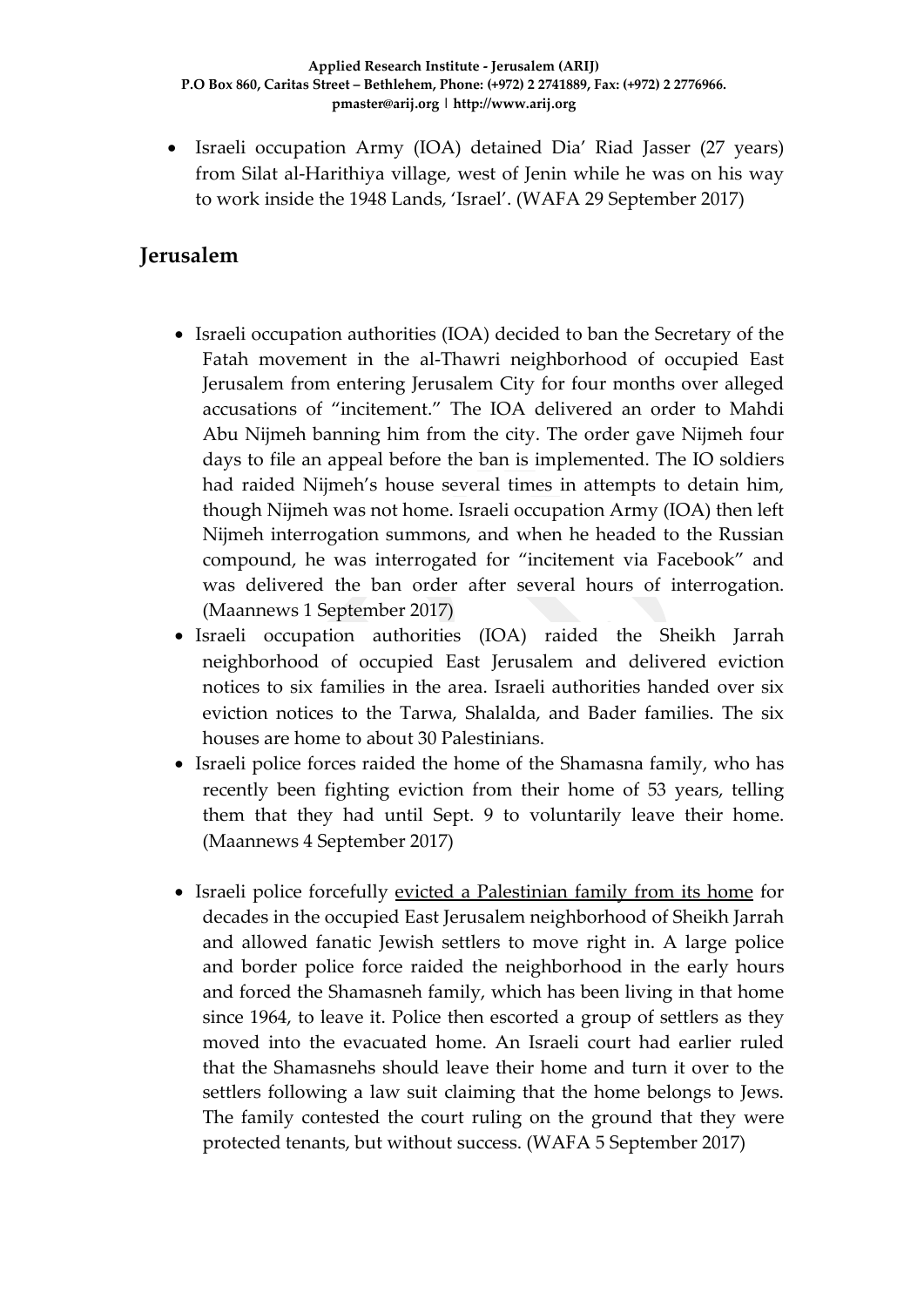- Israeli occupation Army (IOA) detained Dia' Riad Jasser (27 years) from Silat al-Harithiya village, west of Jenin while he was on his way to work inside the 1948 Lands, 'Israel'. (WAFA 29 September 2017)

## Jerusalem

- Israeli occupation authorities (IOA) decided to ban the Secretary of the Fatah movement in the al-Thawri neighborhood of occupied East Jerusalem from entering Jerusalem City for four months over alleged accusations of "incitement." The IOA delivered an order to Mahdi Abu Nijmeh banning him from the city. The order gave Nijmeh four days to file an appeal before the ban is implemented. The IO soldiers had raided Nijmeh's house several times in attempts to detain him, though Nijmeh was not home. Israeli occupation Army (IOA) then left Nijmeh interrogation summons, and when he headed to the Russian compound, he was interrogated for "incitement via Facebook" and was delivered the ban order after several hours of interrogation. (Maannews 1 September 2017)
- Israeli occupation authorities (IOA) raided the Sheikh Jarrah neighborhood of occupied East Jerusalem and delivered eviction notices to six families in the area. Israeli authorities handed over six eviction notices to the Tarwa, Shalalda, and Bader families. The six houses are home to about 30 Palestinians.
- Israeli police forces raided the home of the Shamasna family, who has recently been fighting eviction from their home of 53 years, telling them that they had until Sept. 9 to voluntarily leave their home. (Maannews 4 September 2017)
- Israeli police forcefully evicted a Palestinian family from its home for decades in the occupied East Jerusalem neighborhood of Sheikh Jarrah and allowed fanatic Jewish settlers to move right in. A large police and border police force raided the neighborhood in the early hours and forced the Shamasneh family, which has been living in that home since 1964, to leave it. Police then escorted a group of settlers as they moved into the evacuated home. An Israeli court had earlier ruled that the Shamasnehs should leave their home and turn it over to the settlers following a law suit claiming that the home belongs to Jews. The family contested the court ruling on the ground that they were protected tenants, but without success. (WAFA 5 September 2017)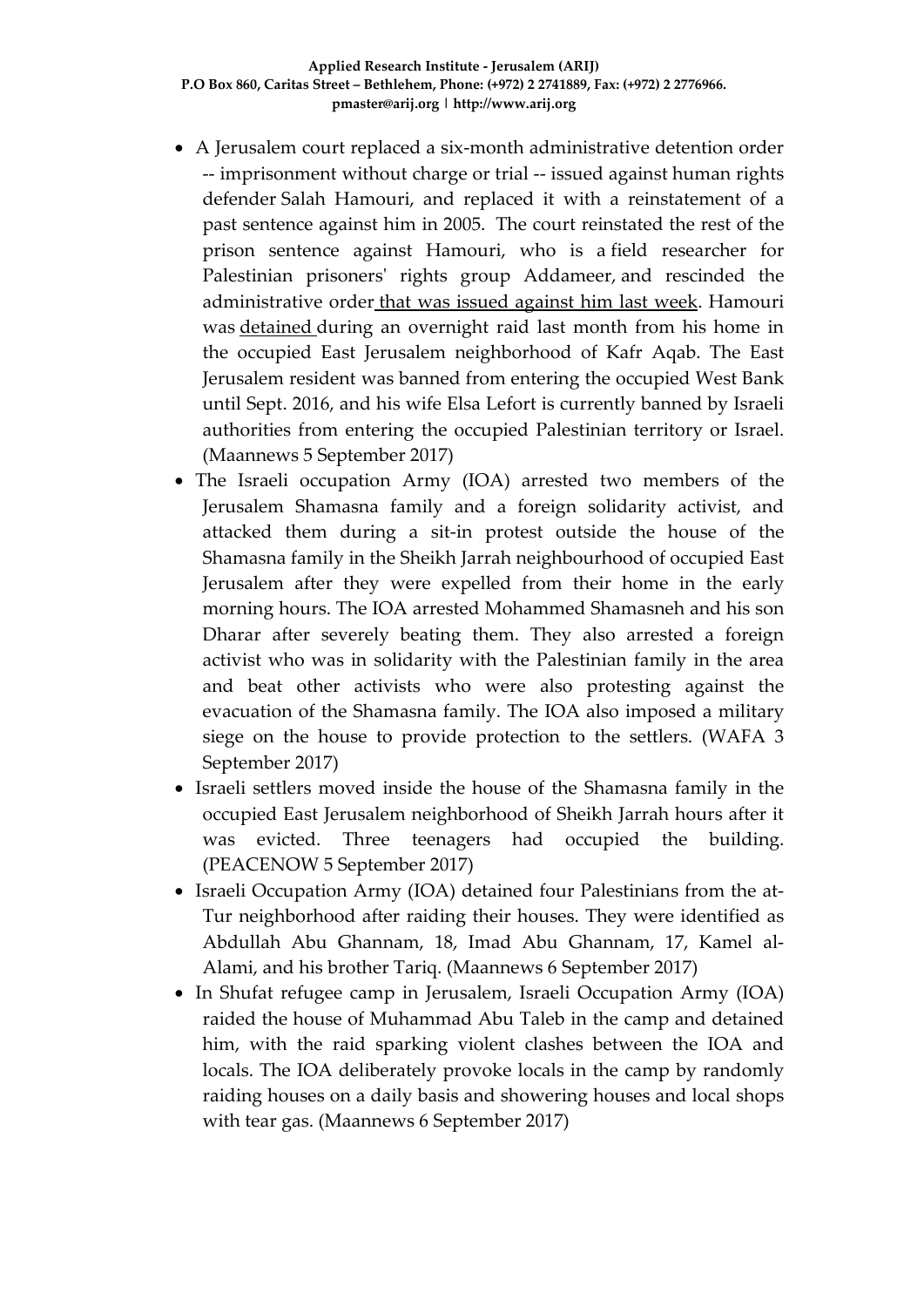- A Jerusalem court replaced a six-month administrative detention order -- imprisonment without charge or trial -- issued against human rights defender Salah Hamouri, and replaced it with a reinstatement of a past sentence against him in 2005. The court reinstated the rest of the prison sentence against Hamouri, who is a field researcher for Palestinian prisoners' rights group Addameer, and rescinded the administrative order that was issued against him last week. Hamouri was detained during an overnight raid last month from his home in the occupied East Jerusalem neighborhood of Kafr Aqab. The East Jerusalem resident was banned from entering the occupied West Bank until Sept. 2016, and his wife Elsa Lefort is currently banned by Israeli authorities from entering the occupied Palestinian territory or Israel. (Maannews 5 September 2017)
- The Israeli occupation Army (IOA) arrested two members of the Jerusalem Shamasna family and a foreign solidarity activist, and attacked them during a sit-in protest outside the house of the Shamasna family in the Sheikh Jarrah neighbourhood of occupied East Jerusalem after they were expelled from their home in the early morning hours. The IOA arrested Mohammed Shamasneh and his son Dharar after severely beating them. They also arrested a foreign activist who was in solidarity with the Palestinian family in the area and beat other activists who were also protesting against the evacuation of the Shamasna family. The IOA also imposed a military siege on the house to provide protection to the settlers. (WAFA 3 September 2017)
- Israeli settlers moved inside the house of the Shamasna family in the occupied East Jerusalem neighborhood of Sheikh Jarrah hours after it was evicted. Three teenagers had occupied the building. (PEACENOW 5 September 2017)
- Israeli Occupation Army (IOA) detained four Palestinians from the at-Tur neighborhood after raiding their houses. They were identified as Abdullah Abu Ghannam, 18, Imad Abu Ghannam, 17, Kamel al-Alami, and his brother Tariq. (Maannews 6 September 2017)
- In Shufat refugee camp in Jerusalem, Israeli Occupation Army (IOA) raided the house of Muhammad Abu Taleb in the camp and detained him, with the raid sparking violent clashes between the IOA and locals. The IOA deliberately provoke locals in the camp by randomly raiding houses on a daily basis and showering houses and local shops with tear gas. (Maannews 6 September 2017)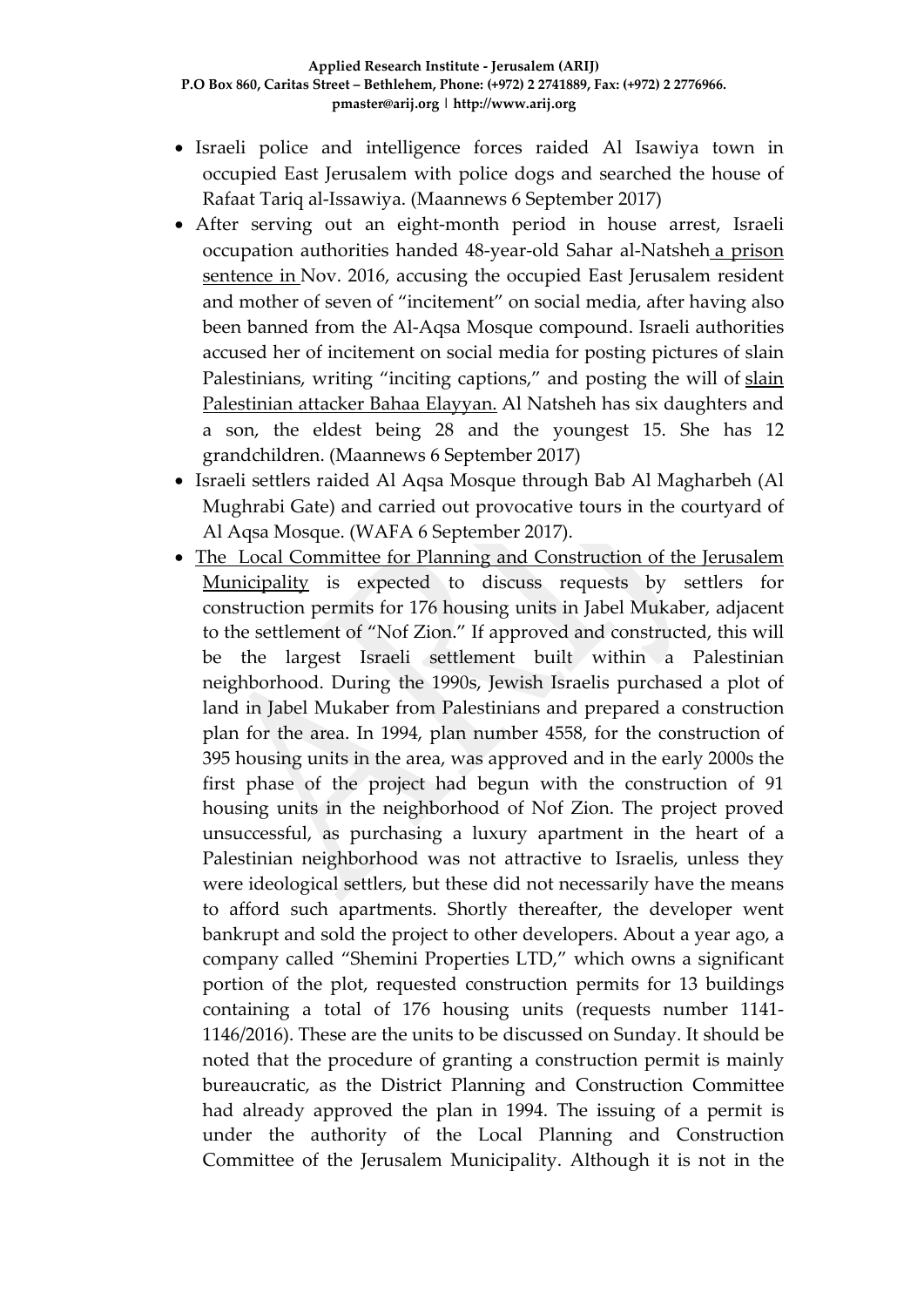- Israeli police and intelligence forces raided Al Isawiya town in occupied East Jerusalem with police dogs and searched the house of Rafaat Tariq al-Issawiya. (Maannews 6 September 2017)
- After serving out an eight-month period in house arrest, Israeli occupation authorities handed 48-year-old Sahar al-Natsheh a prison sentence in Nov. 2016, accusing the occupied East Jerusalem resident and mother of seven of "incitement" on social media, after having also been banned from the Al-Aqsa Mosque compound. Israeli authorities accused her of incitement on social media for posting pictures of slain Palestinians, writing "inciting captions," and posting the will of slain Palestinian attacker Bahaa Elayyan. Al Natsheh has six daughters and a son, the eldest being 28 and the youngest 15. She has 12 grandchildren. (Maannews 6 September 2017)
- Israeli settlers raided Al Aqsa Mosque through Bab Al Magharbeh (Al Mughrabi Gate) and carried out provocative tours in the courtyard of Al Aqsa Mosque. (WAFA 6 September 2017).
- The Local Committee for Planning and Construction of the Jerusalem Municipality is expected to discuss requests by settlers for construction permits for 176 housing units in Jabel Mukaber, adjacent to the settlement of "Nof Zion." If approved and constructed, this will be the largest Israeli settlement built within a Palestinian neighborhood. During the 1990s, Jewish Israelis purchased a plot of land in Jabel Mukaber from Palestinians and prepared a construction plan for the area. In 1994, plan number 4558, for the construction of 395 housing units in the area, was approved and in the early 2000s the first phase of the project had begun with the construction of 91 housing units in the neighborhood of Nof Zion. The project proved unsuccessful, as purchasing a luxury apartment in the heart of a Palestinian neighborhood was not attractive to Israelis, unless they were ideological settlers, but these did not necessarily have the means to afford such apartments. Shortly thereafter, the developer went bankrupt and sold the project to other developers. About a year ago, a company called "Shemini Properties LTD," which owns a significant portion of the plot, requested construction permits for 13 buildings containing a total of 176 housing units (requests number 1141-1146/2016). These are the units to be discussed on Sunday. It should be noted that the procedure of granting a construction permit is mainly bureaucratic, as the District Planning and Construction Committee had already approved the plan in 1994. The issuing of a permit is under the authority of the Local Planning and Construction Committee of the Jerusalem Municipality. Although it is not in the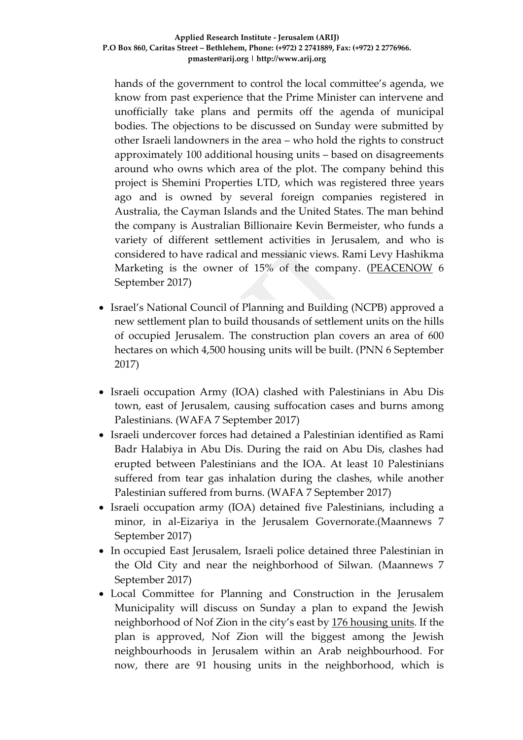hands of the government to control the local committee's agenda, we know from past experience that the Prime Minister can intervene and unofficially take plans and permits off the agenda of municipal bodies. The objections to be discussed on Sunday were submitted by other Israeli landowners in the area – who hold the rights to construct approximately 100 additional housing units – based on disagreements around who owns which area of the plot. The company behind this project is Shemini Properties LTD, which was registered three years ago and is owned by several foreign companies registered in Australia, the Cayman Islands and the United States. The man behind the company is Australian Billionaire Kevin Bermeister, who funds a variety of different settlement activities in Jerusalem, and who is considered to have radical and messianic views. Rami Levy Hashikma Marketing is the owner of 15% of the company. (PEACENOW 6 September 2017)

- Israel's National Council of Planning and Building (NCPB) approved a new settlement plan to build thousands of settlement units on the hills of occupied Jerusalem. The construction plan covers an area of 600 hectares on which 4,500 housing units will be built. (PNN 6 September 2017)

- Israeli occupation Army (IOA) clashed with Palestinians in Abu Dis town, east of Jerusalem, causing suffocation cases and burns among Palestinians. (WAFA 7 September 2017)
- Israeli undercover forces had detained a Palestinian identified as Rami Badr Halabiya in Abu Dis. During the raid on Abu Dis, clashes had erupted between Palestinians and the IOA. At least 10 Palestinians suffered from tear gas inhalation during the clashes, while another Palestinian suffered from burns. (WAFA 7 September 2017)
- Israeli occupation army (IOA) detained five Palestinians, including a minor, in al-Eizariya in the Jerusalem Governorate.(Maannews 7 September 2017)
- In occupied East Jerusalem, Israeli police detained three Palestinian in the Old City and near the neighborhood of Silwan. (Maannews 7 September 2017)
- Local Committee for Planning and Construction in the Jerusalem Municipality will discuss on Sunday a plan to expand the Jewish neighborhood of Nof Zion in the city's east by 176 housing units. If the plan is approved, Nof Zion will the biggest among the Jewish neighbourhoods in Jerusalem within an Arab neighbourhood. For now, there are 91 housing units in the neighborhood, which is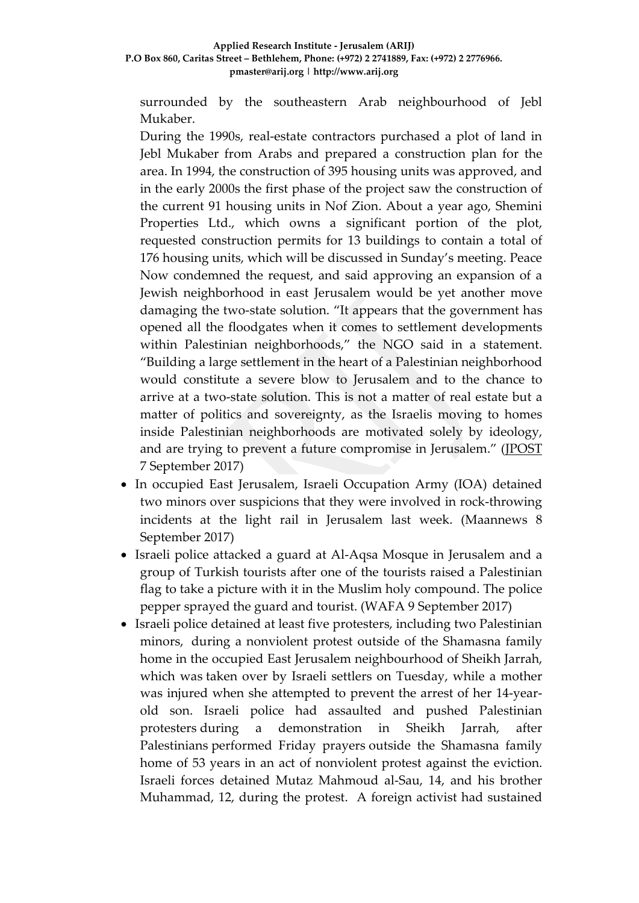surrounded by the southeastern Arab neighbourhood of Jebl Mukaber.

During the 1990s, real-estate contractors purchased a plot of land in Jebl Mukaber from Arabs and prepared a construction plan for the area. In 1994, the construction of 395 housing units was approved, and in the early 2000s the first phase of the project saw the construction of the current 91 housing units in Nof Zion. About a year ago, Shemini Properties Ltd., which owns a significant portion of the plot, requested construction permits for 13 buildings to contain a total of 176 housing units, which will be discussed in Sunday's meeting. Peace Now condemned the request, and said approving an expansion of a Jewish neighborhood in east Jerusalem would be yet another move damaging the two-state solution. "It appears that the government has opened all the floodgates when it comes to settlement developments within Palestinian neighborhoods," the NGO said in a statement. "Building a large settlement in the heart of a Palestinian neighborhood would constitute a severe blow to Jerusalem and to the chance to arrive at a two-state solution. This is not a matter of real estate but a matter of politics and sovereignty, as the Israelis moving to homes inside Palestinian neighborhoods are motivated solely by ideology, and are trying to prevent a future compromise in Jerusalem." (JPOST 7 September 2017)

- In occupied East Jerusalem, Israeli Occupation Army (IOA) detained two minors over suspicions that they were involved in rock-throwing incidents at the light rail in Jerusalem last week. (Maannews 8 September 2017)
- Israeli police attacked a guard at Al-Aqsa Mosque in Jerusalem and a group of Turkish tourists after one of the tourists raised a Palestinian flag to take a picture with it in the Muslim holy compound. The police pepper sprayed the guard and tourist. (WAFA 9 September 2017)
- Israeli police detained at least five protesters, including two Palestinian minors, during a nonviolent protest outside of the Shamasna family home in the occupied East Jerusalem neighbourhood of Sheikh Jarrah, which was taken over by Israeli settlers on Tuesday, while a mother was injured when she attempted to prevent the arrest of her 14-year-old son. Israeli police had assaulted and pushed Palestinian protesters during a demonstration in Sheikh Jarrah, after Palestinians performed Friday prayers outside the Shamasna family home of 53 years in an act of nonviolent protest against the eviction. Israeli forces detained Mutaz Mahmoud al-Sau, 14, and his brother Muhammad, 12, during the protest. A foreign activist had sustained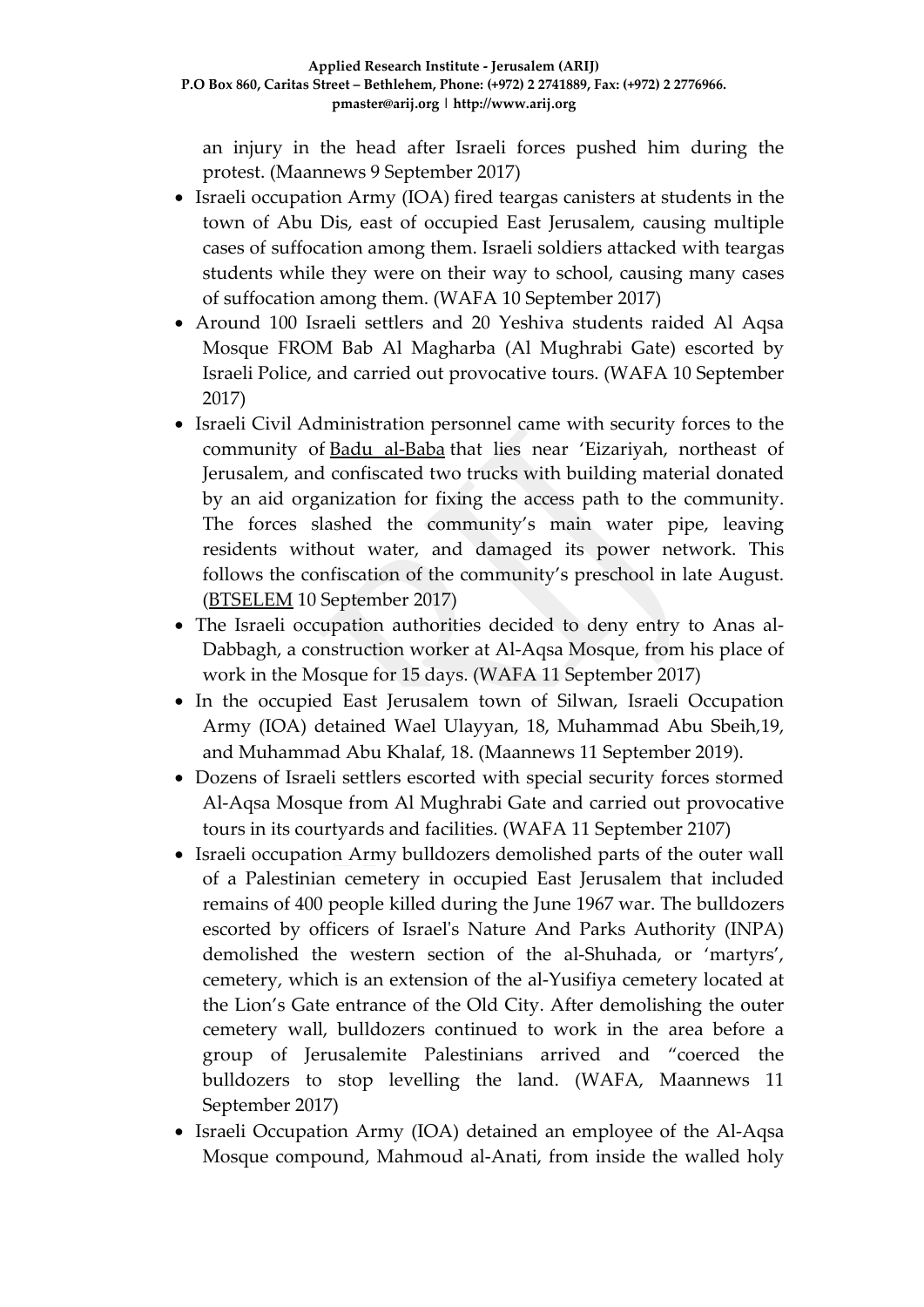an injury in the head after Israeli forces pushed him during the protest. (Maannews 9 September 2017)

- Israeli occupation Army (IOA) fired teargas canisters at students in the town of Abu Dis, east of occupied East Jerusalem, causing multiple cases of suffocation among them. Israeli soldiers attacked with teargas students while they were on their way to school, causing many cases of suffocation among them. (WAFA 10 September 2017)
- Around 100 Israeli settlers and 20 Yeshiva students raided Al Aqsa Mosque FROM Bab Al Magharba (Al Mughrabi Gate) escorted by Israeli Police, and carried out provocative tours. (WAFA 10 September 2017)
- Israeli Civil Administration personnel came with security forces to the community of Badu al-Baba that lies near 'Eizariyah, northeast of Jerusalem, and confiscated two trucks with building material donated by an aid organization for fixing the access path to the community. The forces slashed the community's main water pipe, leaving residents without water, and damaged its power network. This follows the confiscation of the community's preschool in late August. (BTSELEM 10 September 2017)
- The Israeli occupation authorities decided to deny entry to Anas al-Dabbagh, a construction worker at Al-Aqsa Mosque, from his place of work in the Mosque for 15 days. (WAFA 11 September 2017)
- In the occupied East Jerusalem town of Silwan, Israeli Occupation Army (IOA) detained Wael Ulayyan, 18, Muhammad Abu Sbeih,19, and Muhammad Abu Khalaf, 18. (Maannews 11 September 2019).
- Dozens of Israeli settlers escorted with special security forces stormed Al-Aqsa Mosque from Al Mughrabi Gate and carried out provocative tours in its courtyards and facilities. (WAFA 11 September 2107)
- Israeli occupation Army bulldozers demolished parts of the outer wall of a Palestinian cemetery in occupied East Jerusalem that included remains of 400 people killed during the June 1967 war. The bulldozers escorted by officers of Israel's Nature And Parks Authority (INPA) demolished the western section of the al-Shuhada, or 'martyrs', cemetery, which is an extension of the al-Yusifiya cemetery located at the Lion's Gate entrance of the Old City. After demolishing the outer cemetery wall, bulldozers continued to work in the area before a group of Jerusalemite Palestinians arrived and "coerced the bulldozers to stop levelling the land. (WAFA, Maannews 11 September 2017)
- Israeli Occupation Army (IOA) detained an employee of the Al-Aqsa Mosque compound, Mahmoud al-Anati, from inside the walled holy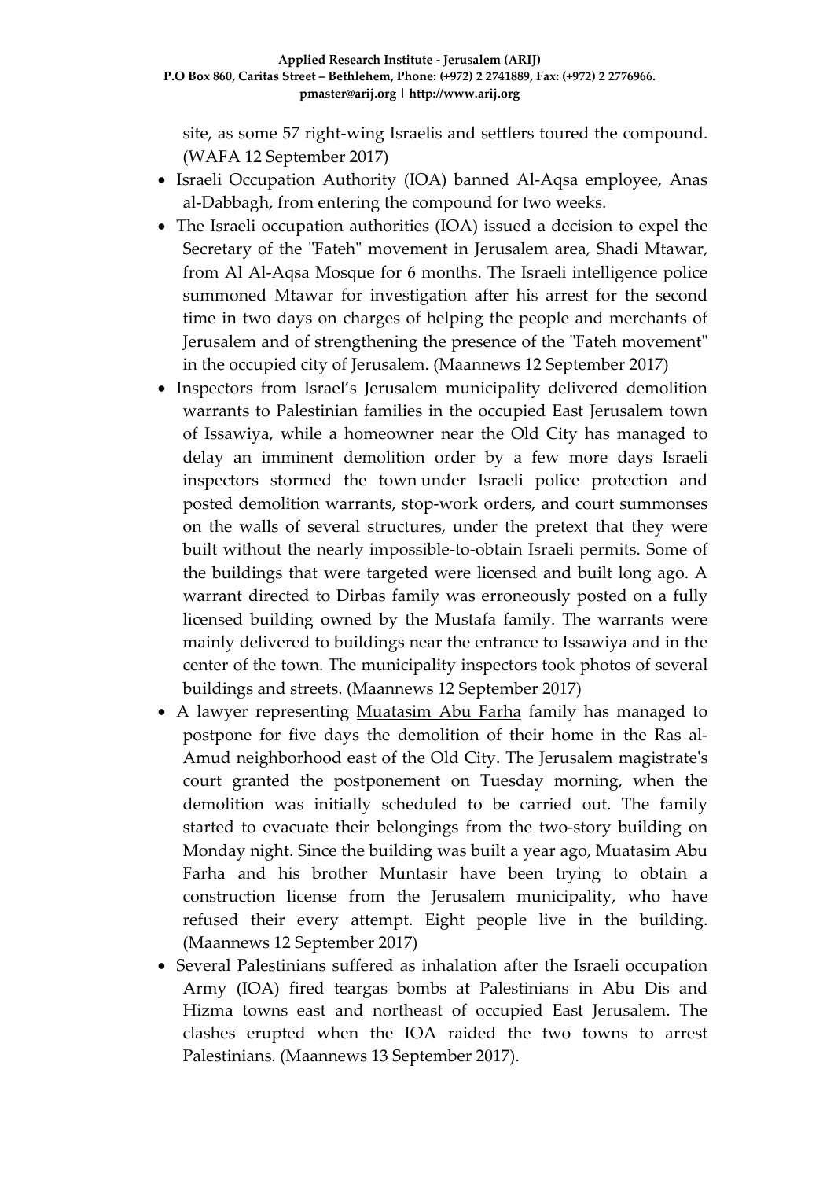site, as some 57 right-wing Israelis and settlers toured the compound. (WAFA 12 September 2017)

- Israeli Occupation Authority (IOA) banned Al-Aqsa employee, Anas al-Dabbagh, from entering the compound for two weeks.
- The Israeli occupation authorities (IOA) issued a decision to expel the Secretary of the "Fateh" movement in Jerusalem area, Shadi Mtawar, from Al Al-Aqsa Mosque for 6 months. The Israeli intelligence police summoned Mtawar for investigation after his arrest for the second time in two days on charges of helping the people and merchants of Jerusalem and of strengthening the presence of the "Fateh movement" in the occupied city of Jerusalem. (Maannews 12 September 2017)
- Inspectors from Israel's Jerusalem municipality delivered demolition warrants to Palestinian families in the occupied East Jerusalem town of Issawiya, while a homeowner near the Old City has managed to delay an imminent demolition order by a few more days Israeli inspectors stormed the town under Israeli police protection and posted demolition warrants, stop-work orders, and court summonses on the walls of several structures, under the pretext that they were built without the nearly impossible-to-obtain Israeli permits. Some of the buildings that were targeted were licensed and built long ago. A warrant directed to Dirbas family was erroneously posted on a fully licensed building owned by the Mustafa family. The warrants were mainly delivered to buildings near the entrance to Issawiya and in the center of the town. The municipality inspectors took photos of several buildings and streets. (Maannews 12 September 2017)
- A lawyer representing Muatasim Abu Farha family has managed to postpone for five days the demolition of their home in the Ras al-Amud neighborhood east of the Old City. The Jerusalem magistrate's court granted the postponement on Tuesday morning, when the demolition was initially scheduled to be carried out. The family started to evacuate their belongings from the two-story building on Monday night. Since the building was built a year ago, Muatasim Abu Farha and his brother Muntasir have been trying to obtain a construction license from the Jerusalem municipality, who have refused their every attempt. Eight people live in the building. (Maannews 12 September 2017)
- Several Palestinians suffered as inhalation after the Israeli occupation Army (IOA) fired teargas bombs at Palestinians in Abu Dis and Hizma towns east and northeast of occupied East Jerusalem. The clashes erupted when the IOA raided the two towns to arrest Palestinians. (Maannews 13 September 2017).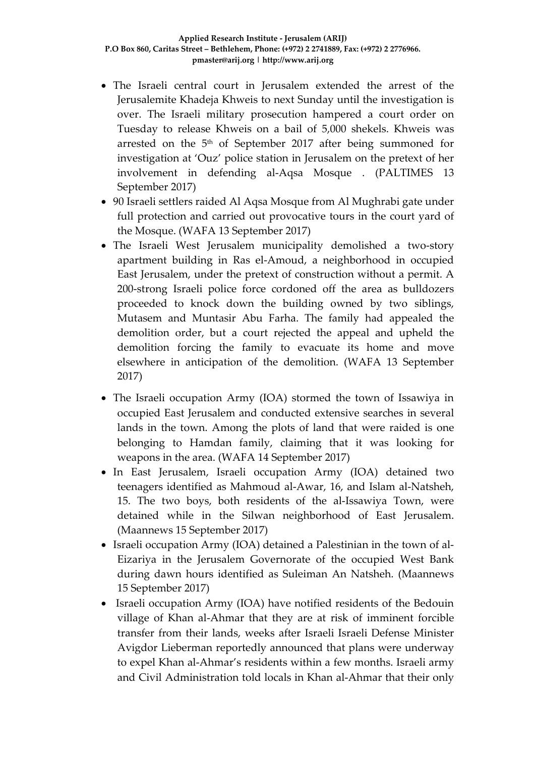- The Israeli central court in Jerusalem extended the arrest of the Jerusalemite Khadeja Khweis to next Sunday until the investigation is over. The Israeli military prosecution hampered a court order on Tuesday to release Khweis on a bail of 5,000 shekels. Khweis was arrested on the 5th of September 2017 after being summoned for investigation at 'Ouz' police station in Jerusalem on the pretext of her involvement in defending al-Aqsa Mosque . (PALTIMES 13 September 2017)
- 90 Israeli settlers raided Al Aqsa Mosque from Al Mughrabi gate under full protection and carried out provocative tours in the court yard of the Mosque. (WAFA 13 September 2017)
- The Israeli West Jerusalem municipality demolished a two-story apartment building in Ras el-Amoud, a neighborhood in occupied East Jerusalem, under the pretext of construction without a permit. A 200-strong Israeli police force cordoned off the area as bulldozers proceeded to knock down the building owned by two siblings, Mutasem and Muntasir Abu Farha. The family had appealed the demolition order, but a court rejected the appeal and upheld the demolition forcing the family to evacuate its home and move elsewhere in anticipation of the demolition. (WAFA 13 September 2017)
- The Israeli occupation Army (IOA) stormed the town of Issawiya in occupied East Jerusalem and conducted extensive searches in several lands in the town. Among the plots of land that were raided is one belonging to Hamdan family, claiming that it was looking for weapons in the area. (WAFA 14 September 2017)
- In East Jerusalem, Israeli occupation Army (IOA) detained two teenagers identified as Mahmoud al-Awar, 16, and Islam al-Natsheh, 15. The two boys, both residents of the al-Issawiya Town, were detained while in the Silwan neighborhood of East Jerusalem. (Maannews 15 September 2017)
- Israeli occupation Army (IOA) detained a Palestinian in the town of al-Eizariya in the Jerusalem Governorate of the occupied West Bank during dawn hours identified as Suleiman An Natsheh. (Maannews 15 September 2017)
- Israeli occupation Army (IOA) have notified residents of the Bedouin village of Khan al-Ahmar that they are at risk of imminent forcible transfer from their lands, weeks after Israeli Israeli Defense Minister Avigdor Lieberman reportedly announced that plans were underway to expel Khan al-Ahmar's residents within a few months. Israeli army and Civil Administration told locals in Khan al-Ahmar that their only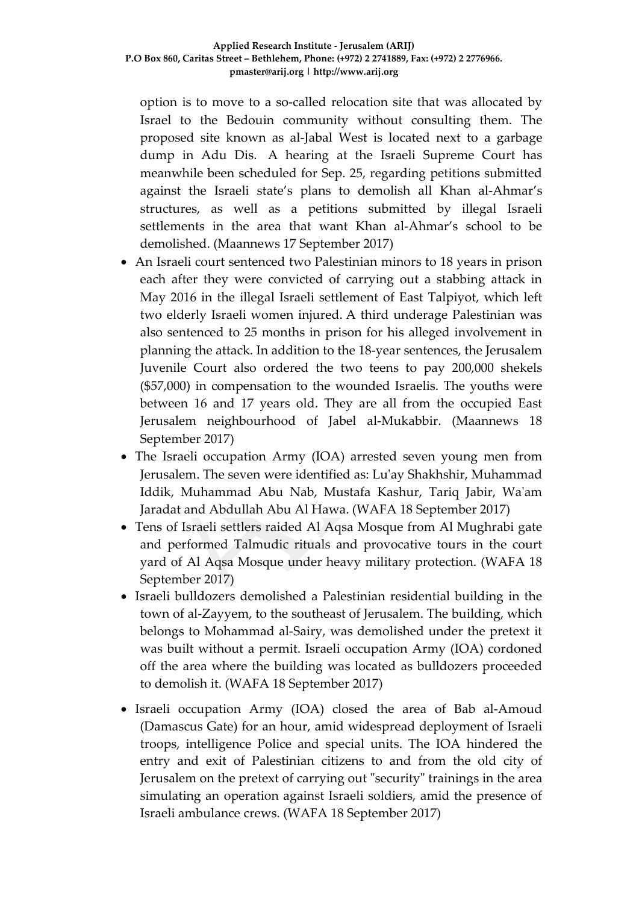option is to move to a so-called relocation site that was allocated by Israel to the Bedouin community without consulting them. The proposed site known as al-Jabal West is located next to a garbage dump in Adu Dis. A hearing at the Israeli Supreme Court has meanwhile been scheduled for Sep. 25, regarding petitions submitted against the Israeli state's plans to demolish all Khan al-Ahmar's structures, as well as a petitions submitted by illegal Israeli settlements in the area that want Khan al-Ahmar's school to be demolished. (Maannews 17 September 2017)

- An Israeli court sentenced two Palestinian minors to 18 years in prison each after they were convicted of carrying out a stabbing attack in May 2016 in the illegal Israeli settlement of East Talpiyot, which left two elderly Israeli women injured. A third underage Palestinian was also sentenced to 25 months in prison for his alleged involvement in planning the attack. In addition to the 18-year sentences, the Jerusalem Juvenile Court also ordered the two teens to pay 200,000 shekels ($57,000) in compensation to the wounded Israelis. The youths were between 16 and 17 years old. They are all from the occupied East Jerusalem neighbourhood of Jabel al-Mukabbir. (Maannews 18 September 2017)
- The Israeli occupation Army (IOA) arrested seven young men from Jerusalem. The seven were identified as: Lu'ay Shakhshir, Muhammad Iddik, Muhammad Abu Nab, Mustafa Kashur, Tariq Jabir, Wa'am Jaradat and Abdullah Abu Al Hawa. (WAFA 18 September 2017)
- Tens of Israeli settlers raided Al Aqsa Mosque from Al Mughrabi gate and performed Talmudic rituals and provocative tours in the court yard of Al Aqsa Mosque under heavy military protection. (WAFA 18 September 2017)
- Israeli bulldozers demolished a Palestinian residential building in the town of al-Zayyem, to the southeast of Jerusalem. The building, which belongs to Mohammad al-Sairy, was demolished under the pretext it was built without a permit. Israeli occupation Army (IOA) cordoned off the area where the building was located as bulldozers proceeded to demolish it. (WAFA 18 September 2017)
- Israeli occupation Army (IOA) closed the area of Bab al-Amoud (Damascus Gate) for an hour, amid widespread deployment of Israeli troops, intelligence Police and special units. The IOA hindered the entry and exit of Palestinian citizens to and from the old city of Jerusalem on the pretext of carrying out "security" trainings in the area simulating an operation against Israeli soldiers, amid the presence of Israeli ambulance crews. (WAFA 18 September 2017)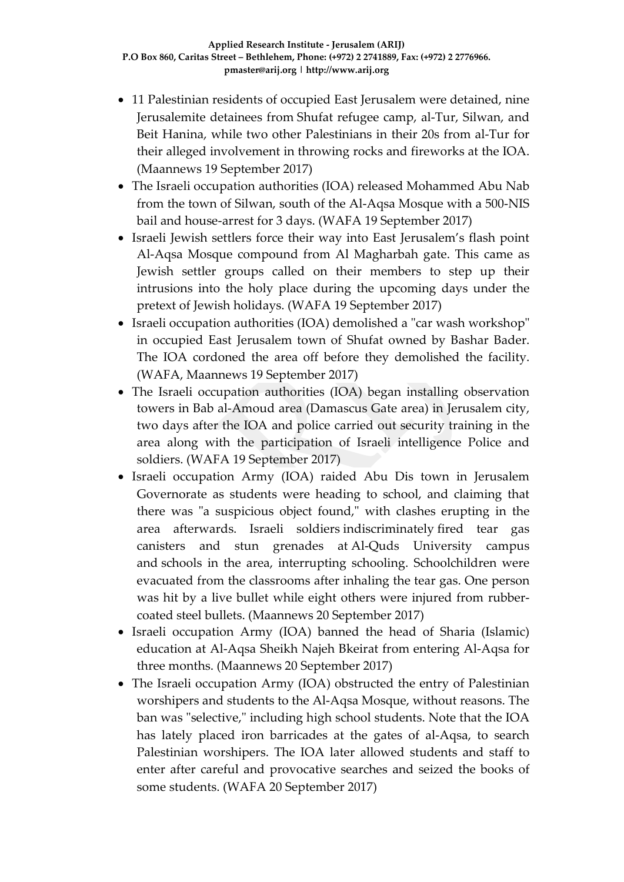- 11 Palestinian residents of occupied East Jerusalem were detained, nine Jerusalemite detainees from Shufat refugee camp, al-Tur, Silwan, and Beit Hanina, while two other Palestinians in their 20s from al-Tur for their alleged involvement in throwing rocks and fireworks at the IOA. (Maannews 19 September 2017)
- The Israeli occupation authorities (IOA) released Mohammed Abu Nab from the town of Silwan, south of the Al-Aqsa Mosque with a 500-NIS bail and house-arrest for 3 days. (WAFA 19 September 2017)
- Israeli Jewish settlers force their way into East Jerusalem's flash point Al-Aqsa Mosque compound from Al Magharbah gate. This came as Jewish settler groups called on their members to step up their intrusions into the holy place during the upcoming days under the pretext of Jewish holidays. (WAFA 19 September 2017)
- Israeli occupation authorities (IOA) demolished a "car wash workshop" in occupied East Jerusalem town of Shufat owned by Bashar Bader. The IOA cordoned the area off before they demolished the facility. (WAFA, Maannews 19 September 2017)
- The Israeli occupation authorities (IOA) began installing observation towers in Bab al-Amoud area (Damascus Gate area) in Jerusalem city, two days after the IOA and police carried out security training in the area along with the participation of Israeli intelligence Police and soldiers. (WAFA 19 September 2017)
- Israeli occupation Army (IOA) raided Abu Dis town in Jerusalem Governorate as students were heading to school, and claiming that there was "a suspicious object found," with clashes erupting in the area afterwards. Israeli soldiers indiscriminately fired tear gas canisters and stun grenades at Al-Quds University campus and schools in the area, interrupting schooling. Schoolchildren were evacuated from the classrooms after inhaling the tear gas. One person was hit by a live bullet while eight others were injured from rubber-coated steel bullets. (Maannews 20 September 2017)
- Israeli occupation Army (IOA) banned the head of Sharia (Islamic) education at Al-Aqsa Sheikh Najeh Bkeirat from entering Al-Aqsa for three months. (Maannews 20 September 2017)
- The Israeli occupation Army (IOA) obstructed the entry of Palestinian worshipers and students to the Al-Aqsa Mosque, without reasons. The ban was "selective," including high school students. Note that the IOA has lately placed iron barricades at the gates of al-Aqsa, to search Palestinian worshipers. The IOA later allowed students and staff to enter after careful and provocative searches and seized the books of some students. (WAFA 20 September 2017)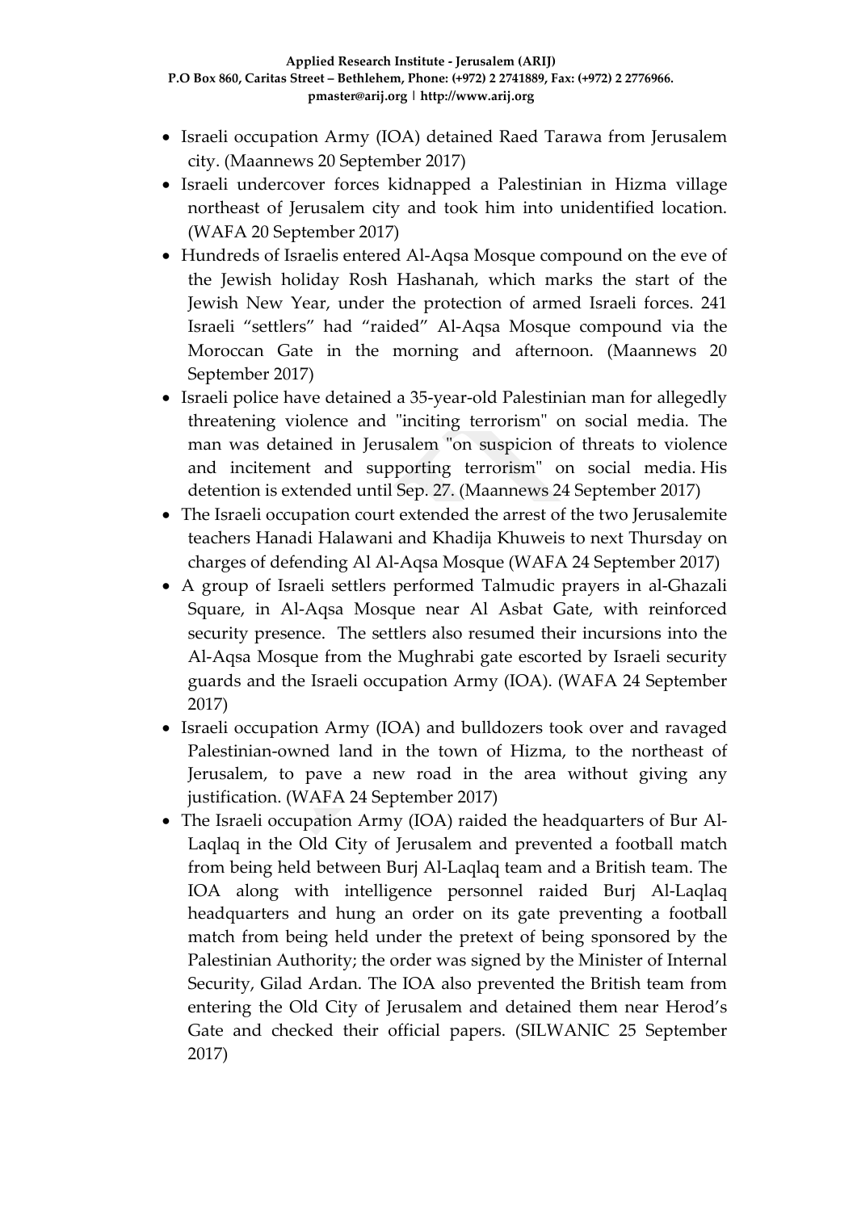- Israeli occupation Army (IOA) detained Raed Tarawa from Jerusalem city. (Maannews 20 September 2017)
- Israeli undercover forces kidnapped a Palestinian in Hizma village northeast of Jerusalem city and took him into unidentified location. (WAFA 20 September 2017)
- Hundreds of Israelis entered Al-Aqsa Mosque compound on the eve of the Jewish holiday Rosh Hashanah, which marks the start of the Jewish New Year, under the protection of armed Israeli forces. 241 Israeli "settlers" had "raided" Al-Aqsa Mosque compound via the Moroccan Gate in the morning and afternoon. (Maannews 20 September 2017)
- Israeli police have detained a 35-year-old Palestinian man for allegedly threatening violence and "inciting terrorism" on social media. The man was detained in Jerusalem "on suspicion of threats to violence and incitement and supporting terrorism" on social media. His detention is extended until Sep. 27. (Maannews 24 September 2017)
- The Israeli occupation court extended the arrest of the two Jerusalemite teachers Hanadi Halawani and Khadija Khuweis to next Thursday on charges of defending Al Al-Aqsa Mosque (WAFA 24 September 2017)
- A group of Israeli settlers performed Talmudic prayers in al-Ghazali Square, in Al-Aqsa Mosque near Al Asbat Gate, with reinforced security presence. The settlers also resumed their incursions into the Al-Aqsa Mosque from the Mughrabi gate escorted by Israeli security guards and the Israeli occupation Army (IOA). (WAFA 24 September 2017)
- Israeli occupation Army (IOA) and bulldozers took over and ravaged Palestinian-owned land in the town of Hizma, to the northeast of Jerusalem, to pave a new road in the area without giving any justification. (WAFA 24 September 2017)
- The Israeli occupation Army (IOA) raided the headquarters of Bur Al-Laqlaq in the Old City of Jerusalem and prevented a football match from being held between Burj Al-Laqlaq team and a British team. The IOA along with intelligence personnel raided Burj Al-Laqlaq headquarters and hung an order on its gate preventing a football match from being held under the pretext of being sponsored by the Palestinian Authority; the order was signed by the Minister of Internal Security, Gilad Ardan. The IOA also prevented the British team from entering the Old City of Jerusalem and detained them near Herod's Gate and checked their official papers. (SILWANIC 25 September 2017)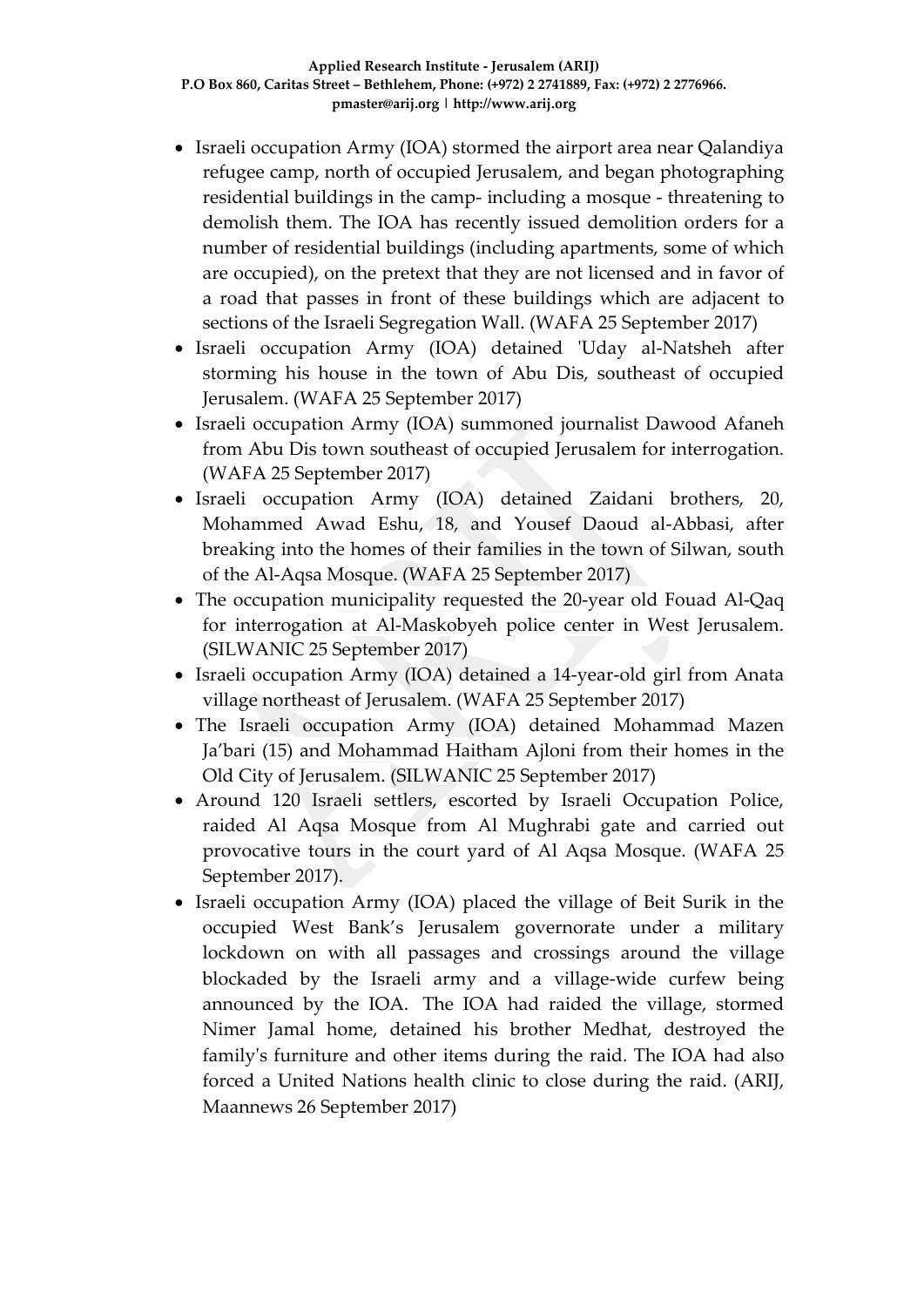- Israeli occupation Army (IOA) stormed the airport area near Qalandiya refugee camp, north of occupied Jerusalem, and began photographing residential buildings in the camp- including a mosque - threatening to demolish them. The IOA has recently issued demolition orders for a number of residential buildings (including apartments, some of which are occupied), on the pretext that they are not licensed and in favor of a road that passes in front of these buildings which are adjacent to sections of the Israeli Segregation Wall. (WAFA 25 September 2017)
- Israeli occupation Army (IOA) detained 'Uday al-Natsheh after storming his house in the town of Abu Dis, southeast of occupied Jerusalem. (WAFA 25 September 2017)
- Israeli occupation Army (IOA) summoned journalist Dawood Afaneh from Abu Dis town southeast of occupied Jerusalem for interrogation. (WAFA 25 September 2017)
- Israeli occupation Army (IOA) detained Zaidani brothers, 20, Mohammed Awad Eshu, 18, and Yousef Daoud al-Abbasi, after breaking into the homes of their families in the town of Silwan, south of the Al-Aqsa Mosque. (WAFA 25 September 2017)
- The occupation municipality requested the 20-year old Fouad Al-Qaq for interrogation at Al-Maskobyeh police center in West Jerusalem. (SILWANIC 25 September 2017)
- Israeli occupation Army (IOA) detained a 14-year-old girl from Anata village northeast of Jerusalem. (WAFA 25 September 2017)
- The Israeli occupation Army (IOA) detained Mohammad Mazen Ja'bari (15) and Mohammad Haitham Ajloni from their homes in the Old City of Jerusalem. (SILWANIC 25 September 2017)
- Around 120 Israeli settlers, escorted by Israeli Occupation Police, raided Al Aqsa Mosque from Al Mughrabi gate and carried out provocative tours in the court yard of Al Aqsa Mosque. (WAFA 25 September 2017).
- Israeli occupation Army (IOA) placed the village of Beit Surik in the occupied West Bank's Jerusalem governorate under a military lockdown on with all passages and crossings around the village blockaded by the Israeli army and a village-wide curfew being announced by the IOA. The IOA had raided the village, stormed Nimer Jamal home, detained his brother Medhat, destroyed the family's furniture and other items during the raid. The IOA had also forced a United Nations health clinic to close during the raid. (ARIJ, Maannews 26 September 2017)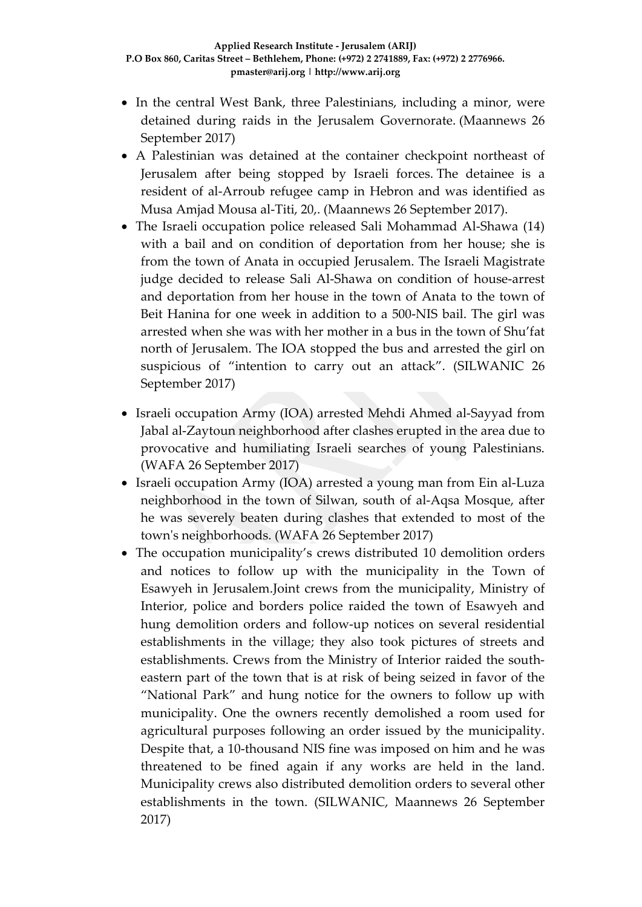- In the central West Bank, three Palestinians, including a minor, were detained during raids in the Jerusalem Governorate. (Maannews 26 September 2017)
- A Palestinian was detained at the container checkpoint northeast of Jerusalem after being stopped by Israeli forces. The detainee is a resident of al-Arroub refugee camp in Hebron and was identified as Musa Amjad Mousa al-Titi, 20,. (Maannews 26 September 2017).
- The Israeli occupation police released Sali Mohammad Al-Shawa (14) with a bail and on condition of deportation from her house; she is from the town of Anata in occupied Jerusalem. The Israeli Magistrate judge decided to release Sali Al-Shawa on condition of house-arrest and deportation from her house in the town of Anata to the town of Beit Hanina for one week in addition to a 500-NIS bail. The girl was arrested when she was with her mother in a bus in the town of Shu'fat north of Jerusalem. The IOA stopped the bus and arrested the girl on suspicious of "intention to carry out an attack". (SILWANIC 26 September 2017)
- Israeli occupation Army (IOA) arrested Mehdi Ahmed al-Sayyad from Jabal al-Zaytoun neighborhood after clashes erupted in the area due to provocative and humiliating Israeli searches of young Palestinians. (WAFA 26 September 2017)
- Israeli occupation Army (IOA) arrested a young man from Ein al-Luza neighborhood in the town of Silwan, south of al-Aqsa Mosque, after he was severely beaten during clashes that extended to most of the town's neighborhoods. (WAFA 26 September 2017)
- The occupation municipality's crews distributed 10 demolition orders and notices to follow up with the municipality in the Town of Esawyeh in Jerusalem.Joint crews from the municipality, Ministry of Interior, police and borders police raided the town of Esawyeh and hung demolition orders and follow-up notices on several residential establishments in the village; they also took pictures of streets and establishments. Crews from the Ministry of Interior raided the south-eastern part of the town that is at risk of being seized in favor of the "National Park" and hung notice for the owners to follow up with municipality. One the owners recently demolished a room used for agricultural purposes following an order issued by the municipality. Despite that, a 10-thousand NIS fine was imposed on him and he was threatened to be fined again if any works are held in the land. Municipality crews also distributed demolition orders to several other establishments in the town. (SILWANIC, Maannews 26 September 2017)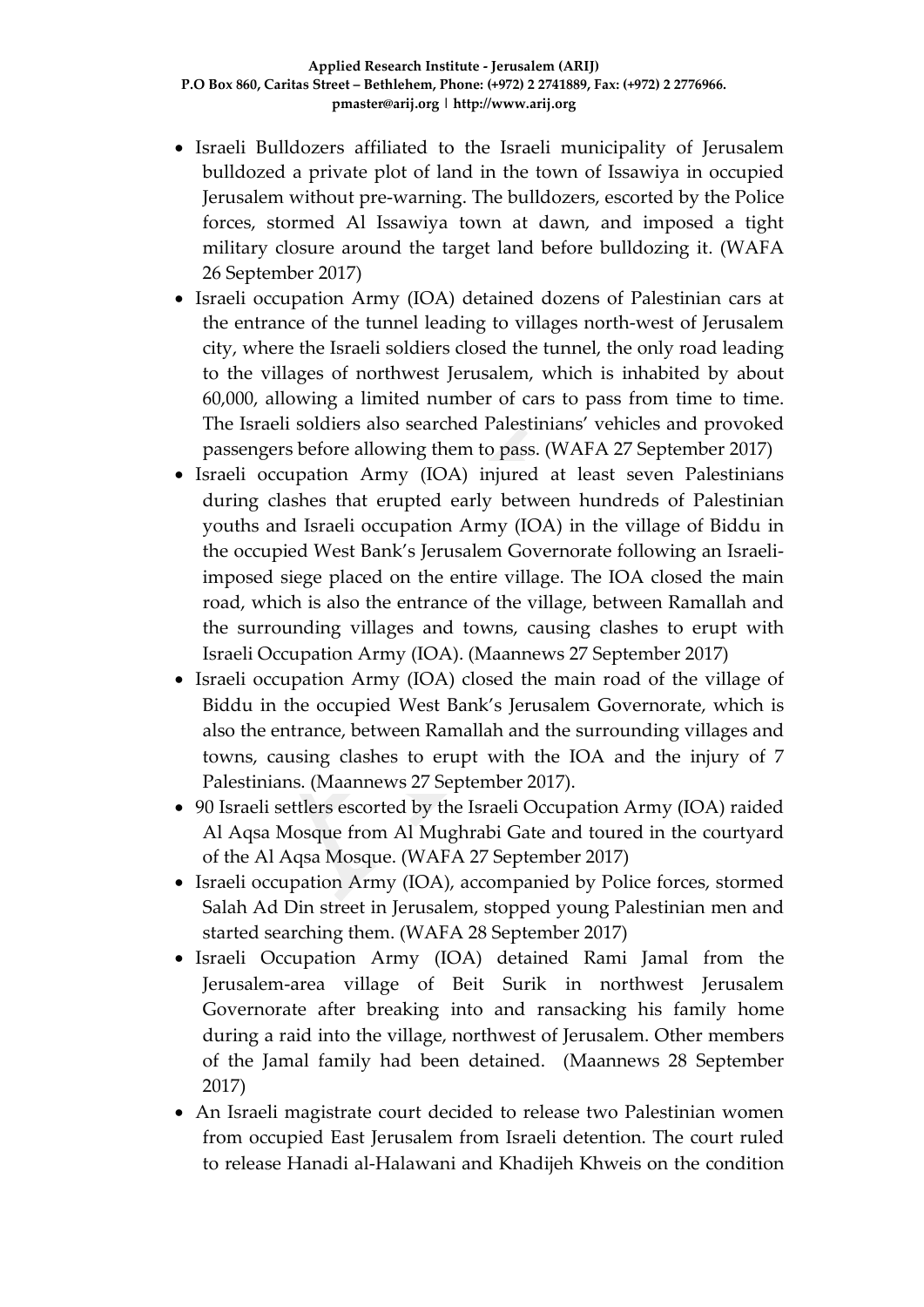- Israeli Bulldozers affiliated to the Israeli municipality of Jerusalem bulldozed a private plot of land in the town of Issawiya in occupied Jerusalem without pre-warning. The bulldozers, escorted by the Police forces, stormed Al Issawiya town at dawn, and imposed a tight military closure around the target land before bulldozing it. (WAFA 26 September 2017)
- Israeli occupation Army (IOA) detained dozens of Palestinian cars at the entrance of the tunnel leading to villages north-west of Jerusalem city, where the Israeli soldiers closed the tunnel, the only road leading to the villages of northwest Jerusalem, which is inhabited by about 60,000, allowing a limited number of cars to pass from time to time. The Israeli soldiers also searched Palestinians' vehicles and provoked passengers before allowing them to pass. (WAFA 27 September 2017)
- Israeli occupation Army (IOA) injured at least seven Palestinians during clashes that erupted early between hundreds of Palestinian youths and Israeli occupation Army (IOA) in the village of Biddu in the occupied West Bank's Jerusalem Governorate following an Israeli-imposed siege placed on the entire village. The IOA closed the main road, which is also the entrance of the village, between Ramallah and the surrounding villages and towns, causing clashes to erupt with Israeli Occupation Army (IOA). (Maannews 27 September 2017)
- Israeli occupation Army (IOA) closed the main road of the village of Biddu in the occupied West Bank's Jerusalem Governorate, which is also the entrance, between Ramallah and the surrounding villages and towns, causing clashes to erupt with the IOA and the injury of 7 Palestinians. (Maannews 27 September 2017).
- 90 Israeli settlers escorted by the Israeli Occupation Army (IOA) raided Al Aqsa Mosque from Al Mughrabi Gate and toured in the courtyard of the Al Aqsa Mosque. (WAFA 27 September 2017)
- Israeli occupation Army (IOA), accompanied by Police forces, stormed Salah Ad Din street in Jerusalem, stopped young Palestinian men and started searching them. (WAFA 28 September 2017)
- Israeli Occupation Army (IOA) detained Rami Jamal from the Jerusalem-area village of Beit Surik in northwest Jerusalem Governorate after breaking into and ransacking his family home during a raid into the village, northwest of Jerusalem. Other members of the Jamal family had been detained. (Maannews 28 September 2017)
- An Israeli magistrate court decided to release two Palestinian women from occupied East Jerusalem from Israeli detention. The court ruled to release Hanadi al-Halawani and Khadijeh Khweis on the condition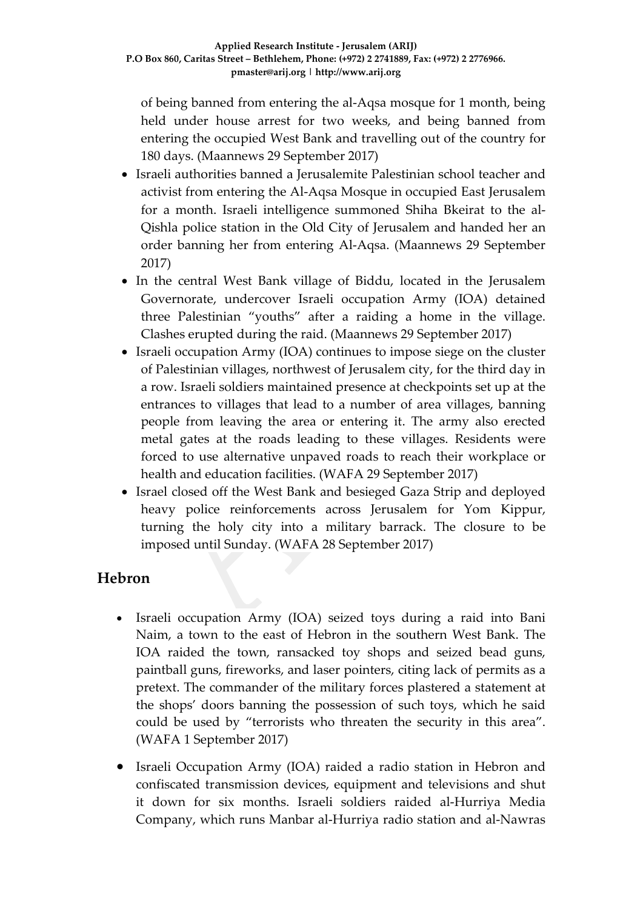of being banned from entering the al-Aqsa mosque for 1 month, being held under house arrest for two weeks, and being banned from entering the occupied West Bank and travelling out of the country for 180 days. (Maannews 29 September 2017)

- Israeli authorities banned a Jerusalemite Palestinian school teacher and activist from entering the Al-Aqsa Mosque in occupied East Jerusalem for a month. Israeli intelligence summoned Shiha Bkeirat to the al-Qishla police station in the Old City of Jerusalem and handed her an order banning her from entering Al-Aqsa. (Maannews 29 September 2017)
- In the central West Bank village of Biddu, located in the Jerusalem Governorate, undercover Israeli occupation Army (IOA) detained three Palestinian "youths" after a raiding a home in the village. Clashes erupted during the raid. (Maannews 29 September 2017)
- Israeli occupation Army (IOA) continues to impose siege on the cluster of Palestinian villages, northwest of Jerusalem city, for the third day in a row. Israeli soldiers maintained presence at checkpoints set up at the entrances to villages that lead to a number of area villages, banning people from leaving the area or entering it. The army also erected metal gates at the roads leading to these villages. Residents were forced to use alternative unpaved roads to reach their workplace or health and education facilities. (WAFA 29 September 2017)
- Israel closed off the West Bank and besieged Gaza Strip and deployed heavy police reinforcements across Jerusalem for Yom Kippur, turning the holy city into a military barrack. The closure to be imposed until Sunday. (WAFA 28 September 2017)

## Hebron

- Israeli occupation Army (IOA) seized toys during a raid into Bani Naim, a town to the east of Hebron in the southern West Bank. The IOA raided the town, ransacked toy shops and seized bead guns, paintball guns, fireworks, and laser pointers, citing lack of permits as a pretext. The commander of the military forces plastered a statement at the shops' doors banning the possession of such toys, which he said could be used by "terrorists who threaten the security in this area". (WAFA 1 September 2017)

- Israeli Occupation Army (IOA) raided a radio station in Hebron and confiscated transmission devices, equipment and televisions and shut it down for six months. Israeli soldiers raided al-Hurriya Media Company, which runs Manbar al-Hurriya radio station and al-Nawras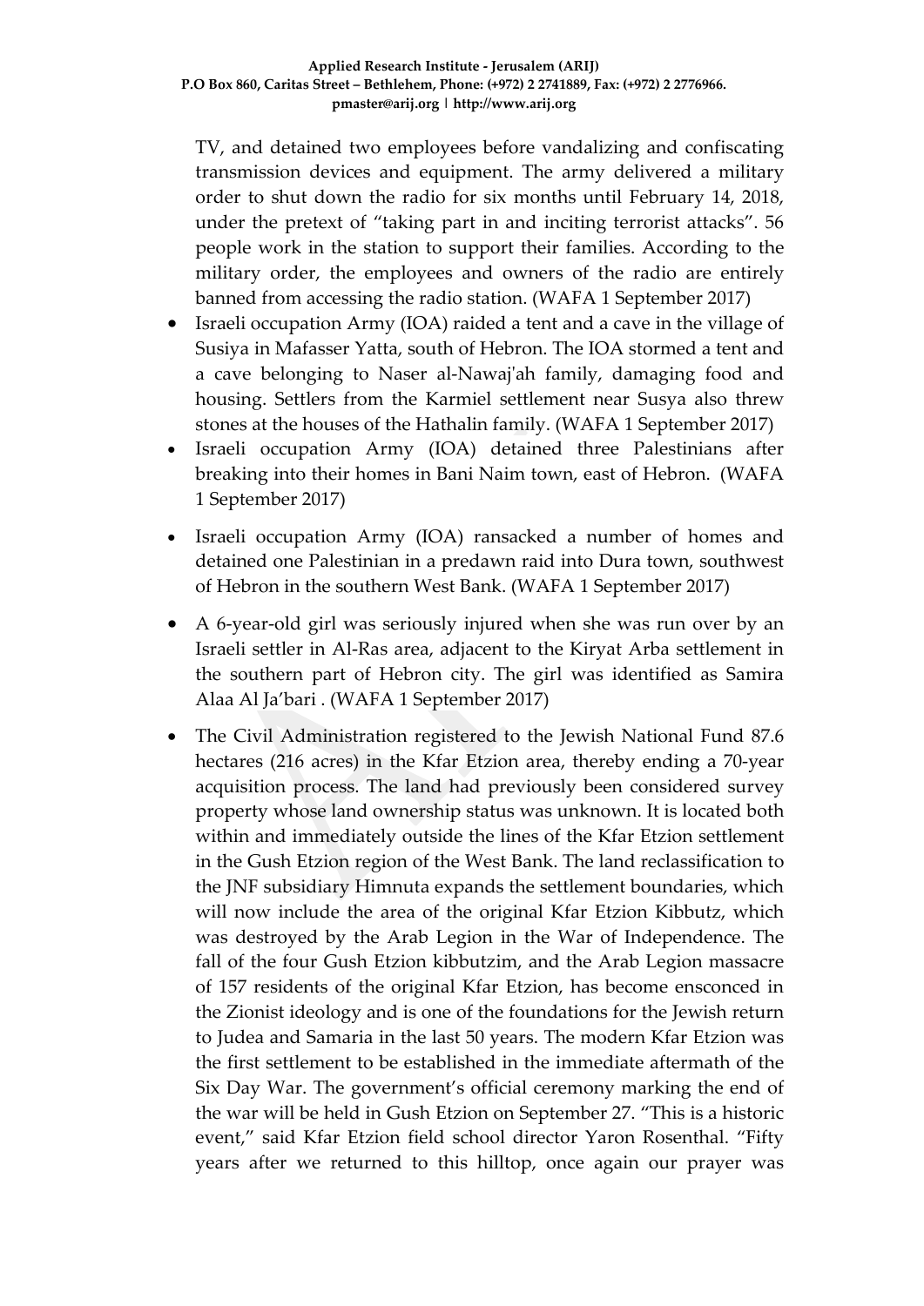TV, and detained two employees before vandalizing and confiscating transmission devices and equipment. The army delivered a military order to shut down the radio for six months until February 14, 2018, under the pretext of "taking part in and inciting terrorist attacks". 56 people work in the station to support their families. According to the military order, the employees and owners of the radio are entirely banned from accessing the radio station. (WAFA 1 September 2017)

- Israeli occupation Army (IOA) raided a tent and a cave in the village of Susiya in Mafasser Yatta, south of Hebron. The IOA stormed a tent and a cave belonging to Naser al-Nawaj'ah family, damaging food and housing. Settlers from the Karmiel settlement near Susya also threw stones at the houses of the Hathalin family. (WAFA 1 September 2017)
- Israeli occupation Army (IOA) detained three Palestinians after breaking into their homes in Bani Naim town, east of Hebron. (WAFA 1 September 2017)
- Israeli occupation Army (IOA) ransacked a number of homes and detained one Palestinian in a predawn raid into Dura town, southwest of Hebron in the southern West Bank. (WAFA 1 September 2017)
- A 6-year-old girl was seriously injured when she was run over by an Israeli settler in Al-Ras area, adjacent to the Kiryat Arba settlement in the southern part of Hebron city. The girl was identified as Samira Alaa Al Ja'bari . (WAFA 1 September 2017)
- The Civil Administration registered to the Jewish National Fund 87.6 hectares (216 acres) in the Kfar Etzion area, thereby ending a 70-year acquisition process. The land had previously been considered survey property whose land ownership status was unknown. It is located both within and immediately outside the lines of the Kfar Etzion settlement in the Gush Etzion region of the West Bank. The land reclassification to the JNF subsidiary Himnuta expands the settlement boundaries, which will now include the area of the original Kfar Etzion Kibbutz, which was destroyed by the Arab Legion in the War of Independence. The fall of the four Gush Etzion kibbutzim, and the Arab Legion massacre of 157 residents of the original Kfar Etzion, has become ensconced in the Zionist ideology and is one of the foundations for the Jewish return to Judea and Samaria in the last 50 years. The modern Kfar Etzion was the first settlement to be established in the immediate aftermath of the Six Day War. The government's official ceremony marking the end of the war will be held in Gush Etzion on September 27. "This is a historic event," said Kfar Etzion field school director Yaron Rosenthal. "Fifty years after we returned to this hilltop, once again our prayer was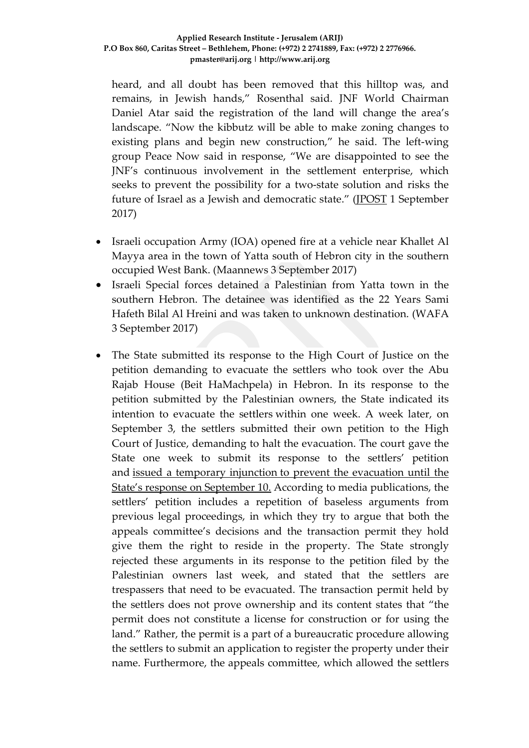heard, and all doubt has been removed that this hilltop was, and remains, in Jewish hands," Rosenthal said. JNF World Chairman Daniel Atar said the registration of the land will change the area's landscape. "Now the kibbutz will be able to make zoning changes to existing plans and begin new construction," he said. The left-wing group Peace Now said in response, "We are disappointed to see the JNF's continuous involvement in the settlement enterprise, which seeks to prevent the possibility for a two-state solution and risks the future of Israel as a Jewish and democratic state." (JPOST 1 September 2017)

- Israeli occupation Army (IOA) opened fire at a vehicle near Khallet Al Mayya area in the town of Yatta south of Hebron city in the southern occupied West Bank. (Maannews 3 September 2017)
- Israeli Special forces detained a Palestinian from Yatta town in the southern Hebron. The detainee was identified as the 22 Years Sami Hafeth Bilal Al Hreini and was taken to unknown destination. (WAFA 3 September 2017)

- The State submitted its response to the High Court of Justice on the petition demanding to evacuate the settlers who took over the Abu Rajab House (Beit HaMachpela) in Hebron. In its response to the petition submitted by the Palestinian owners, the State indicated its intention to evacuate the settlers within one week. A week later, on September 3, the settlers submitted their own petition to the High Court of Justice, demanding to halt the evacuation. The court gave the State one week to submit its response to the settlers' petition and issued a temporary injunction to prevent the evacuation until the State's response on September 10. According to media publications, the settlers' petition includes a repetition of baseless arguments from previous legal proceedings, in which they try to argue that both the appeals committee's decisions and the transaction permit they hold give them the right to reside in the property. The State strongly rejected these arguments in its response to the petition filed by the Palestinian owners last week, and stated that the settlers are trespassers that need to be evacuated. The transaction permit held by the settlers does not prove ownership and its content states that "the permit does not constitute a license for construction or for using the land." Rather, the permit is a part of a bureaucratic procedure allowing the settlers to submit an application to register the property under their name. Furthermore, the appeals committee, which allowed the settlers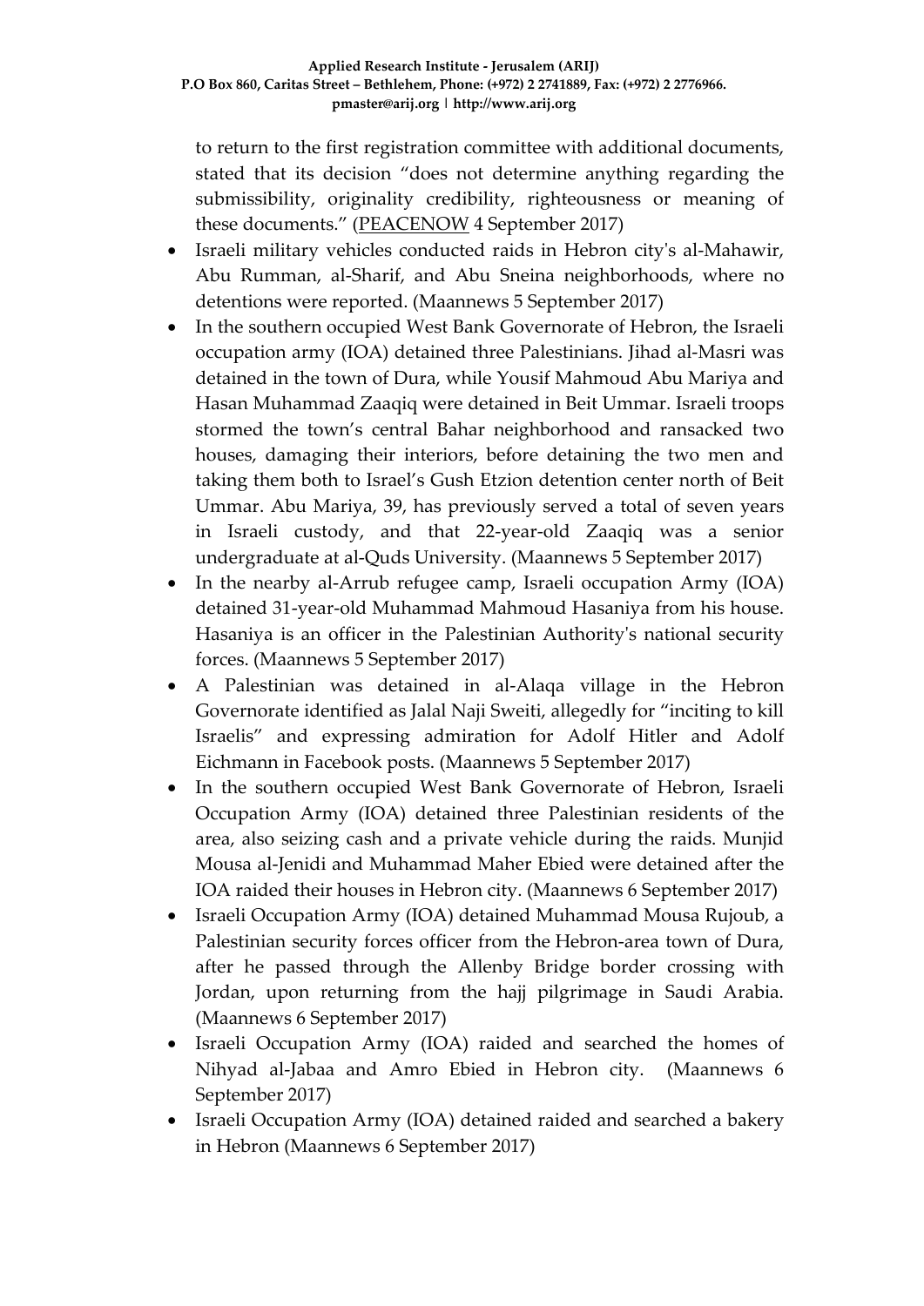to return to the first registration committee with additional documents, stated that its decision "does not determine anything regarding the submissibility, originality credibility, righteousness or meaning of these documents." (PEACENOW 4 September 2017)

- Israeli military vehicles conducted raids in Hebron city's al-Mahawir, Abu Rumman, al-Sharif, and Abu Sneina neighborhoods, where no detentions were reported. (Maannews 5 September 2017)
- In the southern occupied West Bank Governorate of Hebron, the Israeli occupation army (IOA) detained three Palestinians. Jihad al-Masri was detained in the town of Dura, while Yousif Mahmoud Abu Mariya and Hasan Muhammad Zaaqiq were detained in Beit Ummar. Israeli troops stormed the town's central Bahar neighborhood and ransacked two houses, damaging their interiors, before detaining the two men and taking them both to Israel's Gush Etzion detention center north of Beit Ummar. Abu Mariya, 39, has previously served a total of seven years in Israeli custody, and that 22-year-old Zaaqiq was a senior undergraduate at al-Quds University. (Maannews 5 September 2017)
- In the nearby al-Arrub refugee camp, Israeli occupation Army (IOA) detained 31-year-old Muhammad Mahmoud Hasaniya from his house. Hasaniya is an officer in the Palestinian Authority's national security forces. (Maannews 5 September 2017)
- A Palestinian was detained in al-Alaqa village in the Hebron Governorate identified as Jalal Naji Sweiti, allegedly for "inciting to kill Israelis" and expressing admiration for Adolf Hitler and Adolf Eichmann in Facebook posts. (Maannews 5 September 2017)
- In the southern occupied West Bank Governorate of Hebron, Israeli Occupation Army (IOA) detained three Palestinian residents of the area, also seizing cash and a private vehicle during the raids. Munjid Mousa al-Jenidi and Muhammad Maher Ebied were detained after the IOA raided their houses in Hebron city. (Maannews 6 September 2017)
- Israeli Occupation Army (IOA) detained Muhammad Mousa Rujoub, a Palestinian security forces officer from the Hebron-area town of Dura, after he passed through the Allenby Bridge border crossing with Jordan, upon returning from the hajj pilgrimage in Saudi Arabia. (Maannews 6 September 2017)
- Israeli Occupation Army (IOA) raided and searched the homes of Nihyad al-Jabaa and Amro Ebied in Hebron city. (Maannews 6 September 2017)
- Israeli Occupation Army (IOA) detained raided and searched a bakery in Hebron (Maannews 6 September 2017)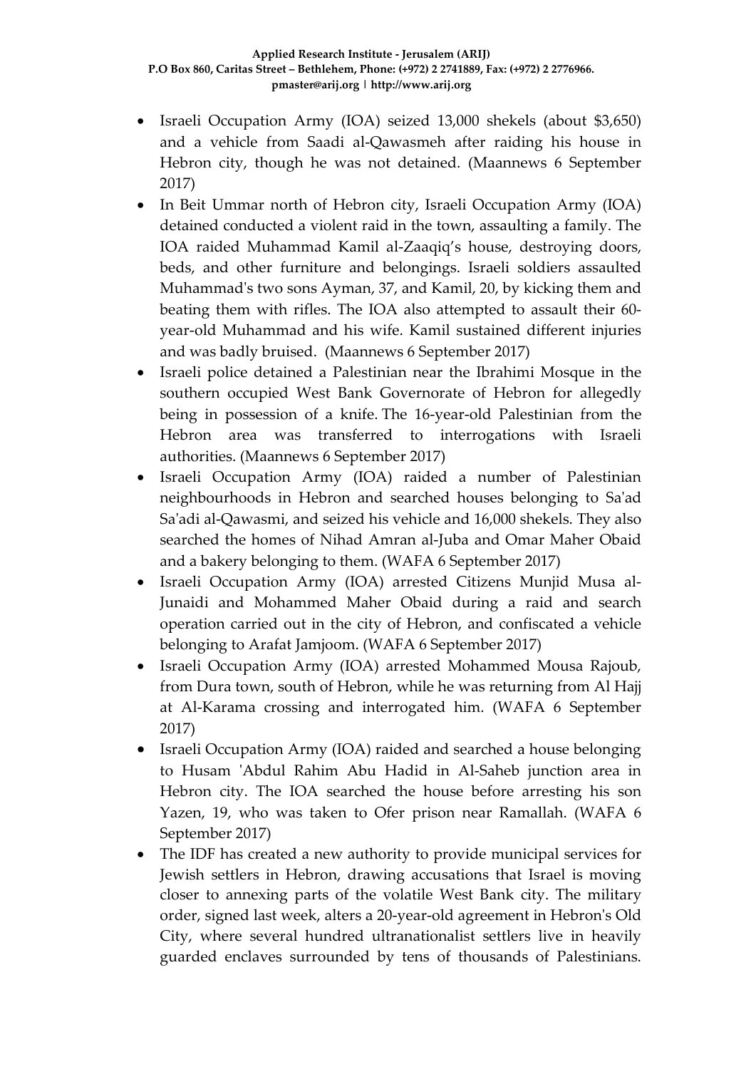- Israeli Occupation Army (IOA) seized 13,000 shekels (about $3,650) and a vehicle from Saadi al-Qawasmeh after raiding his house in Hebron city, though he was not detained. (Maannews 6 September 2017)
- In Beit Ummar north of Hebron city, Israeli Occupation Army (IOA) detained conducted a violent raid in the town, assaulting a family. The IOA raided Muhammad Kamil al-Zaaqiq's house, destroying doors, beds, and other furniture and belongings. Israeli soldiers assaulted Muhammad's two sons Ayman, 37, and Kamil, 20, by kicking them and beating them with rifles. The IOA also attempted to assault their 60-year-old Muhammad and his wife. Kamil sustained different injuries and was badly bruised. (Maannews 6 September 2017)
- Israeli police detained a Palestinian near the Ibrahimi Mosque in the southern occupied West Bank Governorate of Hebron for allegedly being in possession of a knife. The 16-year-old Palestinian from the Hebron area was transferred to interrogations with Israeli authorities. (Maannews 6 September 2017)
- Israeli Occupation Army (IOA) raided a number of Palestinian neighbourhoods in Hebron and searched houses belonging to Sa'ad Sa'adi al-Qawasmi, and seized his vehicle and 16,000 shekels. They also searched the homes of Nihad Amran al-Juba and Omar Maher Obaid and a bakery belonging to them. (WAFA 6 September 2017)
- Israeli Occupation Army (IOA) arrested Citizens Munjid Musa al-Junaidi and Mohammed Maher Obaid during a raid and search operation carried out in the city of Hebron, and confiscated a vehicle belonging to Arafat Jamjoom. (WAFA 6 September 2017)
- Israeli Occupation Army (IOA) arrested Mohammed Mousa Rajoub, from Dura town, south of Hebron, while he was returning from Al Hajj at Al-Karama crossing and interrogated him. (WAFA 6 September 2017)
- Israeli Occupation Army (IOA) raided and searched a house belonging to Husam 'Abdul Rahim Abu Hadid in Al-Saheb junction area in Hebron city. The IOA searched the house before arresting his son Yazen, 19, who was taken to Ofer prison near Ramallah. (WAFA 6 September 2017)
- The IDF has created a new authority to provide municipal services for Jewish settlers in Hebron, drawing accusations that Israel is moving closer to annexing parts of the volatile West Bank city. The military order, signed last week, alters a 20-year-old agreement in Hebron's Old City, where several hundred ultranationalist settlers live in heavily guarded enclaves surrounded by tens of thousands of Palestinians.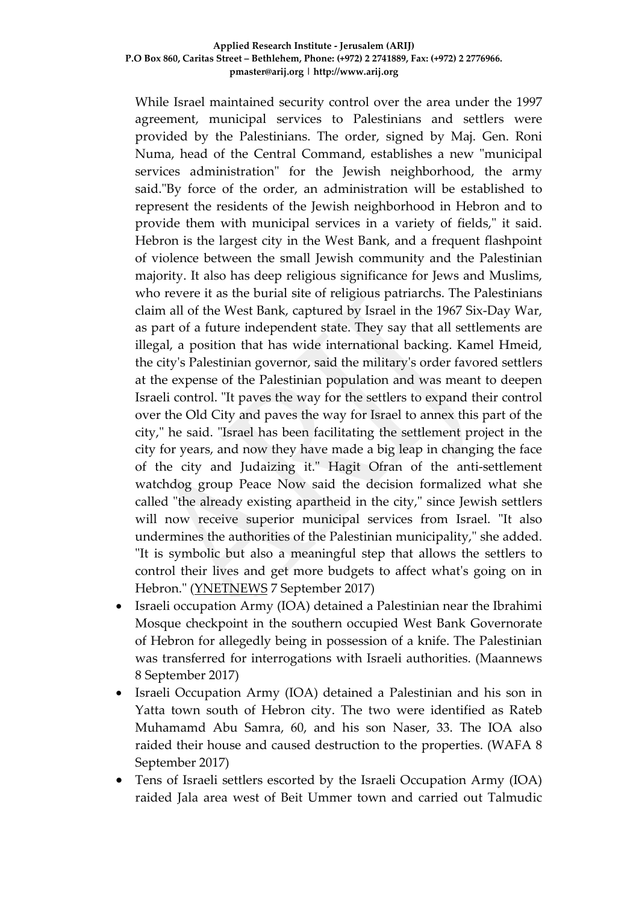While Israel maintained security control over the area under the 1997 agreement, municipal services to Palestinians and settlers were provided by the Palestinians. The order, signed by Maj. Gen. Roni Numa, head of the Central Command, establishes a new "municipal services administration" for the Jewish neighborhood, the army said."By force of the order, an administration will be established to represent the residents of the Jewish neighborhood in Hebron and to provide them with municipal services in a variety of fields," it said. Hebron is the largest city in the West Bank, and a frequent flashpoint of violence between the small Jewish community and the Palestinian majority. It also has deep religious significance for Jews and Muslims, who revere it as the burial site of religious patriarchs. The Palestinians claim all of the West Bank, captured by Israel in the 1967 Six-Day War, as part of a future independent state. They say that all settlements are illegal, a position that has wide international backing. Kamel Hmeid, the city's Palestinian governor, said the military's order favored settlers at the expense of the Palestinian population and was meant to deepen Israeli control. "It paves the way for the settlers to expand their control over the Old City and paves the way for Israel to annex this part of the city," he said. "Israel has been facilitating the settlement project in the city for years, and now they have made a big leap in changing the face of the city and Judaizing it." Hagit Ofran of the anti-settlement watchdog group Peace Now said the decision formalized what she called "the already existing apartheid in the city," since Jewish settlers will now receive superior municipal services from Israel. "It also undermines the authorities of the Palestinian municipality," she added. "It is symbolic but also a meaningful step that allows the settlers to control their lives and get more budgets to affect what's going on in Hebron." (YNETNEWS 7 September 2017)

- Israeli occupation Army (IOA) detained a Palestinian near the Ibrahimi Mosque checkpoint in the southern occupied West Bank Governorate of Hebron for allegedly being in possession of a knife. The Palestinian was transferred for interrogations with Israeli authorities. (Maannews 8 September 2017)
- Israeli Occupation Army (IOA) detained a Palestinian and his son in Yatta town south of Hebron city. The two were identified as Rateb Muhamamd Abu Samra, 60, and his son Naser, 33. The IOA also raided their house and caused destruction to the properties. (WAFA 8 September 2017)
- Tens of Israeli settlers escorted by the Israeli Occupation Army (IOA) raided Jala area west of Beit Ummer town and carried out Talmudic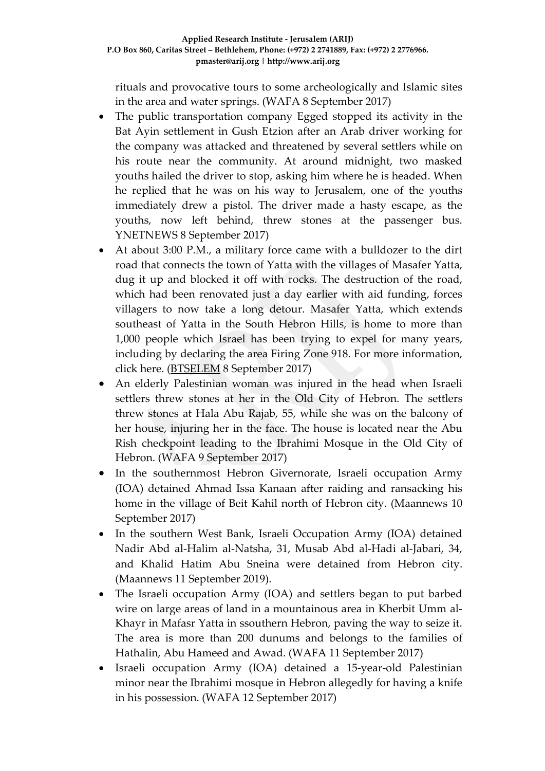rituals and provocative tours to some archeologically and Islamic sites in the area and water springs. (WAFA 8 September 2017)

- The public transportation company Egged stopped its activity in the Bat Ayin settlement in Gush Etzion after an Arab driver working for the company was attacked and threatened by several settlers while on his route near the community. At around midnight, two masked youths hailed the driver to stop, asking him where he is headed. When he replied that he was on his way to Jerusalem, one of the youths immediately drew a pistol. The driver made a hasty escape, as the youths, now left behind, threw stones at the passenger bus. YNETNEWS 8 September 2017)
- At about 3:00 P.M., a military force came with a bulldozer to the dirt road that connects the town of Yatta with the villages of Masafer Yatta, dug it up and blocked it off with rocks. The destruction of the road, which had been renovated just a day earlier with aid funding, forces villagers to now take a long detour. Masafer Yatta, which extends southeast of Yatta in the South Hebron Hills, is home to more than 1,000 people which Israel has been trying to expel for many years, including by declaring the area Firing Zone 918. For more information, click here. (BTSELEM 8 September 2017)
- An elderly Palestinian woman was injured in the head when Israeli settlers threw stones at her in the Old City of Hebron. The settlers threw stones at Hala Abu Rajab, 55, while she was on the balcony of her house, injuring her in the face. The house is located near the Abu Rish checkpoint leading to the Ibrahimi Mosque in the Old City of Hebron. (WAFA 9 September 2017)
- In the southernmost Hebron Givernorate, Israeli occupation Army (IOA) detained Ahmad Issa Kanaan after raiding and ransacking his home in the village of Beit Kahil north of Hebron city. (Maannews 10 September 2017)
- In the southern West Bank, Israeli Occupation Army (IOA) detained Nadir Abd al-Halim al-Natsha, 31, Musab Abd al-Hadi al-Jabari, 34, and Khalid Hatim Abu Sneina were detained from Hebron city. (Maannews 11 September 2019).
- The Israeli occupation Army (IOA) and settlers began to put barbed wire on large areas of land in a mountainous area in Kherbit Umm al-Khayr in Mafasr Yatta in ssouthern Hebron, paving the way to seize it. The area is more than 200 dunums and belongs to the families of Hathalin, Abu Hameed and Awad. (WAFA 11 September 2017)
- Israeli occupation Army (IOA) detained a 15-year-old Palestinian minor near the Ibrahimi mosque in Hebron allegedly for having a knife in his possession. (WAFA 12 September 2017)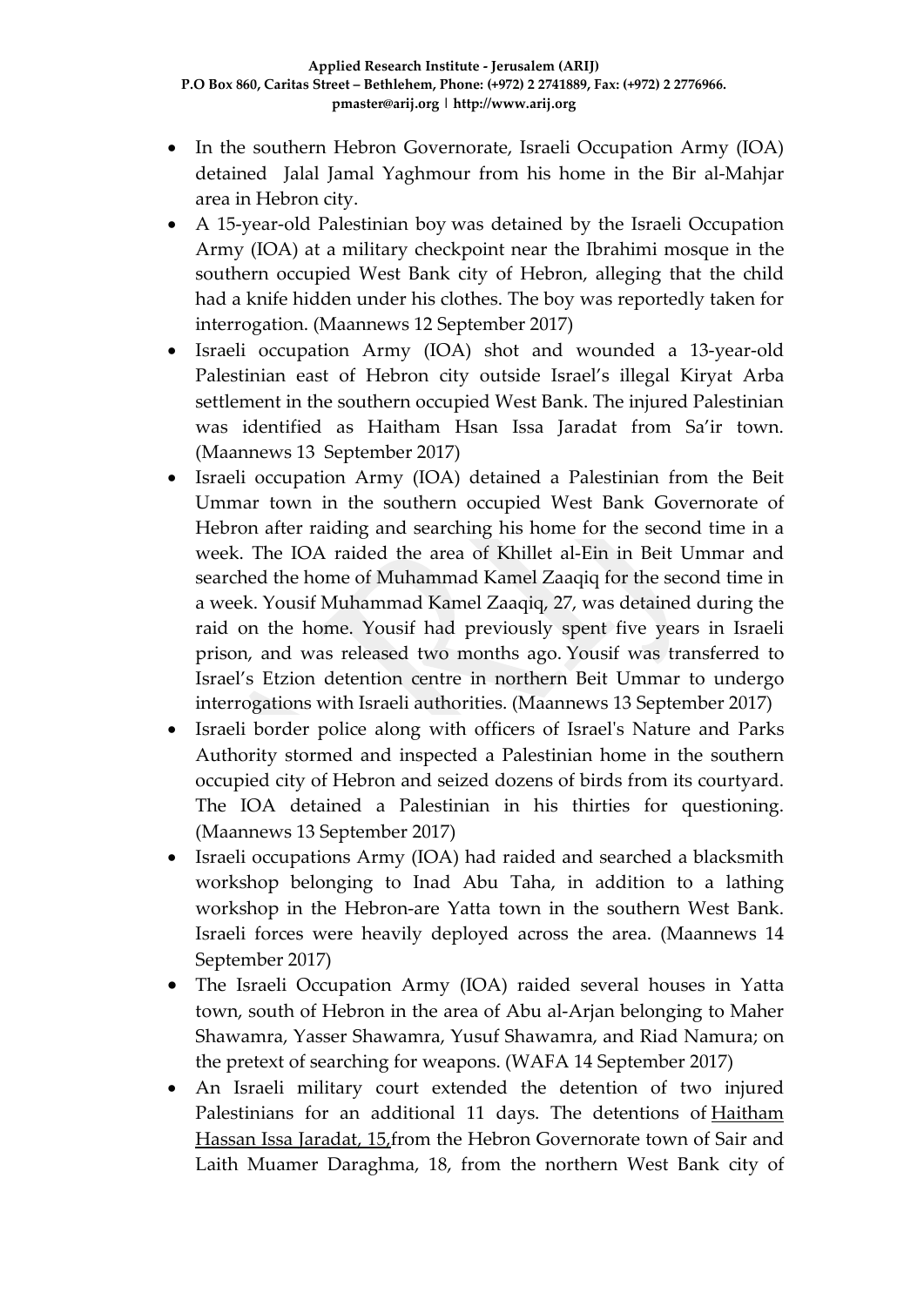- In the southern Hebron Governorate, Israeli Occupation Army (IOA) detained Jalal Jamal Yaghmour from his home in the Bir al-Mahjar area in Hebron city.
- A 15-year-old Palestinian boy was detained by the Israeli Occupation Army (IOA) at a military checkpoint near the Ibrahimi mosque in the southern occupied West Bank city of Hebron, alleging that the child had a knife hidden under his clothes. The boy was reportedly taken for interrogation. (Maannews 12 September 2017)
- Israeli occupation Army (IOA) shot and wounded a 13-year-old Palestinian east of Hebron city outside Israel's illegal Kiryat Arba settlement in the southern occupied West Bank. The injured Palestinian was identified as Haitham Hsan Issa Jaradat from Sa'ir town. (Maannews 13 September 2017)
- Israeli occupation Army (IOA) detained a Palestinian from the Beit Ummar town in the southern occupied West Bank Governorate of Hebron after raiding and searching his home for the second time in a week. The IOA raided the area of Khillet al-Ein in Beit Ummar and searched the home of Muhammad Kamel Zaaqiq for the second time in a week. Yousif Muhammad Kamel Zaaqiq, 27, was detained during the raid on the home. Yousif had previously spent five years in Israeli prison, and was released two months ago. Yousif was transferred to Israel's Etzion detention centre in northern Beit Ummar to undergo interrogations with Israeli authorities. (Maannews 13 September 2017)
- Israeli border police along with officers of Israel's Nature and Parks Authority stormed and inspected a Palestinian home in the southern occupied city of Hebron and seized dozens of birds from its courtyard. The IOA detained a Palestinian in his thirties for questioning. (Maannews 13 September 2017)
- Israeli occupations Army (IOA) had raided and searched a blacksmith workshop belonging to Inad Abu Taha, in addition to a lathing workshop in the Hebron-are Yatta town in the southern West Bank. Israeli forces were heavily deployed across the area. (Maannews 14 September 2017)
- The Israeli Occupation Army (IOA) raided several houses in Yatta town, south of Hebron in the area of Abu al-Arjan belonging to Maher Shawamra, Yasser Shawamra, Yusuf Shawamra, and Riad Namura; on the pretext of searching for weapons. (WAFA 14 September 2017)
- An Israeli military court extended the detention of two injured Palestinians for an additional 11 days. The detentions of Haitham Hassan Issa Jaradat, 15, from the Hebron Governorate town of Sair and Laith Muamer Daraghma, 18, from the northern West Bank city of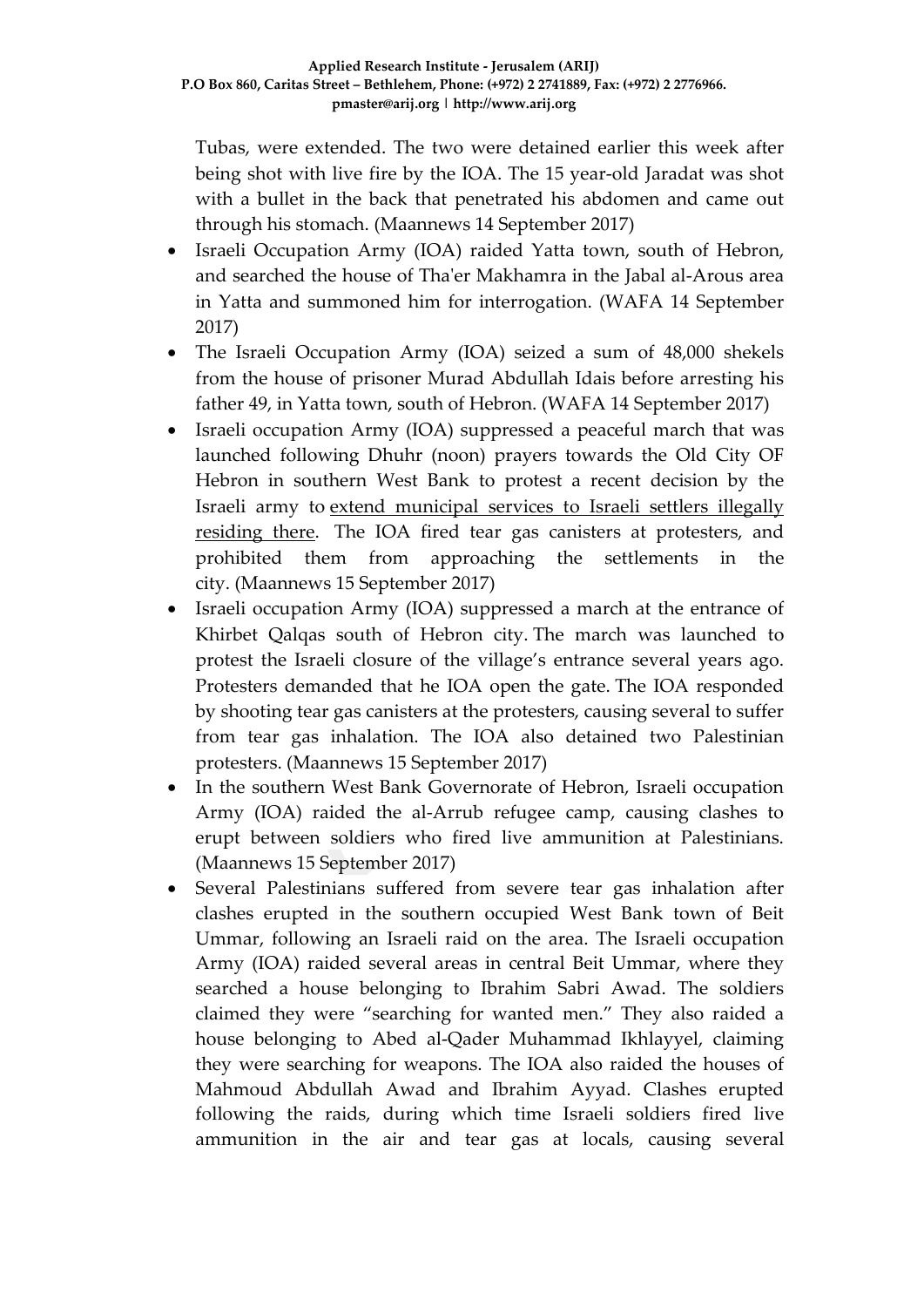Tubas, were extended. The two were detained earlier this week after being shot with live fire by the IOA. The 15 year-old Jaradat was shot with a bullet in the back that penetrated his abdomen and came out through his stomach. (Maannews 14 September 2017)

- Israeli Occupation Army (IOA) raided Yatta town, south of Hebron, and searched the house of Tha'er Makhamra in the Jabal al-Arous area in Yatta and summoned him for interrogation. (WAFA 14 September 2017)
- The Israeli Occupation Army (IOA) seized a sum of 48,000 shekels from the house of prisoner Murad Abdullah Idais before arresting his father 49, in Yatta town, south of Hebron. (WAFA 14 September 2017)
- Israeli occupation Army (IOA) suppressed a peaceful march that was launched following Dhuhr (noon) prayers towards the Old City OF Hebron in southern West Bank to protest a recent decision by the Israeli army to extend municipal services to Israeli settlers illegally residing there. The IOA fired tear gas canisters at protesters, and prohibited them from approaching the settlements in the city. (Maannews 15 September 2017)
- Israeli occupation Army (IOA) suppressed a march at the entrance of Khirbet Qalqas south of Hebron city. The march was launched to protest the Israeli closure of the village's entrance several years ago. Protesters demanded that he IOA open the gate. The IOA responded by shooting tear gas canisters at the protesters, causing several to suffer from tear gas inhalation. The IOA also detained two Palestinian protesters. (Maannews 15 September 2017)
- In the southern West Bank Governorate of Hebron, Israeli occupation Army (IOA) raided the al-Arrub refugee camp, causing clashes to erupt between soldiers who fired live ammunition at Palestinians. (Maannews 15 September 2017)
- Several Palestinians suffered from severe tear gas inhalation after clashes erupted in the southern occupied West Bank town of Beit Ummar, following an Israeli raid on the area. The Israeli occupation Army (IOA) raided several areas in central Beit Ummar, where they searched a house belonging to Ibrahim Sabri Awad. The soldiers claimed they were "searching for wanted men." They also raided a house belonging to Abed al-Qader Muhammad Ikhlayyel, claiming they were searching for weapons. The IOA also raided the houses of Mahmoud Abdullah Awad and Ibrahim Ayyad. Clashes erupted following the raids, during which time Israeli soldiers fired live ammunition in the air and tear gas at locals, causing several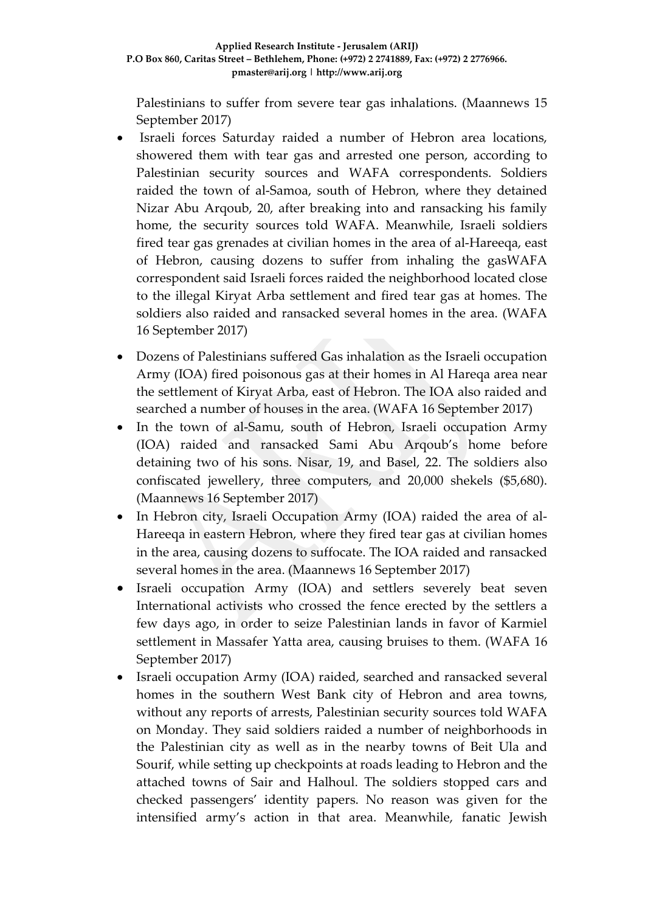Palestinians to suffer from severe tear gas inhalations. (Maannews 15 September 2017)

- Israeli forces Saturday raided a number of Hebron area locations, showered them with tear gas and arrested one person, according to Palestinian security sources and WAFA correspondents. Soldiers raided the town of al-Samoa, south of Hebron, where they detained Nizar Abu Arqoub, 20, after breaking into and ransacking his family home, the security sources told WAFA. Meanwhile, Israeli soldiers fired tear gas grenades at civilian homes in the area of al-Hareeqa, east of Hebron, causing dozens to suffer from inhaling the gasWAFA correspondent said Israeli forces raided the neighborhood located close to the illegal Kiryat Arba settlement and fired tear gas at homes. The soldiers also raided and ransacked several homes in the area. (WAFA 16 September 2017)
- Dozens of Palestinians suffered Gas inhalation as the Israeli occupation Army (IOA) fired poisonous gas at their homes in Al Hareqa area near the settlement of Kiryat Arba, east of Hebron. The IOA also raided and searched a number of houses in the area. (WAFA 16 September 2017)
- In the town of al-Samu, south of Hebron, Israeli occupation Army (IOA) raided and ransacked Sami Abu Arqoub's home before detaining two of his sons. Nisar, 19, and Basel, 22. The soldiers also confiscated jewellery, three computers, and 20,000 shekels ($5,680). (Maannews 16 September 2017)
- In Hebron city, Israeli Occupation Army (IOA) raided the area of al-Hareeqa in eastern Hebron, where they fired tear gas at civilian homes in the area, causing dozens to suffocate. The IOA raided and ransacked several homes in the area. (Maannews 16 September 2017)
- Israeli occupation Army (IOA) and settlers severely beat seven International activists who crossed the fence erected by the settlers a few days ago, in order to seize Palestinian lands in favor of Karmiel settlement in Massafer Yatta area, causing bruises to them. (WAFA 16 September 2017)
- Israeli occupation Army (IOA) raided, searched and ransacked several homes in the southern West Bank city of Hebron and area towns, without any reports of arrests, Palestinian security sources told WAFA on Monday. They said soldiers raided a number of neighborhoods in the Palestinian city as well as in the nearby towns of Beit Ula and Sourif, while setting up checkpoints at roads leading to Hebron and the attached towns of Sair and Halhoul. The soldiers stopped cars and checked passengers' identity papers. No reason was given for the intensified army's action in that area. Meanwhile, fanatic Jewish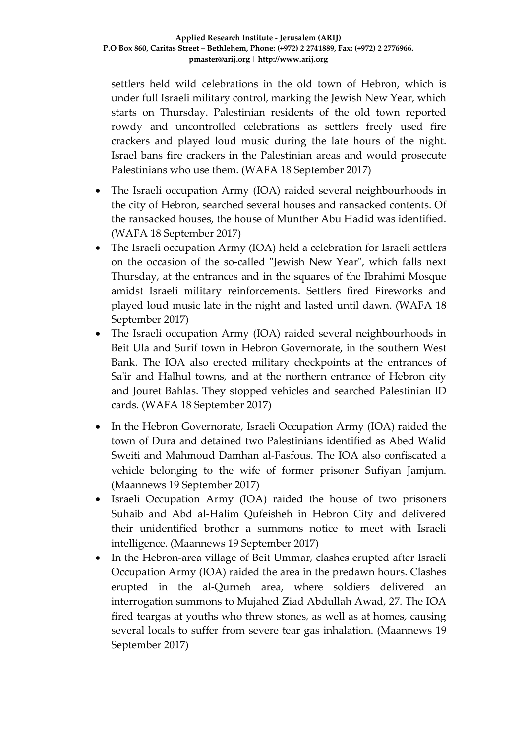settlers held wild celebrations in the old town of Hebron, which is under full Israeli military control, marking the Jewish New Year, which starts on Thursday. Palestinian residents of the old town reported rowdy and uncontrolled celebrations as settlers freely used fire crackers and played loud music during the late hours of the night. Israel bans fire crackers in the Palestinian areas and would prosecute Palestinians who use them. (WAFA 18 September 2017)

- The Israeli occupation Army (IOA) raided several neighbourhoods in the city of Hebron, searched several houses and ransacked contents. Of the ransacked houses, the house of Munther Abu Hadid was identified. (WAFA 18 September 2017)
- The Israeli occupation Army (IOA) held a celebration for Israeli settlers on the occasion of the so-called "Jewish New Year", which falls next Thursday, at the entrances and in the squares of the Ibrahimi Mosque amidst Israeli military reinforcements. Settlers fired Fireworks and played loud music late in the night and lasted until dawn. (WAFA 18 September 2017)
- The Israeli occupation Army (IOA) raided several neighbourhoods in Beit Ula and Surif town in Hebron Governorate, in the southern West Bank. The IOA also erected military checkpoints at the entrances of Sa'ir and Halhul towns, and at the northern entrance of Hebron city and Jouret Bahlas. They stopped vehicles and searched Palestinian ID cards. (WAFA 18 September 2017)
- In the Hebron Governorate, Israeli Occupation Army (IOA) raided the town of Dura and detained two Palestinians identified as Abed Walid Sweiti and Mahmoud Damhan al-Fasfous. The IOA also confiscated a vehicle belonging to the wife of former prisoner Sufiyan Jamjum. (Maannews 19 September 2017)
- Israeli Occupation Army (IOA) raided the house of two prisoners Suhaib and Abd al-Halim Qufeisheh in Hebron City and delivered their unidentified brother a summons notice to meet with Israeli intelligence. (Maannews 19 September 2017)
- In the Hebron-area village of Beit Ummar, clashes erupted after Israeli Occupation Army (IOA) raided the area in the predawn hours. Clashes erupted in the al-Qurneh area, where soldiers delivered an interrogation summons to Mujahed Ziad Abdullah Awad, 27. The IOA fired teargas at youths who threw stones, as well as at homes, causing several locals to suffer from severe tear gas inhalation. (Maannews 19 September 2017)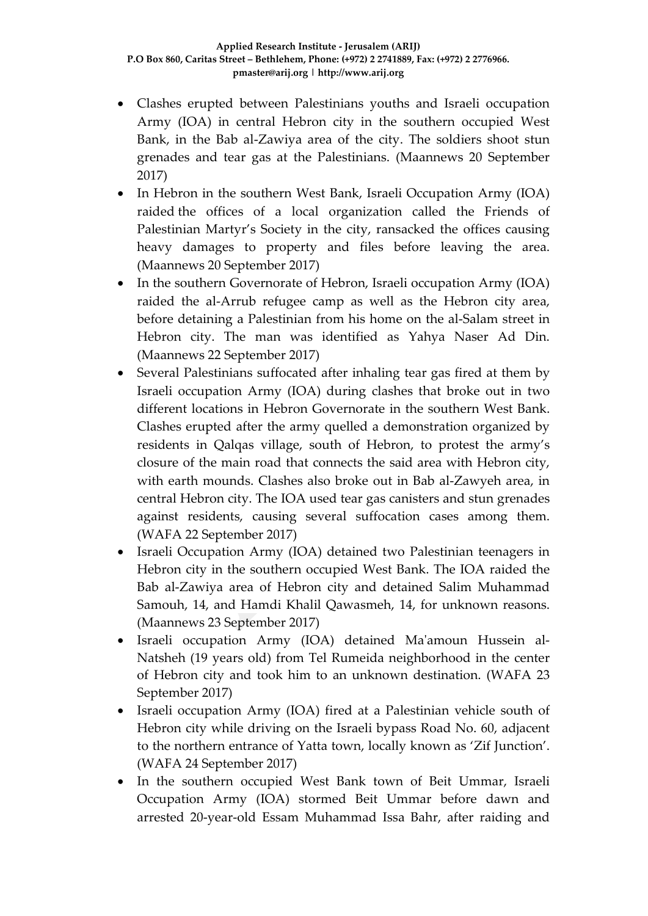- Clashes erupted between Palestinians youths and Israeli occupation Army (IOA) in central Hebron city in the southern occupied West Bank, in the Bab al-Zawiya area of the city. The soldiers shoot stun grenades and tear gas at the Palestinians. (Maannews 20 September 2017)
- In Hebron in the southern West Bank, Israeli Occupation Army (IOA) raided the offices of a local organization called the Friends of Palestinian Martyr's Society in the city, ransacked the offices causing heavy damages to property and files before leaving the area. (Maannews 20 September 2017)
- In the southern Governorate of Hebron, Israeli occupation Army (IOA) raided the al-Arrub refugee camp as well as the Hebron city area, before detaining a Palestinian from his home on the al-Salam street in Hebron city. The man was identified as Yahya Naser Ad Din. (Maannews 22 September 2017)
- Several Palestinians suffocated after inhaling tear gas fired at them by Israeli occupation Army (IOA) during clashes that broke out in two different locations in Hebron Governorate in the southern West Bank. Clashes erupted after the army quelled a demonstration organized by residents in Qalqas village, south of Hebron, to protest the army's closure of the main road that connects the said area with Hebron city, with earth mounds. Clashes also broke out in Bab al-Zawyeh area, in central Hebron city. The IOA used tear gas canisters and stun grenades against residents, causing several suffocation cases among them. (WAFA 22 September 2017)
- Israeli Occupation Army (IOA) detained two Palestinian teenagers in Hebron city in the southern occupied West Bank. The IOA raided the Bab al-Zawiya area of Hebron city and detained Salim Muhammad Samouh, 14, and Hamdi Khalil Qawasmeh, 14, for unknown reasons. (Maannews 23 September 2017)
- Israeli occupation Army (IOA) detained Ma'amoun Hussein al-Natsheh (19 years old) from Tel Rumeida neighborhood in the center of Hebron city and took him to an unknown destination. (WAFA 23 September 2017)
- Israeli occupation Army (IOA) fired at a Palestinian vehicle south of Hebron city while driving on the Israeli bypass Road No. 60, adjacent to the northern entrance of Yatta town, locally known as 'Zif Junction'. (WAFA 24 September 2017)
- In the southern occupied West Bank town of Beit Ummar, Israeli Occupation Army (IOA) stormed Beit Ummar before dawn and arrested 20-year-old Essam Muhammad Issa Bahr, after raiding and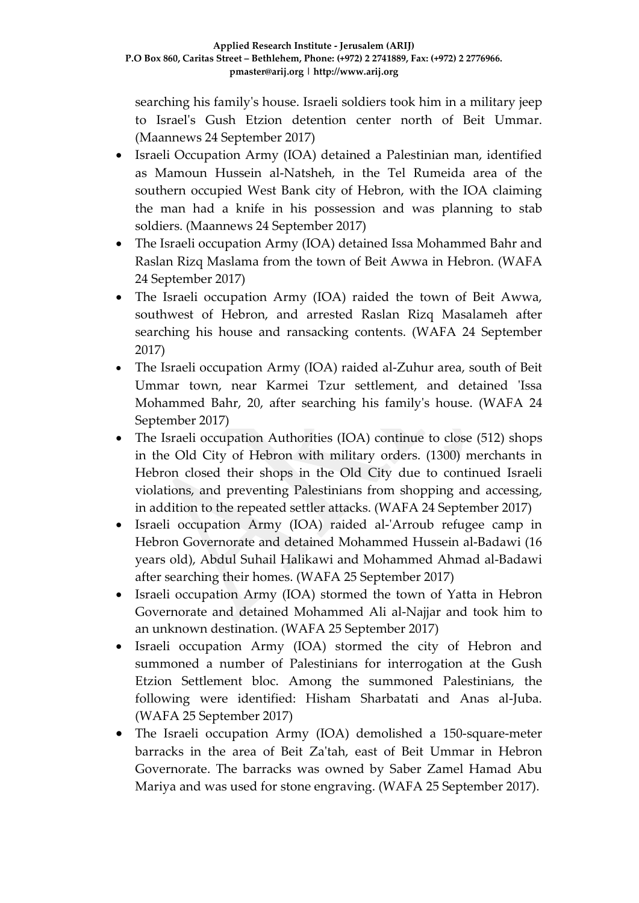searching his family's house. Israeli soldiers took him in a military jeep to Israel's Gush Etzion detention center north of Beit Ummar. (Maannews 24 September 2017)

- Israeli Occupation Army (IOA) detained a Palestinian man, identified as Mamoun Hussein al-Natsheh, in the Tel Rumeida area of the southern occupied West Bank city of Hebron, with the IOA claiming the man had a knife in his possession and was planning to stab soldiers. (Maannews 24 September 2017)
- The Israeli occupation Army (IOA) detained Issa Mohammed Bahr and Raslan Rizq Maslama from the town of Beit Awwa in Hebron. (WAFA 24 September 2017)
- The Israeli occupation Army (IOA) raided the town of Beit Awwa, southwest of Hebron, and arrested Raslan Rizq Masalameh after searching his house and ransacking contents. (WAFA 24 September 2017)
- The Israeli occupation Army (IOA) raided al-Zuhur area, south of Beit Ummar town, near Karmei Tzur settlement, and detained 'Issa Mohammed Bahr, 20, after searching his family's house. (WAFA 24 September 2017)
- The Israeli occupation Authorities (IOA) continue to close (512) shops in the Old City of Hebron with military orders. (1300) merchants in Hebron closed their shops in the Old City due to continued Israeli violations, and preventing Palestinians from shopping and accessing, in addition to the repeated settler attacks. (WAFA 24 September 2017)
- Israeli occupation Army (IOA) raided al-'Arroub refugee camp in Hebron Governorate and detained Mohammed Hussein al-Badawi (16 years old), Abdul Suhail Halikawi and Mohammed Ahmad al-Badawi after searching their homes. (WAFA 25 September 2017)
- Israeli occupation Army (IOA) stormed the town of Yatta in Hebron Governorate and detained Mohammed Ali al-Najjar and took him to an unknown destination. (WAFA 25 September 2017)
- Israeli occupation Army (IOA) stormed the city of Hebron and summoned a number of Palestinians for interrogation at the Gush Etzion Settlement bloc. Among the summoned Palestinians, the following were identified: Hisham Sharbatati and Anas al-Juba. (WAFA 25 September 2017)
- The Israeli occupation Army (IOA) demolished a 150-square-meter barracks in the area of Beit Za'tah, east of Beit Ummar in Hebron Governorate. The barracks was owned by Saber Zamel Hamad Abu Mariya and was used for stone engraving. (WAFA 25 September 2017).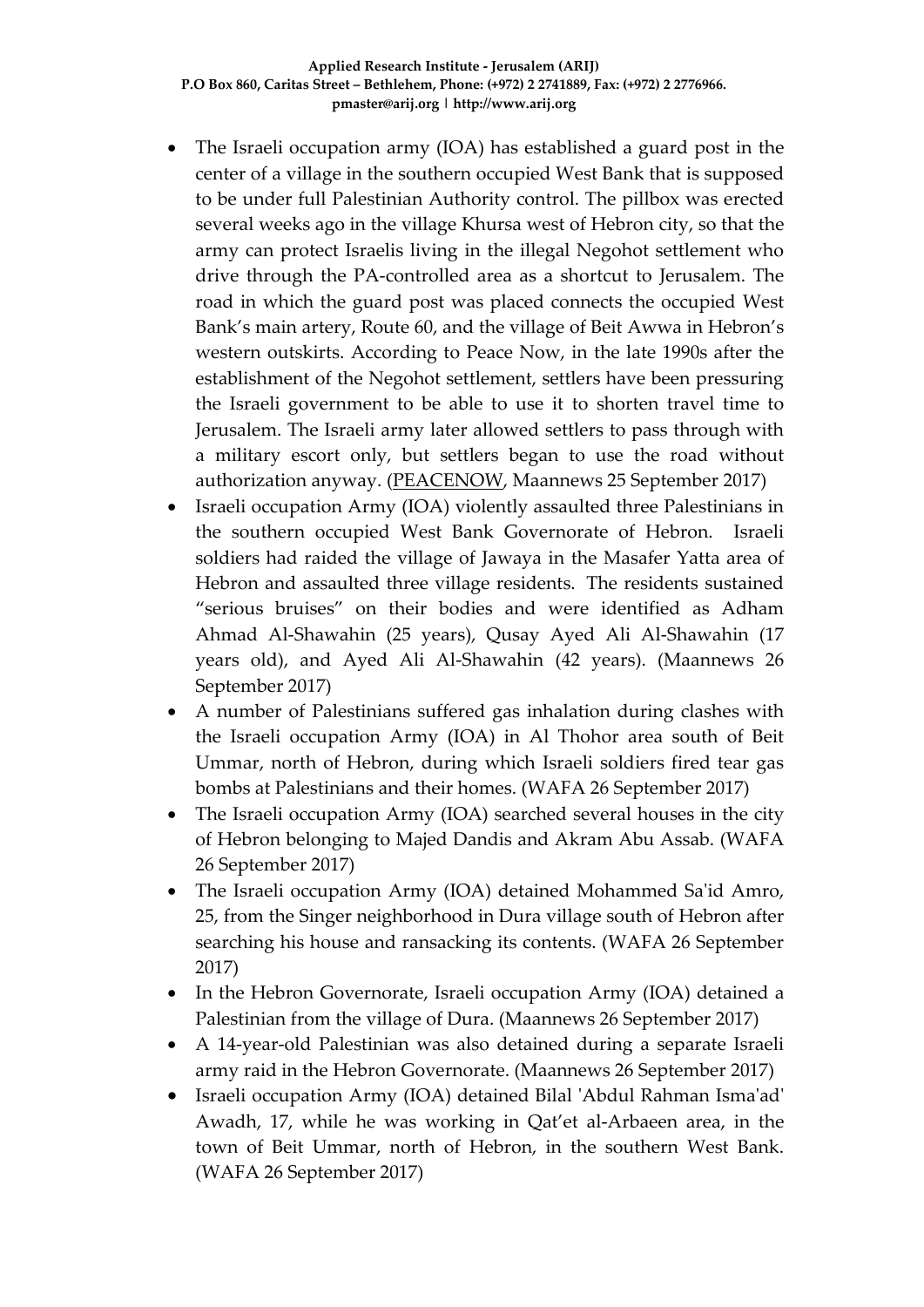- The Israeli occupation army (IOA) has established a guard post in the center of a village in the southern occupied West Bank that is supposed to be under full Palestinian Authority control. The pillbox was erected several weeks ago in the village Khursa west of Hebron city, so that the army can protect Israelis living in the illegal Negohot settlement who drive through the PA-controlled area as a shortcut to Jerusalem. The road in which the guard post was placed connects the occupied West Bank's main artery, Route 60, and the village of Beit Awwa in Hebron's western outskirts. According to Peace Now, in the late 1990s after the establishment of the Negohot settlement, settlers have been pressuring the Israeli government to be able to use it to shorten travel time to Jerusalem. The Israeli army later allowed settlers to pass through with a military escort only, but settlers began to use the road without authorization anyway. (PEACENOW, Maannews 25 September 2017)
- Israeli occupation Army (IOA) violently assaulted three Palestinians in the southern occupied West Bank Governorate of Hebron. Israeli soldiers had raided the village of Jawaya in the Masafer Yatta area of Hebron and assaulted three village residents. The residents sustained "serious bruises" on their bodies and were identified as Adham Ahmad Al-Shawahin (25 years), Qusay Ayed Ali Al-Shawahin (17 years old), and Ayed Ali Al-Shawahin (42 years). (Maannews 26 September 2017)
- A number of Palestinians suffered gas inhalation during clashes with the Israeli occupation Army (IOA) in Al Thohor area south of Beit Ummar, north of Hebron, during which Israeli soldiers fired tear gas bombs at Palestinians and their homes. (WAFA 26 September 2017)
- The Israeli occupation Army (IOA) searched several houses in the city of Hebron belonging to Majed Dandis and Akram Abu Assab. (WAFA 26 September 2017)
- The Israeli occupation Army (IOA) detained Mohammed Sa'id Amro, 25, from the Singer neighborhood in Dura village south of Hebron after searching his house and ransacking its contents. (WAFA 26 September 2017)
- In the Hebron Governorate, Israeli occupation Army (IOA) detained a Palestinian from the village of Dura. (Maannews 26 September 2017)
- A 14-year-old Palestinian was also detained during a separate Israeli army raid in the Hebron Governorate. (Maannews 26 September 2017)
- Israeli occupation Army (IOA) detained Bilal 'Abdul Rahman Isma'ad' Awadh, 17, while he was working in Qat'et al-Arbaeen area, in the town of Beit Ummar, north of Hebron, in the southern West Bank. (WAFA 26 September 2017)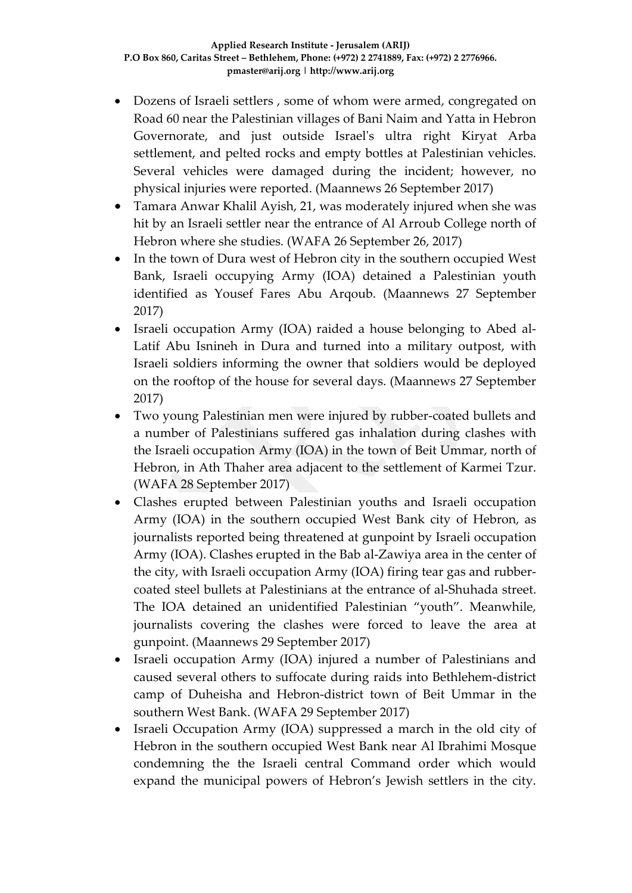- Dozens of Israeli settlers , some of whom were armed, congregated on Road 60 near the Palestinian villages of Bani Naim and Yatta in Hebron Governorate, and just outside Israel's ultra right Kiryat Arba settlement, and pelted rocks and empty bottles at Palestinian vehicles. Several vehicles were damaged during the incident; however, no physical injuries were reported. (Maannews 26 September 2017)
- Tamara Anwar Khalil Ayish, 21, was moderately injured when she was hit by an Israeli settler near the entrance of Al Arroub College north of Hebron where she studies. (WAFA 26 September 26, 2017)
- In the town of Dura west of Hebron city in the southern occupied West Bank, Israeli occupying Army (IOA) detained a Palestinian youth identified as Yousef Fares Abu Arqoub. (Maannews 27 September 2017)
- Israeli occupation Army (IOA) raided a house belonging to Abed al-Latif Abu Isnineh in Dura and turned into a military outpost, with Israeli soldiers informing the owner that soldiers would be deployed on the rooftop of the house for several days. (Maannews 27 September 2017)
- Two young Palestinian men were injured by rubber-coated bullets and a number of Palestinians suffered gas inhalation during clashes with the Israeli occupation Army (IOA) in the town of Beit Ummar, north of Hebron, in Ath Thaher area adjacent to the settlement of Karmei Tzur. (WAFA 28 September 2017)
- Clashes erupted between Palestinian youths and Israeli occupation Army (IOA) in the southern occupied West Bank city of Hebron, as journalists reported being threatened at gunpoint by Israeli occupation Army (IOA). Clashes erupted in the Bab al-Zawiya area in the center of the city, with Israeli occupation Army (IOA) firing tear gas and rubber-coated steel bullets at Palestinians at the entrance of al-Shuhada street. The IOA detained an unidentified Palestinian "youth". Meanwhile, journalists covering the clashes were forced to leave the area at gunpoint. (Maannews 29 September 2017)
- Israeli occupation Army (IOA) injured a number of Palestinians and caused several others to suffocate during raids into Bethlehem-district camp of Duheisha and Hebron-district town of Beit Ummar in the southern West Bank. (WAFA 29 September 2017)
- Israeli Occupation Army (IOA) suppressed a march in the old city of Hebron in the southern occupied West Bank near Al Ibrahimi Mosque condemning the the Israeli central Command order which would expand the municipal powers of Hebron's Jewish settlers in the city.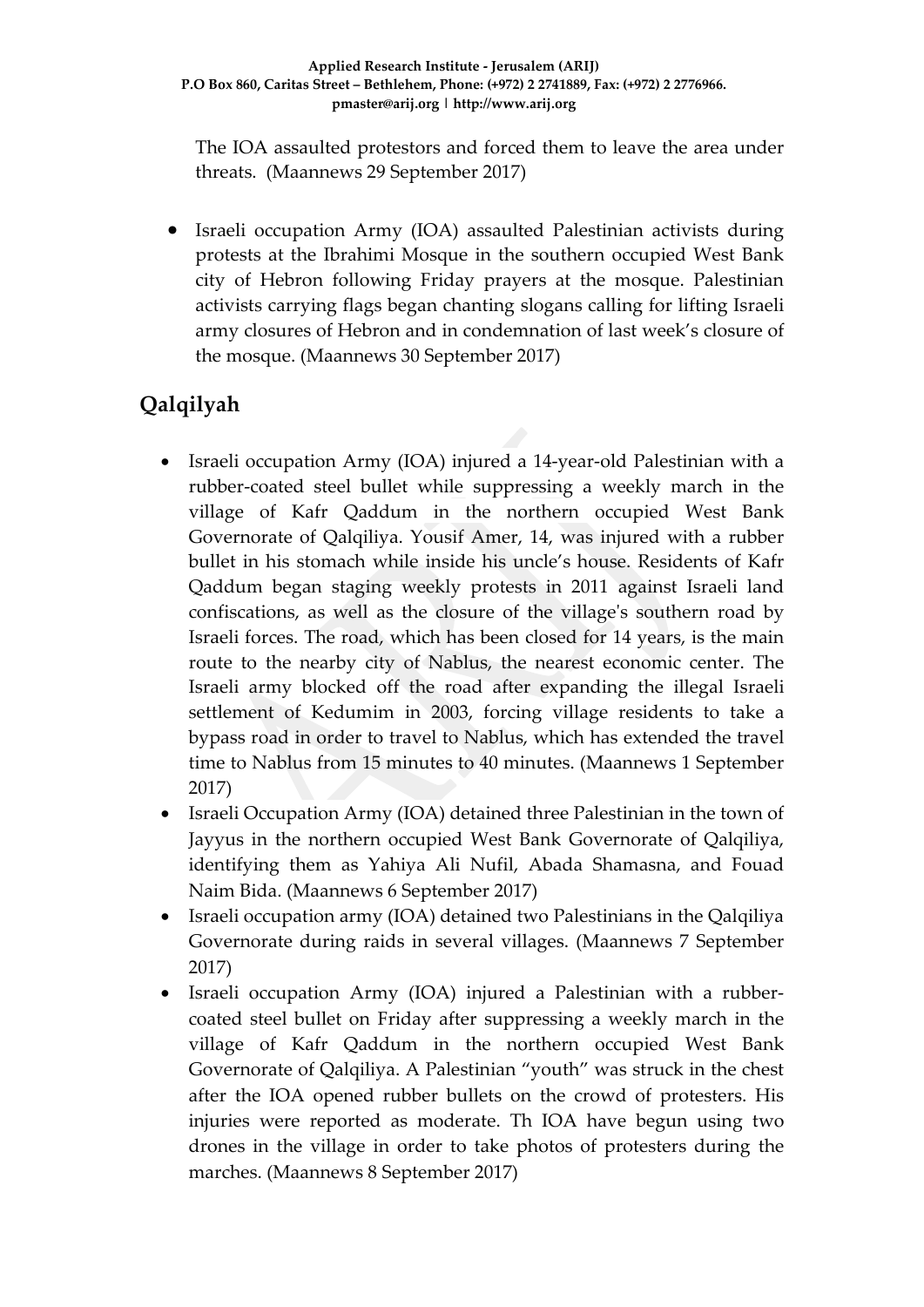The IOA assaulted protestors and forced them to leave the area under threats. (Maannews 29 September 2017)

- Israeli occupation Army (IOA) assaulted Palestinian activists during protests at the Ibrahimi Mosque in the southern occupied West Bank city of Hebron following Friday prayers at the mosque. Palestinian activists carrying flags began chanting slogans calling for lifting Israeli army closures of Hebron and in condemnation of last week's closure of the mosque. (Maannews 30 September 2017)

## Qalqilyah

- Israeli occupation Army (IOA) injured a 14-year-old Palestinian with a rubber-coated steel bullet while suppressing a weekly march in the village of Kafr Qaddum in the northern occupied West Bank Governorate of Qalqiliya. Yousif Amer, 14, was injured with a rubber bullet in his stomach while inside his uncle's house. Residents of Kafr Qaddum began staging weekly protests in 2011 against Israeli land confiscations, as well as the closure of the village's southern road by Israeli forces. The road, which has been closed for 14 years, is the main route to the nearby city of Nablus, the nearest economic center. The Israeli army blocked off the road after expanding the illegal Israeli settlement of Kedumim in 2003, forcing village residents to take a bypass road in order to travel to Nablus, which has extended the travel time to Nablus from 15 minutes to 40 minutes. (Maannews 1 September 2017)
- Israeli Occupation Army (IOA) detained three Palestinian in the town of Jayyus in the northern occupied West Bank Governorate of Qalqiliya, identifying them as Yahiya Ali Nufil, Abada Shamasna, and Fouad Naim Bida. (Maannews 6 September 2017)
- Israeli occupation army (IOA) detained two Palestinians in the Qalqiliya Governorate during raids in several villages. (Maannews 7 September 2017)
- Israeli occupation Army (IOA) injured a Palestinian with a rubber-coated steel bullet on Friday after suppressing a weekly march in the village of Kafr Qaddum in the northern occupied West Bank Governorate of Qalqiliya. A Palestinian "youth" was struck in the chest after the IOA opened rubber bullets on the crowd of protesters. His injuries were reported as moderate. Th IOA have begun using two drones in the village in order to take photos of protesters during the marches. (Maannews 8 September 2017)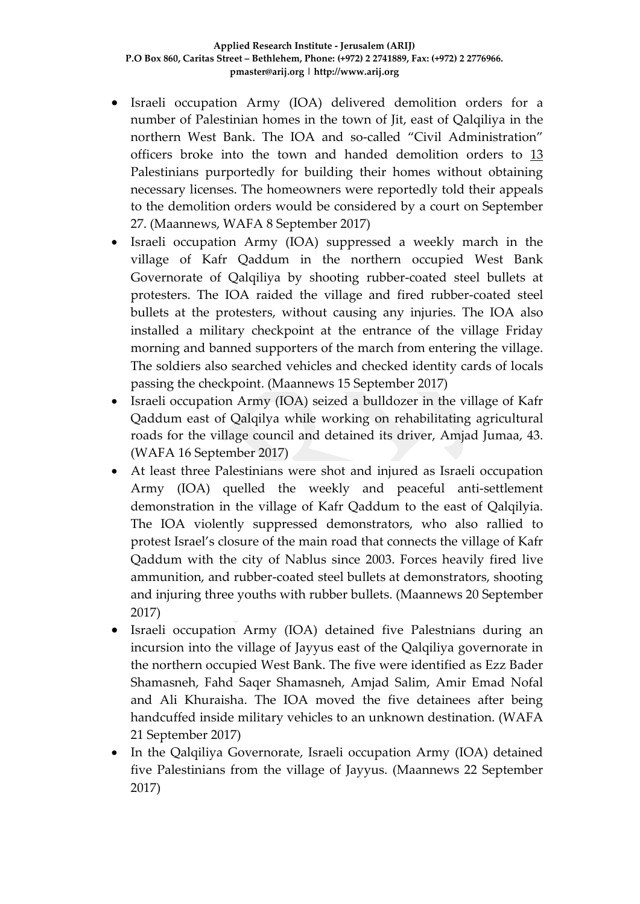- Israeli occupation Army (IOA) delivered demolition orders for a number of Palestinian homes in the town of Jit, east of Qalqiliya in the northern West Bank. The IOA and so-called "Civil Administration" officers broke into the town and handed demolition orders to 13 Palestinians purportedly for building their homes without obtaining necessary licenses. The homeowners were reportedly told their appeals to the demolition orders would be considered by a court on September 27. (Maannews, WAFA 8 September 2017)
- Israeli occupation Army (IOA) suppressed a weekly march in the village of Kafr Qaddum in the northern occupied West Bank Governorate of Qalqiliya by shooting rubber-coated steel bullets at protesters. The IOA raided the village and fired rubber-coated steel bullets at the protesters, without causing any injuries. The IOA also installed a military checkpoint at the entrance of the village Friday morning and banned supporters of the march from entering the village. The soldiers also searched vehicles and checked identity cards of locals passing the checkpoint. (Maannews 15 September 2017)
- Israeli occupation Army (IOA) seized a bulldozer in the village of Kafr Qaddum east of Qalqilya while working on rehabilitating agricultural roads for the village council and detained its driver, Amjad Jumaa, 43. (WAFA 16 September 2017)
- At least three Palestinians were shot and injured as Israeli occupation Army (IOA) quelled the weekly and peaceful anti-settlement demonstration in the village of Kafr Qaddum to the east of Qalqilyia. The IOA violently suppressed demonstrators, who also rallied to protest Israel's closure of the main road that connects the village of Kafr Qaddum with the city of Nablus since 2003. Forces heavily fired live ammunition, and rubber-coated steel bullets at demonstrators, shooting and injuring three youths with rubber bullets. (Maannews 20 September 2017)
- Israeli occupation Army (IOA) detained five Palestnians during an incursion into the village of Jayyus east of the Qalqiliya governorate in the northern occupied West Bank. The five were identified as Ezz Bader Shamasneh, Fahd Saqer Shamasneh, Amjad Salim, Amir Emad Nofal and Ali Khuraisha. The IOA moved the five detainees after being handcuffed inside military vehicles to an unknown destination. (WAFA 21 September 2017)
- In the Qalqiliya Governorate, Israeli occupation Army (IOA) detained five Palestinians from the village of Jayyus. (Maannews 22 September 2017)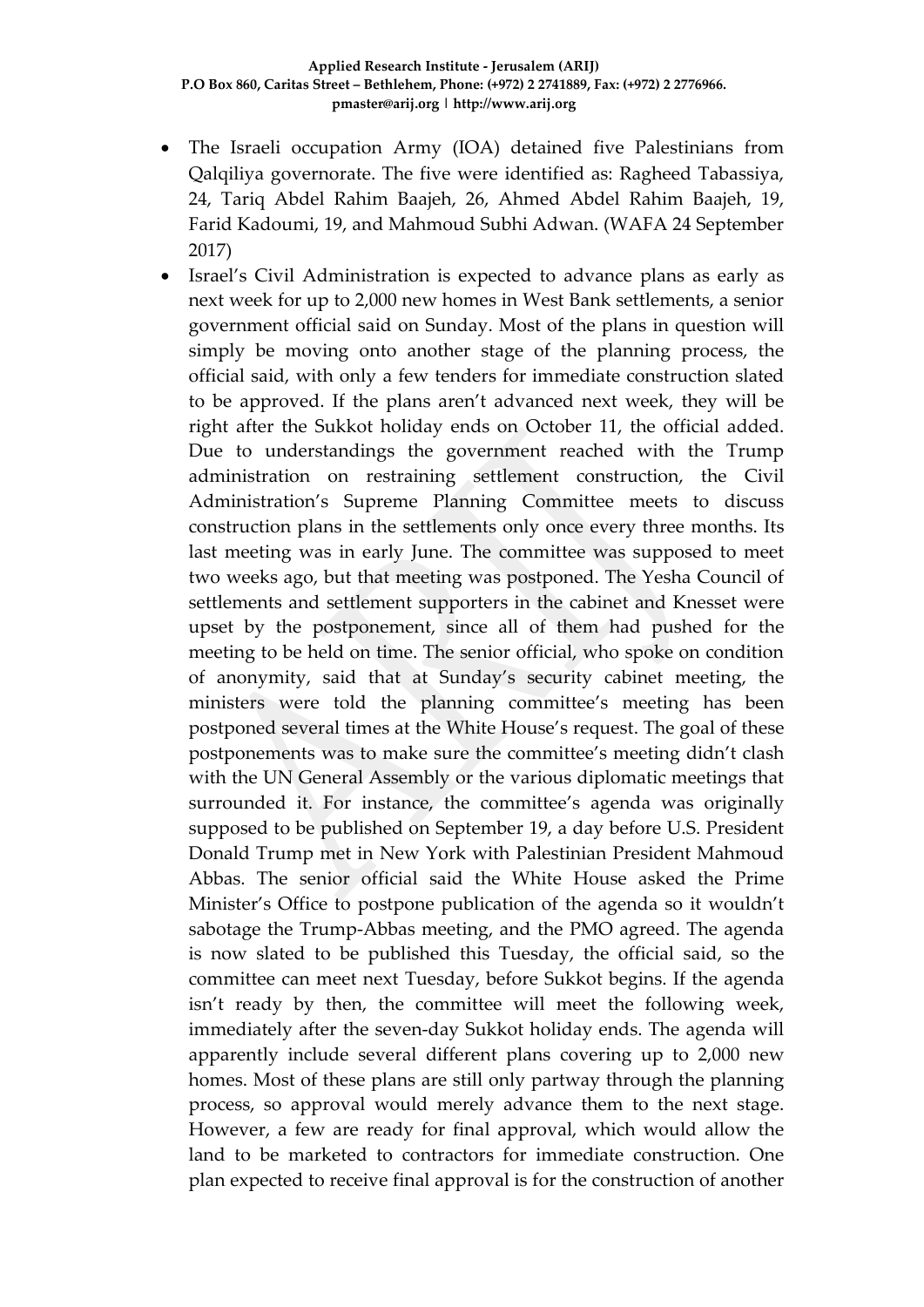- The Israeli occupation Army (IOA) detained five Palestinians from Qalqiliya governorate. The five were identified as: Ragheed Tabassiya, 24, Tariq Abdel Rahim Baajeh, 26, Ahmed Abdel Rahim Baajeh, 19, Farid Kadoumi, 19, and Mahmoud Subhi Adwan. (WAFA 24 September 2017)
- Israel's Civil Administration is expected to advance plans as early as next week for up to 2,000 new homes in West Bank settlements, a senior government official said on Sunday. Most of the plans in question will simply be moving onto another stage of the planning process, the official said, with only a few tenders for immediate construction slated to be approved. If the plans aren't advanced next week, they will be right after the Sukkot holiday ends on October 11, the official added. Due to understandings the government reached with the Trump administration on restraining settlement construction, the Civil Administration's Supreme Planning Committee meets to discuss construction plans in the settlements only once every three months. Its last meeting was in early June. The committee was supposed to meet two weeks ago, but that meeting was postponed. The Yesha Council of settlements and settlement supporters in the cabinet and Knesset were upset by the postponement, since all of them had pushed for the meeting to be held on time. The senior official, who spoke on condition of anonymity, said that at Sunday's security cabinet meeting, the ministers were told the planning committee's meeting has been postponed several times at the White House's request. The goal of these postponements was to make sure the committee's meeting didn't clash with the UN General Assembly or the various diplomatic meetings that surrounded it. For instance, the committee's agenda was originally supposed to be published on September 19, a day before U.S. President Donald Trump met in New York with Palestinian President Mahmoud Abbas. The senior official said the White House asked the Prime Minister's Office to postpone publication of the agenda so it wouldn't sabotage the Trump-Abbas meeting, and the PMO agreed. The agenda is now slated to be published this Tuesday, the official said, so the committee can meet next Tuesday, before Sukkot begins. If the agenda isn't ready by then, the committee will meet the following week, immediately after the seven-day Sukkot holiday ends. The agenda will apparently include several different plans covering up to 2,000 new homes. Most of these plans are still only partway through the planning process, so approval would merely advance them to the next stage. However, a few are ready for final approval, which would allow the land to be marketed to contractors for immediate construction. One plan expected to receive final approval is for the construction of another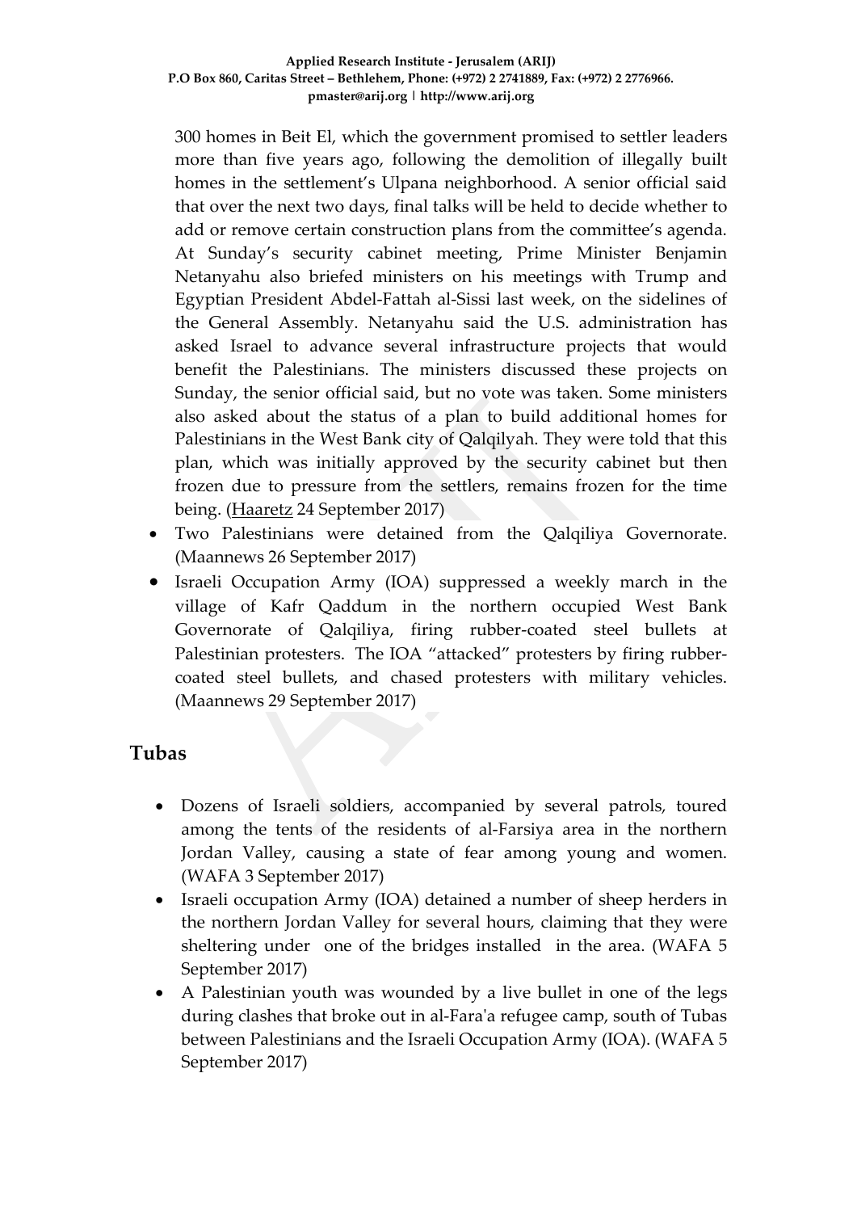300 homes in Beit El, which the government promised to settler leaders more than five years ago, following the demolition of illegally built homes in the settlement's Ulpana neighborhood. A senior official said that over the next two days, final talks will be held to decide whether to add or remove certain construction plans from the committee's agenda. At Sunday's security cabinet meeting, Prime Minister Benjamin Netanyahu also briefed ministers on his meetings with Trump and Egyptian President Abdel-Fattah al-Sissi last week, on the sidelines of the General Assembly. Netanyahu said the U.S. administration has asked Israel to advance several infrastructure projects that would benefit the Palestinians. The ministers discussed these projects on Sunday, the senior official said, but no vote was taken. Some ministers also asked about the status of a plan to build additional homes for Palestinians in the West Bank city of Qalqilyah. They were told that this plan, which was initially approved by the security cabinet but then frozen due to pressure from the settlers, remains frozen for the time being. (Haaretz 24 September 2017)

- Two Palestinians were detained from the Qalqiliya Governorate. (Maannews 26 September 2017)
- Israeli Occupation Army (IOA) suppressed a weekly march in the village of Kafr Qaddum in the northern occupied West Bank Governorate of Qalqiliya, firing rubber-coated steel bullets at Palestinian protesters. The IOA "attacked" protesters by firing rubber-coated steel bullets, and chased protesters with military vehicles. (Maannews 29 September 2017)

## Tubas

- Dozens of Israeli soldiers, accompanied by several patrols, toured among the tents of the residents of al-Farsiya area in the northern Jordan Valley, causing a state of fear among young and women. (WAFA 3 September 2017)
- Israeli occupation Army (IOA) detained a number of sheep herders in the northern Jordan Valley for several hours, claiming that they were sheltering under one of the bridges installed in the area. (WAFA 5 September 2017)
- A Palestinian youth was wounded by a live bullet in one of the legs during clashes that broke out in al-Fara'a refugee camp, south of Tubas between Palestinians and the Israeli Occupation Army (IOA). (WAFA 5 September 2017)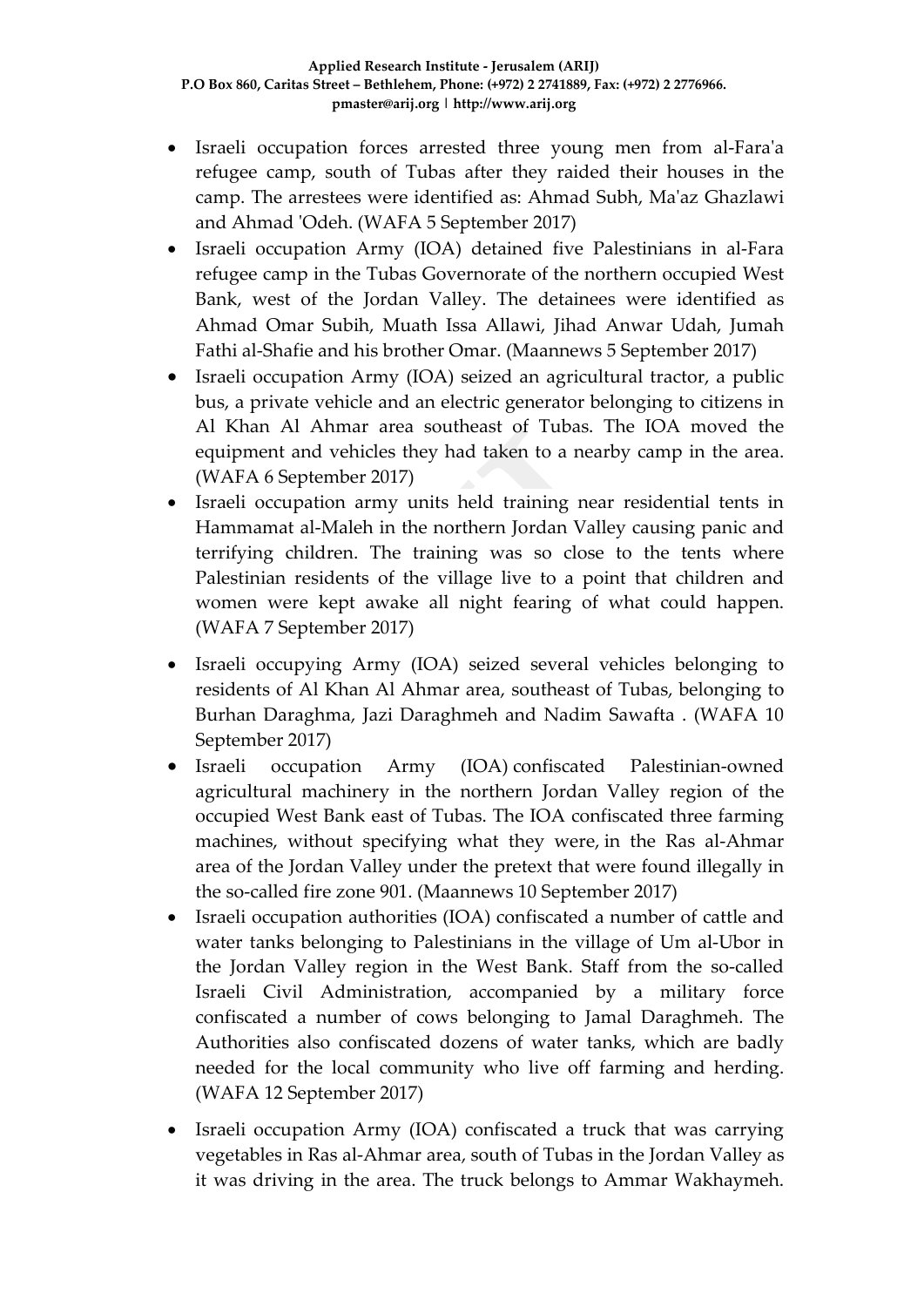- Israeli occupation forces arrested three young men from al-Fara'a refugee camp, south of Tubas after they raided their houses in the camp. The arrestees were identified as: Ahmad Subh, Ma'az Ghazlawi and Ahmad 'Odeh. (WAFA 5 September 2017)
- Israeli occupation Army (IOA) detained five Palestinians in al-Fara refugee camp in the Tubas Governorate of the northern occupied West Bank, west of the Jordan Valley. The detainees were identified as Ahmad Omar Subih, Muath Issa Allawi, Jihad Anwar Udah, Jumah Fathi al-Shafie and his brother Omar. (Maannews 5 September 2017)
- Israeli occupation Army (IOA) seized an agricultural tractor, a public bus, a private vehicle and an electric generator belonging to citizens in Al Khan Al Ahmar area southeast of Tubas. The IOA moved the equipment and vehicles they had taken to a nearby camp in the area. (WAFA 6 September 2017)
- Israeli occupation army units held training near residential tents in Hammamat al-Maleh in the northern Jordan Valley causing panic and terrifying children. The training was so close to the tents where Palestinian residents of the village live to a point that children and women were kept awake all night fearing of what could happen. (WAFA 7 September 2017)
- Israeli occupying Army (IOA) seized several vehicles belonging to residents of Al Khan Al Ahmar area, southeast of Tubas, belonging to Burhan Daraghma, Jazi Daraghmeh and Nadim Sawafta . (WAFA 10 September 2017)
- Israeli occupation Army (IOA) confiscated Palestinian-owned agricultural machinery in the northern Jordan Valley region of the occupied West Bank east of Tubas. The IOA confiscated three farming machines, without specifying what they were, in the Ras al-Ahmar area of the Jordan Valley under the pretext that were found illegally in the so-called fire zone 901. (Maannews 10 September 2017)
- Israeli occupation authorities (IOA) confiscated a number of cattle and water tanks belonging to Palestinians in the village of Um al-Ubor in the Jordan Valley region in the West Bank. Staff from the so-called Israeli Civil Administration, accompanied by a military force confiscated a number of cows belonging to Jamal Daraghmeh. The Authorities also confiscated dozens of water tanks, which are badly needed for the local community who live off farming and herding. (WAFA 12 September 2017)
- Israeli occupation Army (IOA) confiscated a truck that was carrying vegetables in Ras al-Ahmar area, south of Tubas in the Jordan Valley as it was driving in the area. The truck belongs to Ammar Wakhaymeh.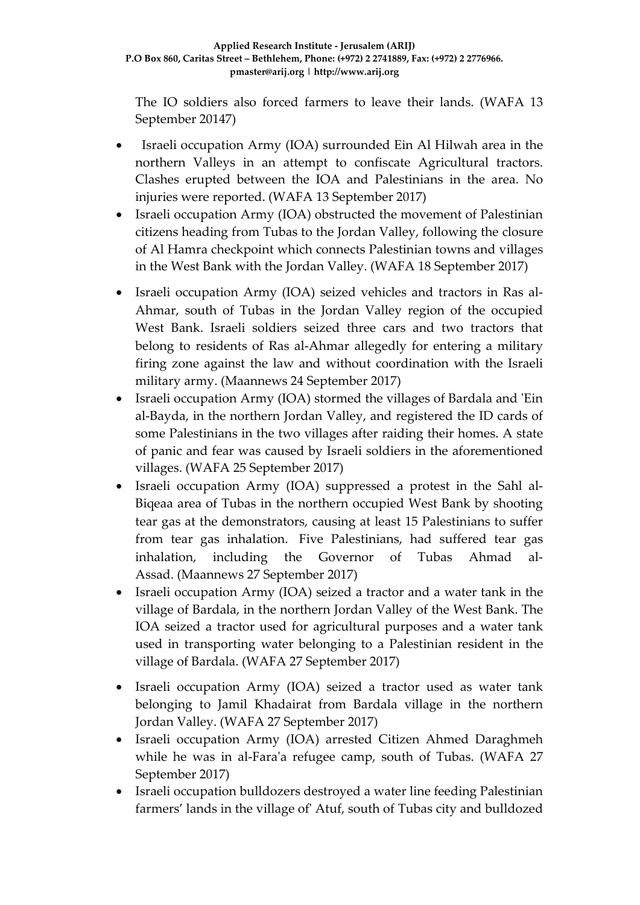The IO soldiers also forced farmers to leave their lands. (WAFA 13 September 20147)

- Israeli occupation Army (IOA) surrounded Ein Al Hilwah area in the northern Valleys in an attempt to confiscate Agricultural tractors. Clashes erupted between the IOA and Palestinians in the area. No injuries were reported. (WAFA 13 September 2017)
- Israeli occupation Army (IOA) obstructed the movement of Palestinian citizens heading from Tubas to the Jordan Valley, following the closure of Al Hamra checkpoint which connects Palestinian towns and villages in the West Bank with the Jordan Valley. (WAFA 18 September 2017)
- Israeli occupation Army (IOA) seized vehicles and tractors in Ras al-Ahmar, south of Tubas in the Jordan Valley region of the occupied West Bank. Israeli soldiers seized three cars and two tractors that belong to residents of Ras al-Ahmar allegedly for entering a military firing zone against the law and without coordination with the Israeli military army. (Maannews 24 September 2017)
- Israeli occupation Army (IOA) stormed the villages of Bardala and 'Ein al-Bayda, in the northern Jordan Valley, and registered the ID cards of some Palestinians in the two villages after raiding their homes. A state of panic and fear was caused by Israeli soldiers in the aforementioned villages. (WAFA 25 September 2017)
- Israeli occupation Army (IOA) suppressed a protest in the Sahl al-Biqeaa area of Tubas in the northern occupied West Bank by shooting tear gas at the demonstrators, causing at least 15 Palestinians to suffer from tear gas inhalation. Five Palestinians, had suffered tear gas inhalation, including the Governor of Tubas Ahmad al-Assad. (Maannews 27 September 2017)
- Israeli occupation Army (IOA) seized a tractor and a water tank in the village of Bardala, in the northern Jordan Valley of the West Bank. The IOA seized a tractor used for agricultural purposes and a water tank used in transporting water belonging to a Palestinian resident in the village of Bardala. (WAFA 27 September 2017)
- Israeli occupation Army (IOA) seized a tractor used as water tank belonging to Jamil Khadairat from Bardala village in the northern Jordan Valley. (WAFA 27 September 2017)
- Israeli occupation Army (IOA) arrested Citizen Ahmed Daraghmeh while he was in al-Fara'a refugee camp, south of Tubas. (WAFA 27 September 2017)
- Israeli occupation bulldozers destroyed a water line feeding Palestinian farmers' lands in the village of' Atuf, south of Tubas city and bulldozed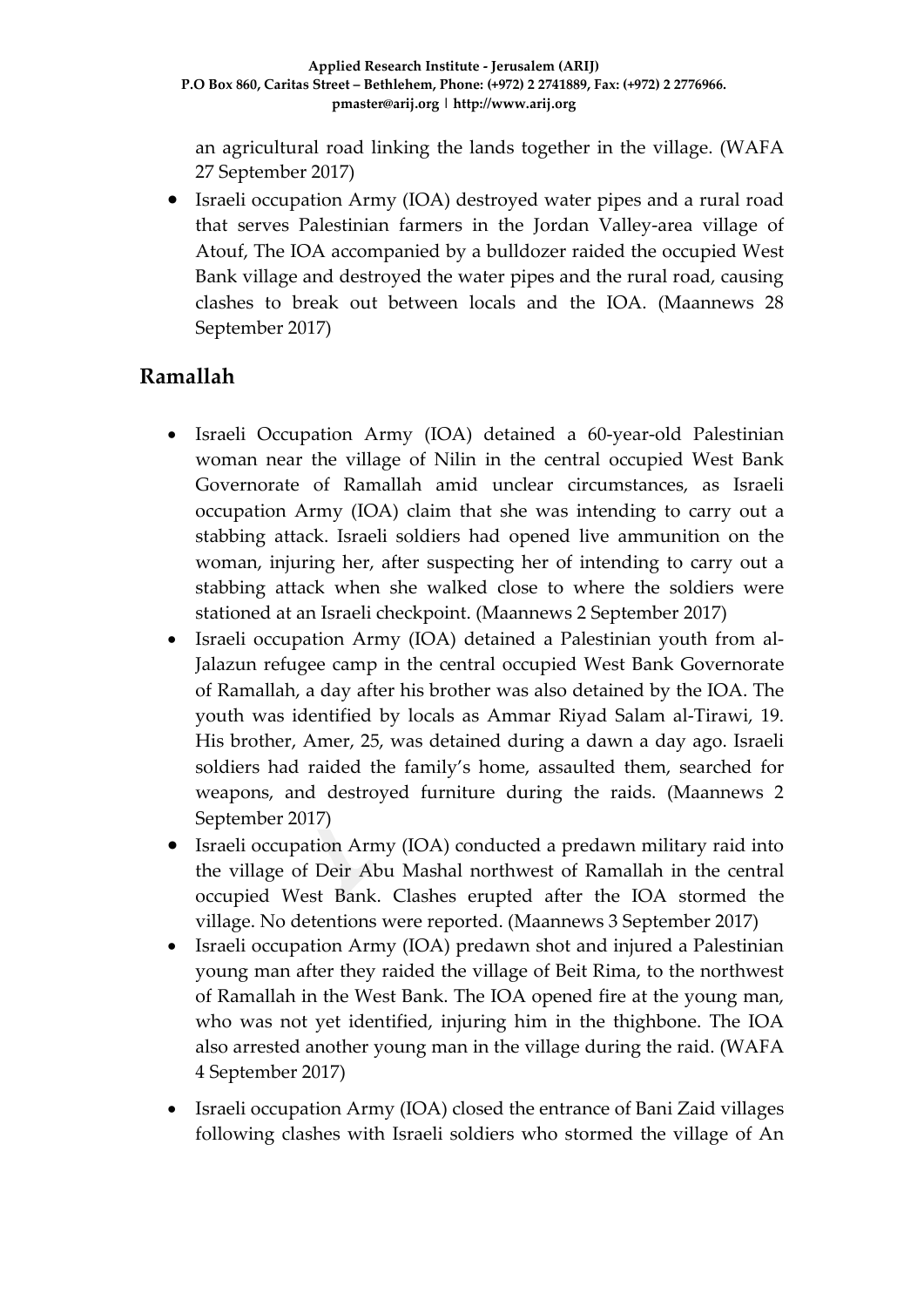an agricultural road linking the lands together in the village. (WAFA 27 September 2017)

- Israeli occupation Army (IOA) destroyed water pipes and a rural road that serves Palestinian farmers in the Jordan Valley-area village of Atouf, The IOA accompanied by a bulldozer raided the occupied West Bank village and destroyed the water pipes and the rural road, causing clashes to break out between locals and the IOA. (Maannews 28 September 2017)

## Ramallah

- Israeli Occupation Army (IOA) detained a 60-year-old Palestinian woman near the village of Nilin in the central occupied West Bank Governorate of Ramallah amid unclear circumstances, as Israeli occupation Army (IOA) claim that she was intending to carry out a stabbing attack. Israeli soldiers had opened live ammunition on the woman, injuring her, after suspecting her of intending to carry out a stabbing attack when she walked close to where the soldiers were stationed at an Israeli checkpoint. (Maannews 2 September 2017)
- Israeli occupation Army (IOA) detained a Palestinian youth from al-Jalazun refugee camp in the central occupied West Bank Governorate of Ramallah, a day after his brother was also detained by the IOA. The youth was identified by locals as Ammar Riyad Salam al-Tirawi, 19. His brother, Amer, 25, was detained during a dawn a day ago. Israeli soldiers had raided the family's home, assaulted them, searched for weapons, and destroyed furniture during the raids. (Maannews 2 September 2017)
- Israeli occupation Army (IOA) conducted a predawn military raid into the village of Deir Abu Mashal northwest of Ramallah in the central occupied West Bank. Clashes erupted after the IOA stormed the village. No detentions were reported. (Maannews 3 September 2017)
- Israeli occupation Army (IOA) predawn shot and injured a Palestinian young man after they raided the village of Beit Rima, to the northwest of Ramallah in the West Bank. The IOA opened fire at the young man, who was not yet identified, injuring him in the thighbone. The IOA also arrested another young man in the village during the raid. (WAFA 4 September 2017)
- Israeli occupation Army (IOA) closed the entrance of Bani Zaid villages following clashes with Israeli soldiers who stormed the village of An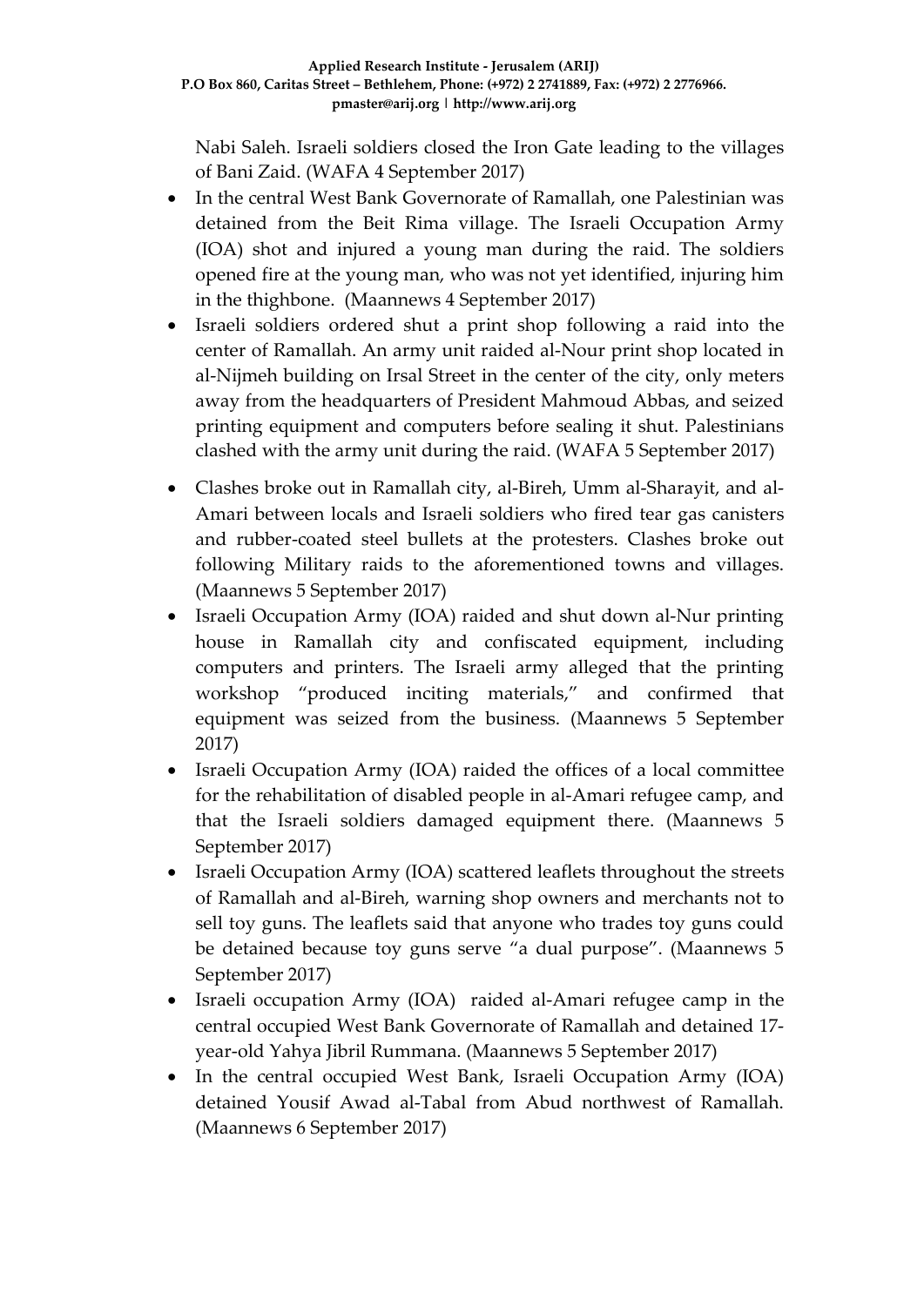Nabi Saleh. Israeli soldiers closed the Iron Gate leading to the villages of Bani Zaid. (WAFA 4 September 2017)

- In the central West Bank Governorate of Ramallah, one Palestinian was detained from the Beit Rima village. The Israeli Occupation Army (IOA) shot and injured a young man during the raid. The soldiers opened fire at the young man, who was not yet identified, injuring him in the thighbone. (Maannews 4 September 2017)
- Israeli soldiers ordered shut a print shop following a raid into the center of Ramallah. An army unit raided al-Nour print shop located in al-Nijmeh building on Irsal Street in the center of the city, only meters away from the headquarters of President Mahmoud Abbas, and seized printing equipment and computers before sealing it shut. Palestinians clashed with the army unit during the raid. (WAFA 5 September 2017)
- Clashes broke out in Ramallah city, al-Bireh, Umm al-Sharayit, and al-Amari between locals and Israeli soldiers who fired tear gas canisters and rubber-coated steel bullets at the protesters. Clashes broke out following Military raids to the aforementioned towns and villages. (Maannews 5 September 2017)
- Israeli Occupation Army (IOA) raided and shut down al-Nur printing house in Ramallah city and confiscated equipment, including computers and printers. The Israeli army alleged that the printing workshop "produced inciting materials," and confirmed that equipment was seized from the business. (Maannews 5 September 2017)
- Israeli Occupation Army (IOA) raided the offices of a local committee for the rehabilitation of disabled people in al-Amari refugee camp, and that the Israeli soldiers damaged equipment there. (Maannews 5 September 2017)
- Israeli Occupation Army (IOA) scattered leaflets throughout the streets of Ramallah and al-Bireh, warning shop owners and merchants not to sell toy guns. The leaflets said that anyone who trades toy guns could be detained because toy guns serve "a dual purpose". (Maannews 5 September 2017)
- Israeli occupation Army (IOA) raided al-Amari refugee camp in the central occupied West Bank Governorate of Ramallah and detained 17-year-old Yahya Jibril Rummana. (Maannews 5 September 2017)
- In the central occupied West Bank, Israeli Occupation Army (IOA) detained Yousif Awad al-Tabal from Abud northwest of Ramallah. (Maannews 6 September 2017)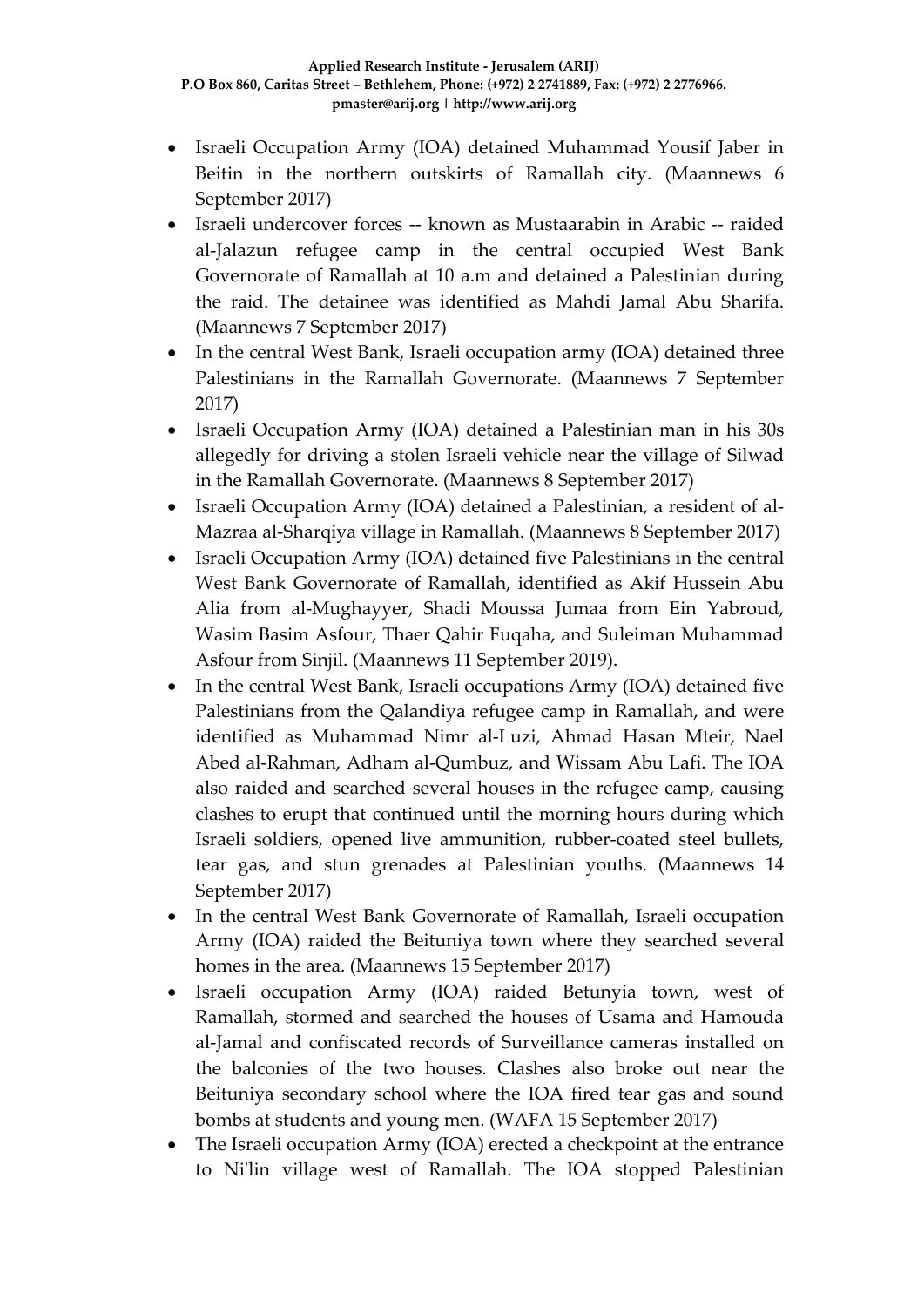- Israeli Occupation Army (IOA) detained Muhammad Yousif Jaber in Beitin in the northern outskirts of Ramallah city. (Maannews 6 September 2017)
- Israeli undercover forces -- known as Mustaarabin in Arabic -- raided al-Jalazun refugee camp in the central occupied West Bank Governorate of Ramallah at 10 a.m and detained a Palestinian during the raid. The detainee was identified as Mahdi Jamal Abu Sharifa. (Maannews 7 September 2017)
- In the central West Bank, Israeli occupation army (IOA) detained three Palestinians in the Ramallah Governorate. (Maannews 7 September 2017)
- Israeli Occupation Army (IOA) detained a Palestinian man in his 30s allegedly for driving a stolen Israeli vehicle near the village of Silwad in the Ramallah Governorate. (Maannews 8 September 2017)
- Israeli Occupation Army (IOA) detained a Palestinian, a resident of al-Mazraa al-Sharqiya village in Ramallah. (Maannews 8 September 2017)
- Israeli Occupation Army (IOA) detained five Palestinians in the central West Bank Governorate of Ramallah, identified as Akif Hussein Abu Alia from al-Mughayyer, Shadi Moussa Jumaa from Ein Yabroud, Wasim Basim Asfour, Thaer Qahir Fuqaha, and Suleiman Muhammad Asfour from Sinjil. (Maannews 11 September 2019).
- In the central West Bank, Israeli occupations Army (IOA) detained five Palestinians from the Qalandiya refugee camp in Ramallah, and were identified as Muhammad Nimr al-Luzi, Ahmad Hasan Mteir, Nael Abed al-Rahman, Adham al-Qumbuz, and Wissam Abu Lafi. The IOA also raided and searched several houses in the refugee camp, causing clashes to erupt that continued until the morning hours during which Israeli soldiers, opened live ammunition, rubber-coated steel bullets, tear gas, and stun grenades at Palestinian youths. (Maannews 14 September 2017)
- In the central West Bank Governorate of Ramallah, Israeli occupation Army (IOA) raided the Beituniya town where they searched several homes in the area. (Maannews 15 September 2017)
- Israeli occupation Army (IOA) raided Betunyia town, west of Ramallah, stormed and searched the houses of Usama and Hamouda al-Jamal and confiscated records of Surveillance cameras installed on the balconies of the two houses. Clashes also broke out near the Beituniya secondary school where the IOA fired tear gas and sound bombs at students and young men. (WAFA 15 September 2017)
- The Israeli occupation Army (IOA) erected a checkpoint at the entrance to Ni'lin village west of Ramallah. The IOA stopped Palestinian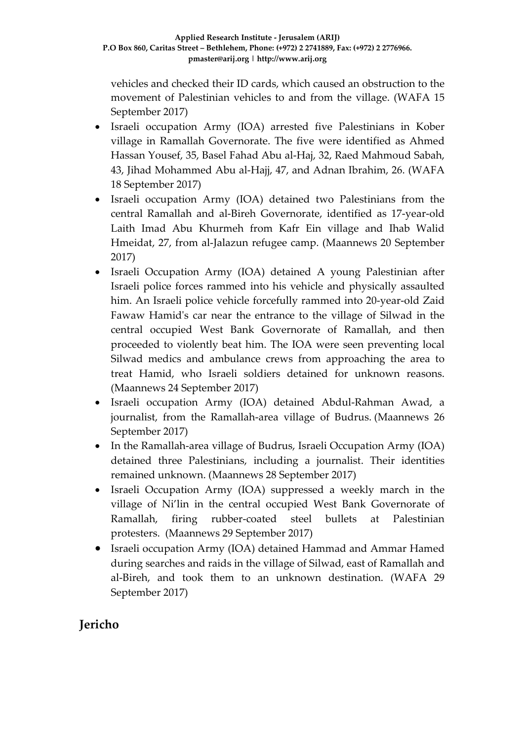vehicles and checked their ID cards, which caused an obstruction to the movement of Palestinian vehicles to and from the village. (WAFA 15 September 2017)

- Israeli occupation Army (IOA) arrested five Palestinians in Kober village in Ramallah Governorate. The five were identified as Ahmed Hassan Yousef, 35, Basel Fahad Abu al-Haj, 32, Raed Mahmoud Sabah, 43, Jihad Mohammed Abu al-Hajj, 47, and Adnan Ibrahim, 26. (WAFA 18 September 2017)
- Israeli occupation Army (IOA) detained two Palestinians from the central Ramallah and al-Bireh Governorate, identified as 17-year-old Laith Imad Abu Khurmeh from Kafr Ein village and Ihab Walid Hmeidat, 27, from al-Jalazun refugee camp. (Maannews 20 September 2017)
- Israeli Occupation Army (IOA) detained A young Palestinian after Israeli police forces rammed into his vehicle and physically assaulted him. An Israeli police vehicle forcefully rammed into 20-year-old Zaid Fawaw Hamid's car near the entrance to the village of Silwad in the central occupied West Bank Governorate of Ramallah, and then proceeded to violently beat him. The IOA were seen preventing local Silwad medics and ambulance crews from approaching the area to treat Hamid, who Israeli soldiers detained for unknown reasons. (Maannews 24 September 2017)
- Israeli occupation Army (IOA) detained Abdul-Rahman Awad, a journalist, from the Ramallah-area village of Budrus. (Maannews 26 September 2017)
- In the Ramallah-area village of Budrus, Israeli Occupation Army (IOA) detained three Palestinians, including a journalist. Their identities remained unknown. (Maannews 28 September 2017)
- Israeli Occupation Army (IOA) suppressed a weekly march in the village of Ni'lin in the central occupied West Bank Governorate of Ramallah, firing rubber-coated steel bullets at Palestinian protesters. (Maannews 29 September 2017)
- Israeli occupation Army (IOA) detained Hammad and Ammar Hamed during searches and raids in the village of Silwad, east of Ramallah and al-Bireh, and took them to an unknown destination. (WAFA 29 September 2017)

## Jericho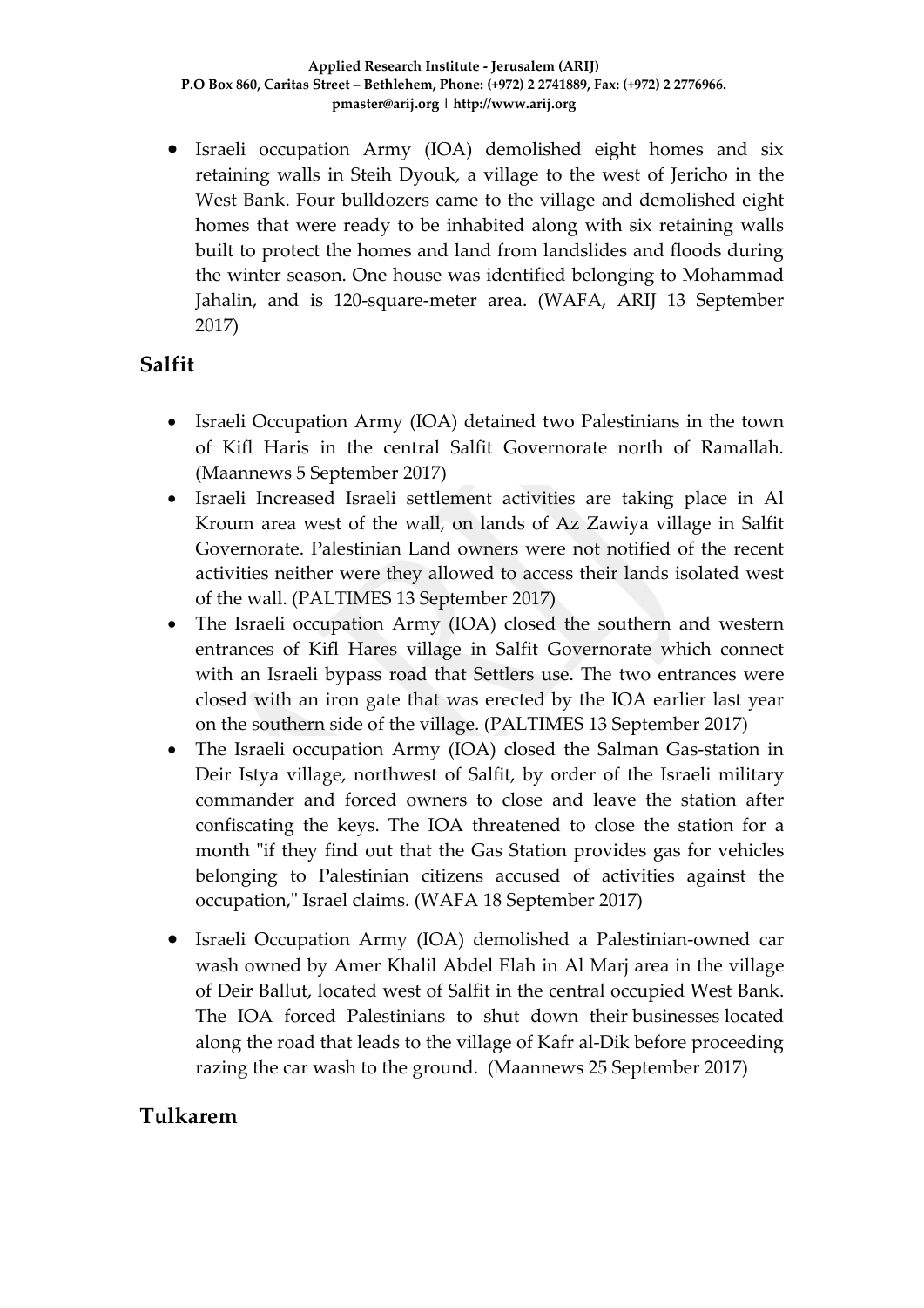- Israeli occupation Army (IOA) demolished eight homes and six retaining walls in Steih Dyouk, a village to the west of Jericho in the West Bank. Four bulldozers came to the village and demolished eight homes that were ready to be inhabited along with six retaining walls built to protect the homes and land from landslides and floods during the winter season. One house was identified belonging to Mohammad Jahalin, and is 120-square-meter area. (WAFA, ARIJ 13 September 2017)

## Salfit

- Israeli Occupation Army (IOA) detained two Palestinians in the town of Kifl Haris in the central Salfit Governorate north of Ramallah. (Maannews 5 September 2017)
- Israeli Increased Israeli settlement activities are taking place in Al Kroum area west of the wall, on lands of Az Zawiya village in Salfit Governorate. Palestinian Land owners were not notified of the recent activities neither were they allowed to access their lands isolated west of the wall. (PALTIMES 13 September 2017)
- The Israeli occupation Army (IOA) closed the southern and western entrances of Kifl Hares village in Salfit Governorate which connect with an Israeli bypass road that Settlers use. The two entrances were closed with an iron gate that was erected by the IOA earlier last year on the southern side of the village. (PALTIMES 13 September 2017)
- The Israeli occupation Army (IOA) closed the Salman Gas-station in Deir Istya village, northwest of Salfit, by order of the Israeli military commander and forced owners to close and leave the station after confiscating the keys. The IOA threatened to close the station for a month "if they find out that the Gas Station provides gas for vehicles belonging to Palestinian citizens accused of activities against the occupation," Israel claims. (WAFA 18 September 2017)
- Israeli Occupation Army (IOA) demolished a Palestinian-owned car wash owned by Amer Khalil Abdel Elah in Al Marj area in the village of Deir Ballut, located west of Salfit in the central occupied West Bank. The IOA forced Palestinians to shut down their businesses located along the road that leads to the village of Kafr al-Dik before proceeding razing the car wash to the ground. (Maannews 25 September 2017)

## Tulkarem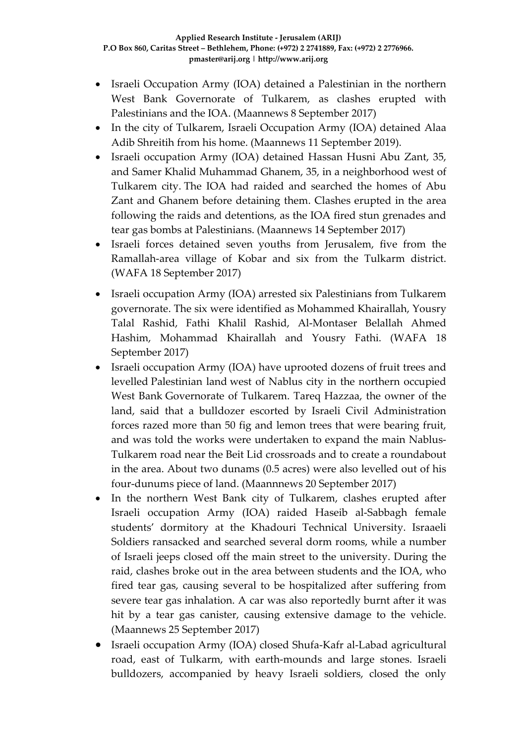- Israeli Occupation Army (IOA) detained a Palestinian in the northern West Bank Governorate of Tulkarem, as clashes erupted with Palestinians and the IOA. (Maannews 8 September 2017)
- In the city of Tulkarem, Israeli Occupation Army (IOA) detained Alaa Adib Shreitih from his home. (Maannews 11 September 2019).
- Israeli occupation Army (IOA) detained Hassan Husni Abu Zant, 35, and Samer Khalid Muhammad Ghanem, 35, in a neighborhood west of Tulkarem city. The IOA had raided and searched the homes of Abu Zant and Ghanem before detaining them. Clashes erupted in the area following the raids and detentions, as the IOA fired stun grenades and tear gas bombs at Palestinians. (Maannews 14 September 2017)
- Israeli forces detained seven youths from Jerusalem, five from the Ramallah-area village of Kobar and six from the Tulkarm district. (WAFA 18 September 2017)
- Israeli occupation Army (IOA) arrested six Palestinians from Tulkarem governorate. The six were identified as Mohammed Khairallah, Yousry Talal Rashid, Fathi Khalil Rashid, Al-Montaser Belallah Ahmed Hashim, Mohammad Khairallah and Yousry Fathi. (WAFA 18 September 2017)
- Israeli occupation Army (IOA) have uprooted dozens of fruit trees and levelled Palestinian land west of Nablus city in the northern occupied West Bank Governorate of Tulkarem. Tareq Hazzaa, the owner of the land, said that a bulldozer escorted by Israeli Civil Administration forces razed more than 50 fig and lemon trees that were bearing fruit, and was told the works were undertaken to expand the main Nablus-Tulkarem road near the Beit Lid crossroads and to create a roundabout in the area. About two dunams (0.5 acres) were also levelled out of his four-dunums piece of land. (Maannnews 20 September 2017)
- In the northern West Bank city of Tulkarem, clashes erupted after Israeli occupation Army (IOA) raided Haseib al-Sabbagh female students' dormitory at the Khadouri Technical University. Israaeli Soldiers ransacked and searched several dorm rooms, while a number of Israeli jeeps closed off the main street to the university. During the raid, clashes broke out in the area between students and the IOA, who fired tear gas, causing several to be hospitalized after suffering from severe tear gas inhalation. A car was also reportedly burnt after it was hit by a tear gas canister, causing extensive damage to the vehicle. (Maannews 25 September 2017)
- Israeli occupation Army (IOA) closed Shufa-Kafr al-Labad agricultural road, east of Tulkarm, with earth-mounds and large stones. Israeli bulldozers, accompanied by heavy Israeli soldiers, closed the only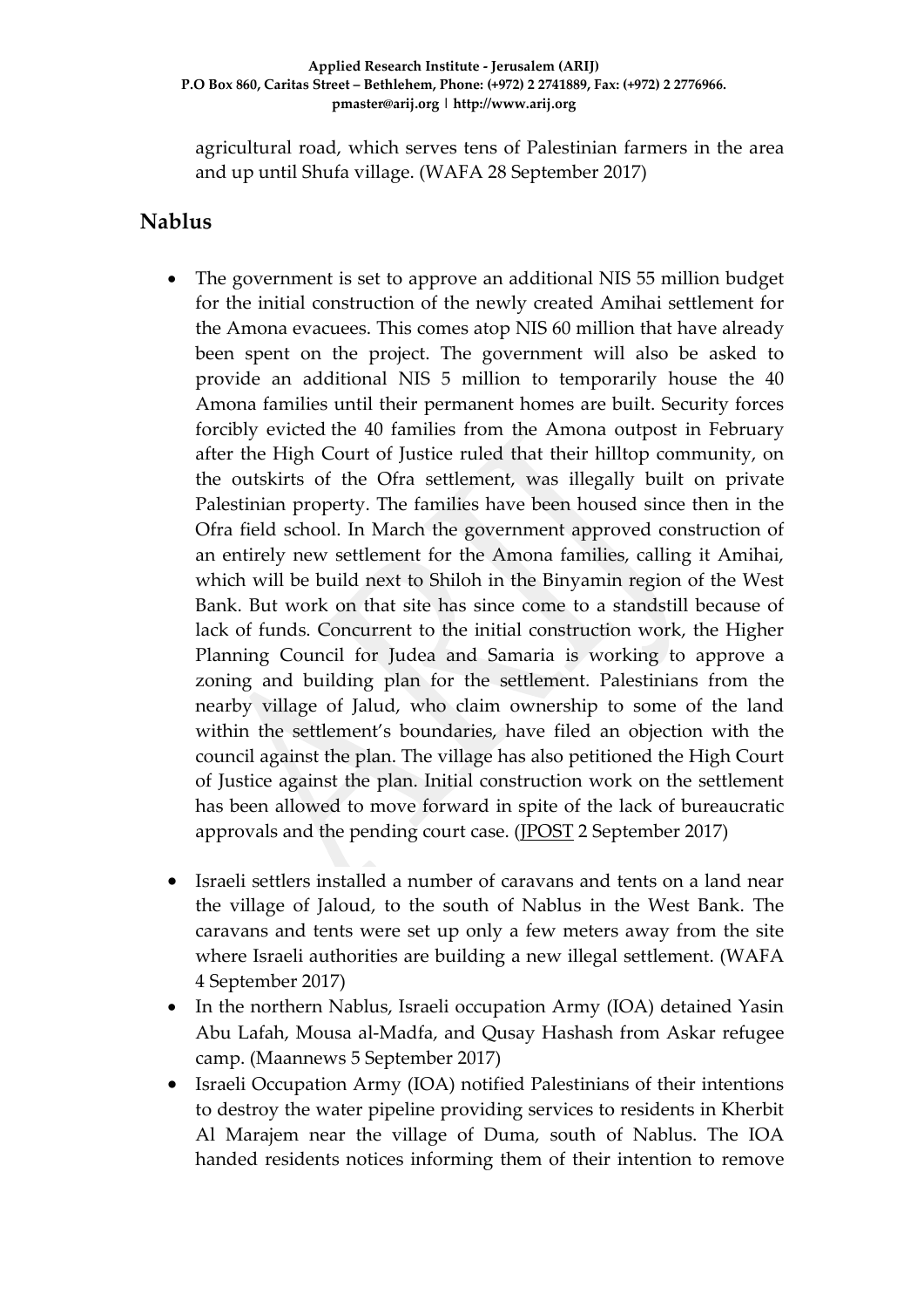agricultural road, which serves tens of Palestinian farmers in the area and up until Shufa village. (WAFA 28 September 2017)

## Nablus

- The government is set to approve an additional NIS 55 million budget for the initial construction of the newly created Amihai settlement for the Amona evacuees. This comes atop NIS 60 million that have already been spent on the project. The government will also be asked to provide an additional NIS 5 million to temporarily house the 40 Amona families until their permanent homes are built. Security forces forcibly evicted the 40 families from the Amona outpost in February after the High Court of Justice ruled that their hilltop community, on the outskirts of the Ofra settlement, was illegally built on private Palestinian property. The families have been housed since then in the Ofra field school. In March the government approved construction of an entirely new settlement for the Amona families, calling it Amihai, which will be build next to Shiloh in the Binyamin region of the West Bank. But work on that site has since come to a standstill because of lack of funds. Concurrent to the initial construction work, the Higher Planning Council for Judea and Samaria is working to approve a zoning and building plan for the settlement. Palestinians from the nearby village of Jalud, who claim ownership to some of the land within the settlement's boundaries, have filed an objection with the council against the plan. The village has also petitioned the High Court of Justice against the plan. Initial construction work on the settlement has been allowed to move forward in spite of the lack of bureaucratic approvals and the pending court case. (JPOST 2 September 2017)

- Israeli settlers installed a number of caravans and tents on a land near the village of Jaloud, to the south of Nablus in the West Bank. The caravans and tents were set up only a few meters away from the site where Israeli authorities are building a new illegal settlement. (WAFA 4 September 2017)
- In the northern Nablus, Israeli occupation Army (IOA) detained Yasin Abu Lafah, Mousa al-Madfa, and Qusay Hashash from Askar refugee camp. (Maannews 5 September 2017)
- Israeli Occupation Army (IOA) notified Palestinians of their intentions to destroy the water pipeline providing services to residents in Kherbit Al Marajem near the village of Duma, south of Nablus. The IOA handed residents notices informing them of their intention to remove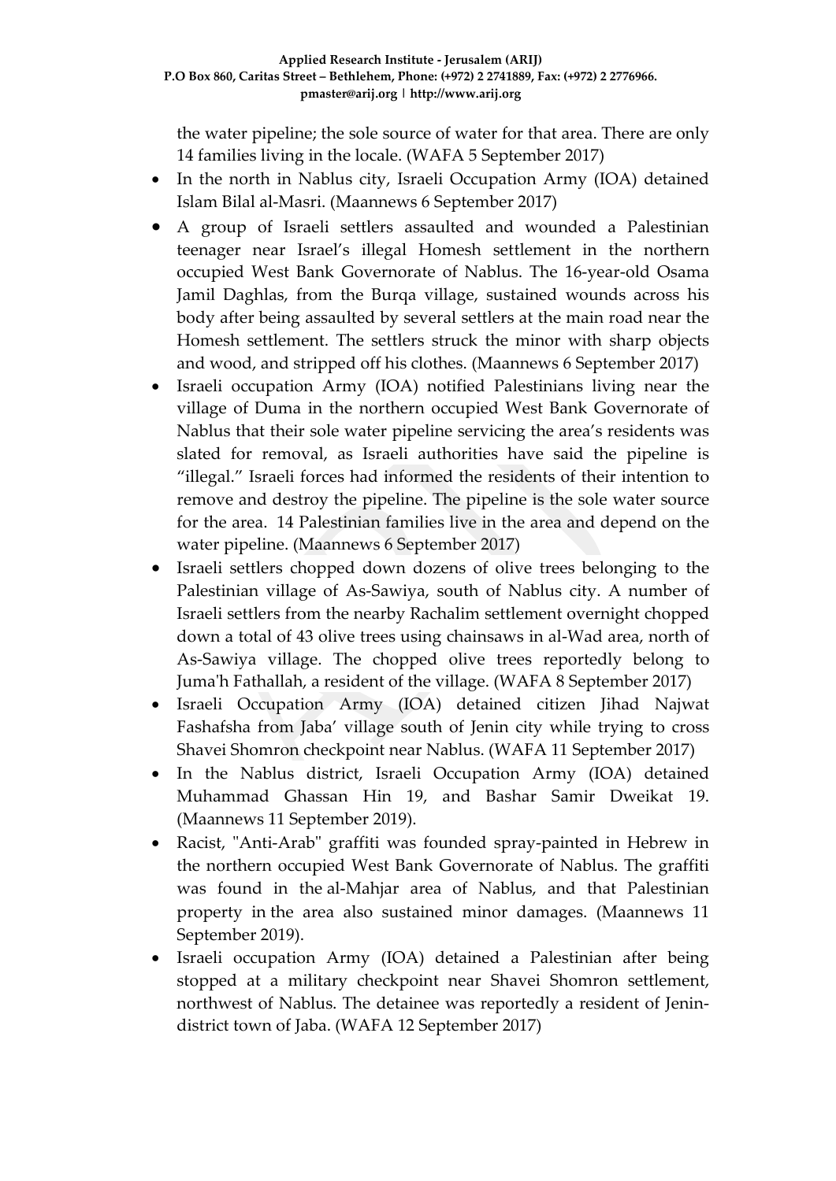the water pipeline; the sole source of water for that area. There are only 14 families living in the locale. (WAFA 5 September 2017)

- In the north in Nablus city, Israeli Occupation Army (IOA) detained Islam Bilal al-Masri. (Maannews 6 September 2017)
- A group of Israeli settlers assaulted and wounded a Palestinian teenager near Israel's illegal Homesh settlement in the northern occupied West Bank Governorate of Nablus. The 16-year-old Osama Jamil Daghlas, from the Burqa village, sustained wounds across his body after being assaulted by several settlers at the main road near the Homesh settlement. The settlers struck the minor with sharp objects and wood, and stripped off his clothes. (Maannews 6 September 2017)
- Israeli occupation Army (IOA) notified Palestinians living near the village of Duma in the northern occupied West Bank Governorate of Nablus that their sole water pipeline servicing the area's residents was slated for removal, as Israeli authorities have said the pipeline is "illegal." Israeli forces had informed the residents of their intention to remove and destroy the pipeline. The pipeline is the sole water source for the area. 14 Palestinian families live in the area and depend on the water pipeline. (Maannews 6 September 2017)
- Israeli settlers chopped down dozens of olive trees belonging to the Palestinian village of As-Sawiya, south of Nablus city. A number of Israeli settlers from the nearby Rachalim settlement overnight chopped down a total of 43 olive trees using chainsaws in al-Wad area, north of As-Sawiya village. The chopped olive trees reportedly belong to Juma'h Fathallah, a resident of the village. (WAFA 8 September 2017)
- Israeli Occupation Army (IOA) detained citizen Jihad Najwat Fashafsha from Jaba' village south of Jenin city while trying to cross Shavei Shomron checkpoint near Nablus. (WAFA 11 September 2017)
- In the Nablus district, Israeli Occupation Army (IOA) detained Muhammad Ghassan Hin 19, and Bashar Samir Dweikat 19. (Maannews 11 September 2019).
- Racist, "Anti-Arab" graffiti was founded spray-painted in Hebrew in the northern occupied West Bank Governorate of Nablus. The graffiti was found in the al-Mahjar area of Nablus, and that Palestinian property in the area also sustained minor damages. (Maannews 11 September 2019).
- Israeli occupation Army (IOA) detained a Palestinian after being stopped at a military checkpoint near Shavei Shomron settlement, northwest of Nablus. The detainee was reportedly a resident of Jenin-district town of Jaba. (WAFA 12 September 2017)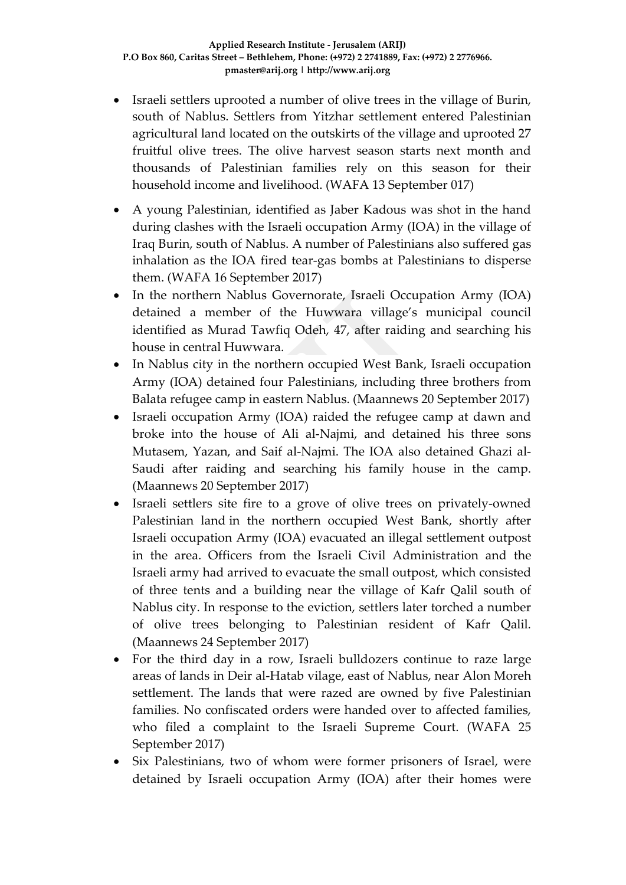- Israeli settlers uprooted a number of olive trees in the village of Burin, south of Nablus. Settlers from Yitzhar settlement entered Palestinian agricultural land located on the outskirts of the village and uprooted 27 fruitful olive trees. The olive harvest season starts next month and thousands of Palestinian families rely on this season for their household income and livelihood. (WAFA 13 September 017)
- A young Palestinian, identified as Jaber Kadous was shot in the hand during clashes with the Israeli occupation Army (IOA) in the village of Iraq Burin, south of Nablus. A number of Palestinians also suffered gas inhalation as the IOA fired tear-gas bombs at Palestinians to disperse them. (WAFA 16 September 2017)
- In the northern Nablus Governorate, Israeli Occupation Army (IOA) detained a member of the Huwwara village's municipal council identified as Murad Tawfiq Odeh, 47, after raiding and searching his house in central Huwwara.
- In Nablus city in the northern occupied West Bank, Israeli occupation Army (IOA) detained four Palestinians, including three brothers from Balata refugee camp in eastern Nablus. (Maannews 20 September 2017)
- Israeli occupation Army (IOA) raided the refugee camp at dawn and broke into the house of Ali al-Najmi, and detained his three sons Mutasem, Yazan, and Saif al-Najmi. The IOA also detained Ghazi al-Saudi after raiding and searching his family house in the camp. (Maannews 20 September 2017)
- Israeli settlers site fire to a grove of olive trees on privately-owned Palestinian land in the northern occupied West Bank, shortly after Israeli occupation Army (IOA) evacuated an illegal settlement outpost in the area. Officers from the Israeli Civil Administration and the Israeli army had arrived to evacuate the small outpost, which consisted of three tents and a building near the village of Kafr Qalil south of Nablus city. In response to the eviction, settlers later torched a number of olive trees belonging to Palestinian resident of Kafr Qalil. (Maannews 24 September 2017)
- For the third day in a row, Israeli bulldozers continue to raze large areas of lands in Deir al-Hatab vilage, east of Nablus, near Alon Moreh settlement. The lands that were razed are owned by five Palestinian families. No confiscated orders were handed over to affected families, who filed a complaint to the Israeli Supreme Court. (WAFA 25 September 2017)
- Six Palestinians, two of whom were former prisoners of Israel, were detained by Israeli occupation Army (IOA) after their homes were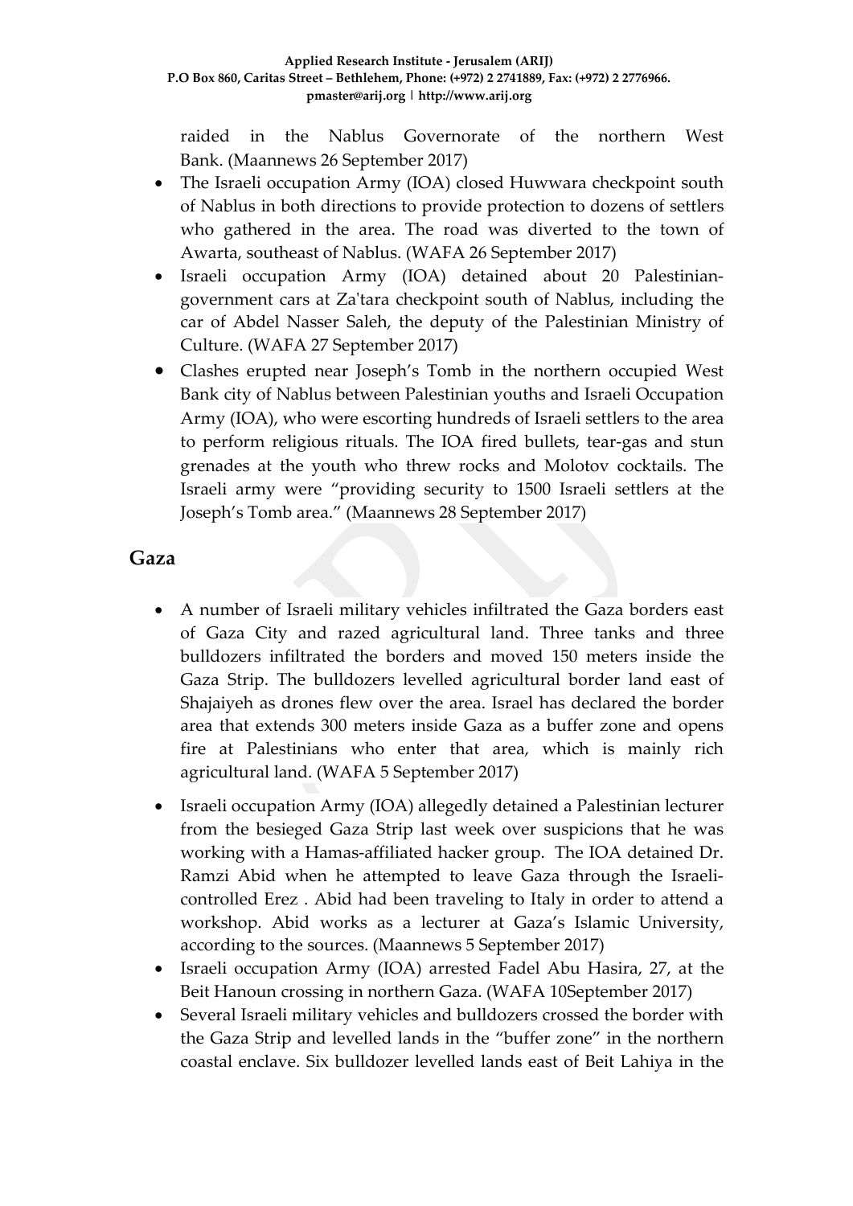raided in the Nablus Governorate of the northern West Bank. (Maannews 26 September 2017)

- The Israeli occupation Army (IOA) closed Huwwara checkpoint south of Nablus in both directions to provide protection to dozens of settlers who gathered in the area. The road was diverted to the town of Awarta, southeast of Nablus. (WAFA 26 September 2017)
- Israeli occupation Army (IOA) detained about 20 Palestinian-government cars at Za'tara checkpoint south of Nablus, including the car of Abdel Nasser Saleh, the deputy of the Palestinian Ministry of Culture. (WAFA 27 September 2017)
- Clashes erupted near Joseph's Tomb in the northern occupied West Bank city of Nablus between Palestinian youths and Israeli Occupation Army (IOA), who were escorting hundreds of Israeli settlers to the area to perform religious rituals. The IOA fired bullets, tear-gas and stun grenades at the youth who threw rocks and Molotov cocktails. The Israeli army were "providing security to 1500 Israeli settlers at the Joseph's Tomb area." (Maannews 28 September 2017)

## Gaza

- A number of Israeli military vehicles infiltrated the Gaza borders east of Gaza City and razed agricultural land. Three tanks and three bulldozers infiltrated the borders and moved 150 meters inside the Gaza Strip. The bulldozers levelled agricultural border land east of Shajaiyeh as drones flew over the area. Israel has declared the border area that extends 300 meters inside Gaza as a buffer zone and opens fire at Palestinians who enter that area, which is mainly rich agricultural land. (WAFA 5 September 2017)
- Israeli occupation Army (IOA) allegedly detained a Palestinian lecturer from the besieged Gaza Strip last week over suspicions that he was working with a Hamas-affiliated hacker group. The IOA detained Dr. Ramzi Abid when he attempted to leave Gaza through the Israeli-controlled Erez . Abid had been traveling to Italy in order to attend a workshop. Abid works as a lecturer at Gaza's Islamic University, according to the sources. (Maannews 5 September 2017)
- Israeli occupation Army (IOA) arrested Fadel Abu Hasira, 27, at the Beit Hanoun crossing in northern Gaza. (WAFA 10September 2017)
- Several Israeli military vehicles and bulldozers crossed the border with the Gaza Strip and levelled lands in the "buffer zone" in the northern coastal enclave. Six bulldozer levelled lands east of Beit Lahiya in the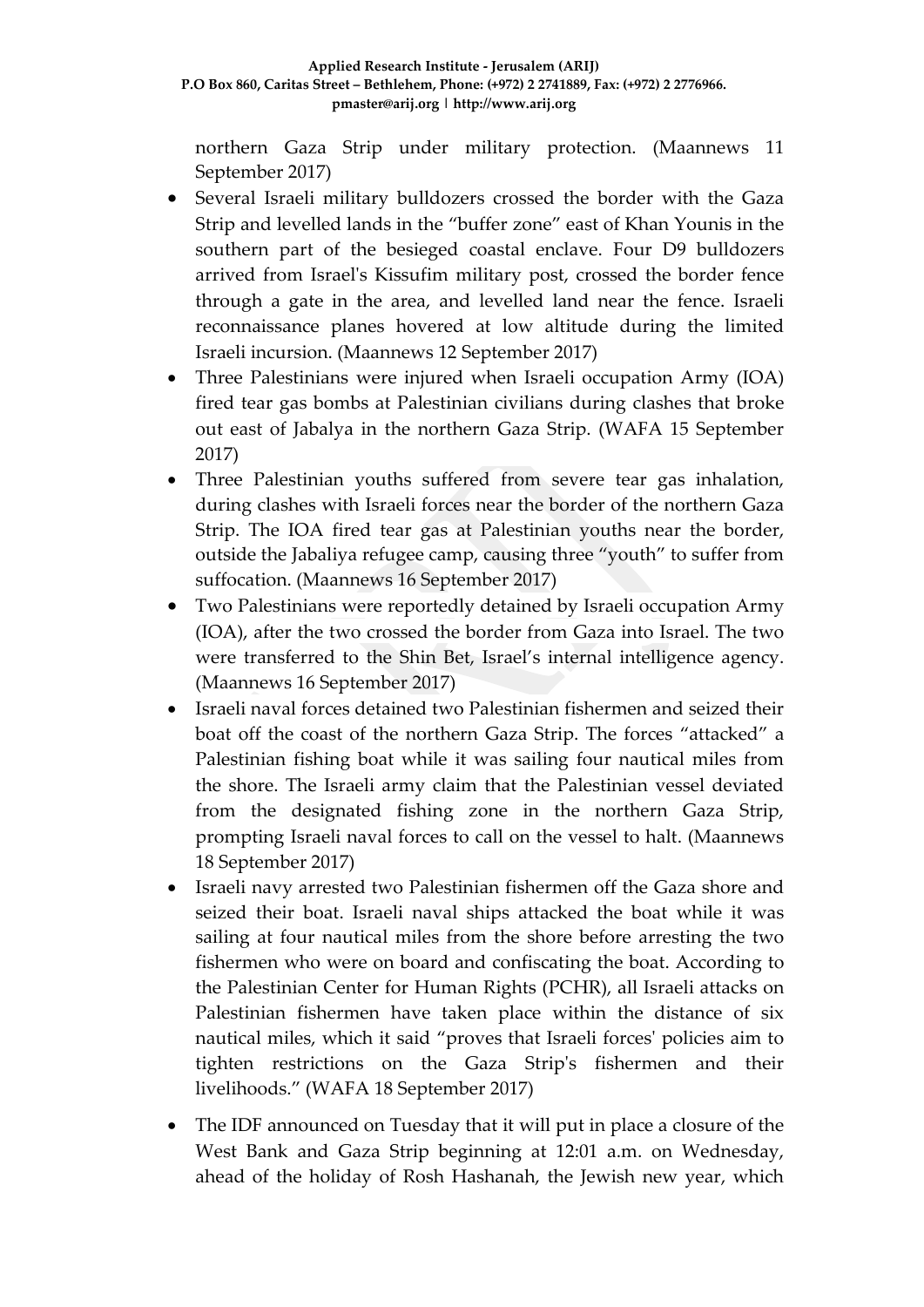northern Gaza Strip under military protection. (Maannews 11 September 2017)

- Several Israeli military bulldozers crossed the border with the Gaza Strip and levelled lands in the "buffer zone" east of Khan Younis in the southern part of the besieged coastal enclave. Four D9 bulldozers arrived from Israel's Kissufim military post, crossed the border fence through a gate in the area, and levelled land near the fence. Israeli reconnaissance planes hovered at low altitude during the limited Israeli incursion. (Maannews 12 September 2017)
- Three Palestinians were injured when Israeli occupation Army (IOA) fired tear gas bombs at Palestinian civilians during clashes that broke out east of Jabalya in the northern Gaza Strip. (WAFA 15 September 2017)
- Three Palestinian youths suffered from severe tear gas inhalation, during clashes with Israeli forces near the border of the northern Gaza Strip. The IOA fired tear gas at Palestinian youths near the border, outside the Jabaliya refugee camp, causing three "youth" to suffer from suffocation. (Maannews 16 September 2017)
- Two Palestinians were reportedly detained by Israeli occupation Army (IOA), after the two crossed the border from Gaza into Israel. The two were transferred to the Shin Bet, Israel's internal intelligence agency. (Maannews 16 September 2017)
- Israeli naval forces detained two Palestinian fishermen and seized their boat off the coast of the northern Gaza Strip. The forces "attacked" a Palestinian fishing boat while it was sailing four nautical miles from the shore. The Israeli army claim that the Palestinian vessel deviated from the designated fishing zone in the northern Gaza Strip, prompting Israeli naval forces to call on the vessel to halt. (Maannews 18 September 2017)
- Israeli navy arrested two Palestinian fishermen off the Gaza shore and seized their boat. Israeli naval ships attacked the boat while it was sailing at four nautical miles from the shore before arresting the two fishermen who were on board and confiscating the boat. According to the Palestinian Center for Human Rights (PCHR), all Israeli attacks on Palestinian fishermen have taken place within the distance of six nautical miles, which it said "proves that Israeli forces' policies aim to tighten restrictions on the Gaza Strip's fishermen and their livelihoods." (WAFA 18 September 2017)
- The IDF announced on Tuesday that it will put in place a closure of the West Bank and Gaza Strip beginning at 12:01 a.m. on Wednesday, ahead of the holiday of Rosh Hashanah, the Jewish new year, which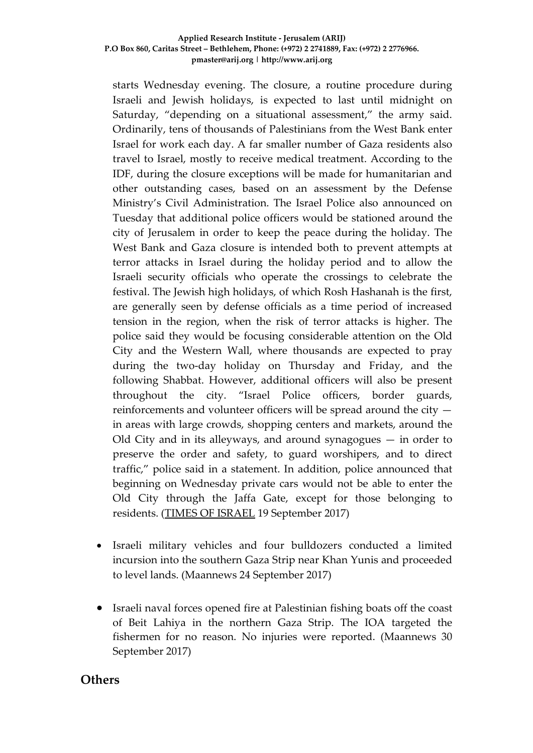starts Wednesday evening. The closure, a routine procedure during Israeli and Jewish holidays, is expected to last until midnight on Saturday, "depending on a situational assessment," the army said. Ordinarily, tens of thousands of Palestinians from the West Bank enter Israel for work each day. A far smaller number of Gaza residents also travel to Israel, mostly to receive medical treatment. According to the IDF, during the closure exceptions will be made for humanitarian and other outstanding cases, based on an assessment by the Defense Ministry's Civil Administration. The Israel Police also announced on Tuesday that additional police officers would be stationed around the city of Jerusalem in order to keep the peace during the holiday. The West Bank and Gaza closure is intended both to prevent attempts at terror attacks in Israel during the holiday period and to allow the Israeli security officials who operate the crossings to celebrate the festival. The Jewish high holidays, of which Rosh Hashanah is the first, are generally seen by defense officials as a time period of increased tension in the region, when the risk of terror attacks is higher. The police said they would be focusing considerable attention on the Old City and the Western Wall, where thousands are expected to pray during the two-day holiday on Thursday and Friday, and the following Shabbat. However, additional officers will also be present throughout the city. "Israel Police officers, border guards, reinforcements and volunteer officers will be spread around the city — in areas with large crowds, shopping centers and markets, around the Old City and in its alleyways, and around synagogues — in order to preserve the order and safety, to guard worshipers, and to direct traffic," police said in a statement. In addition, police announced that beginning on Wednesday private cars would not be able to enter the Old City through the Jaffa Gate, except for those belonging to residents. (TIMES OF ISRAEL 19 September 2017)

- Israeli military vehicles and four bulldozers conducted a limited incursion into the southern Gaza Strip near Khan Yunis and proceeded to level lands. (Maannews 24 September 2017)

- Israeli naval forces opened fire at Palestinian fishing boats off the coast of Beit Lahiya in the northern Gaza Strip. The IOA targeted the fishermen for no reason. No injuries were reported. (Maannews 30 September 2017)

## Others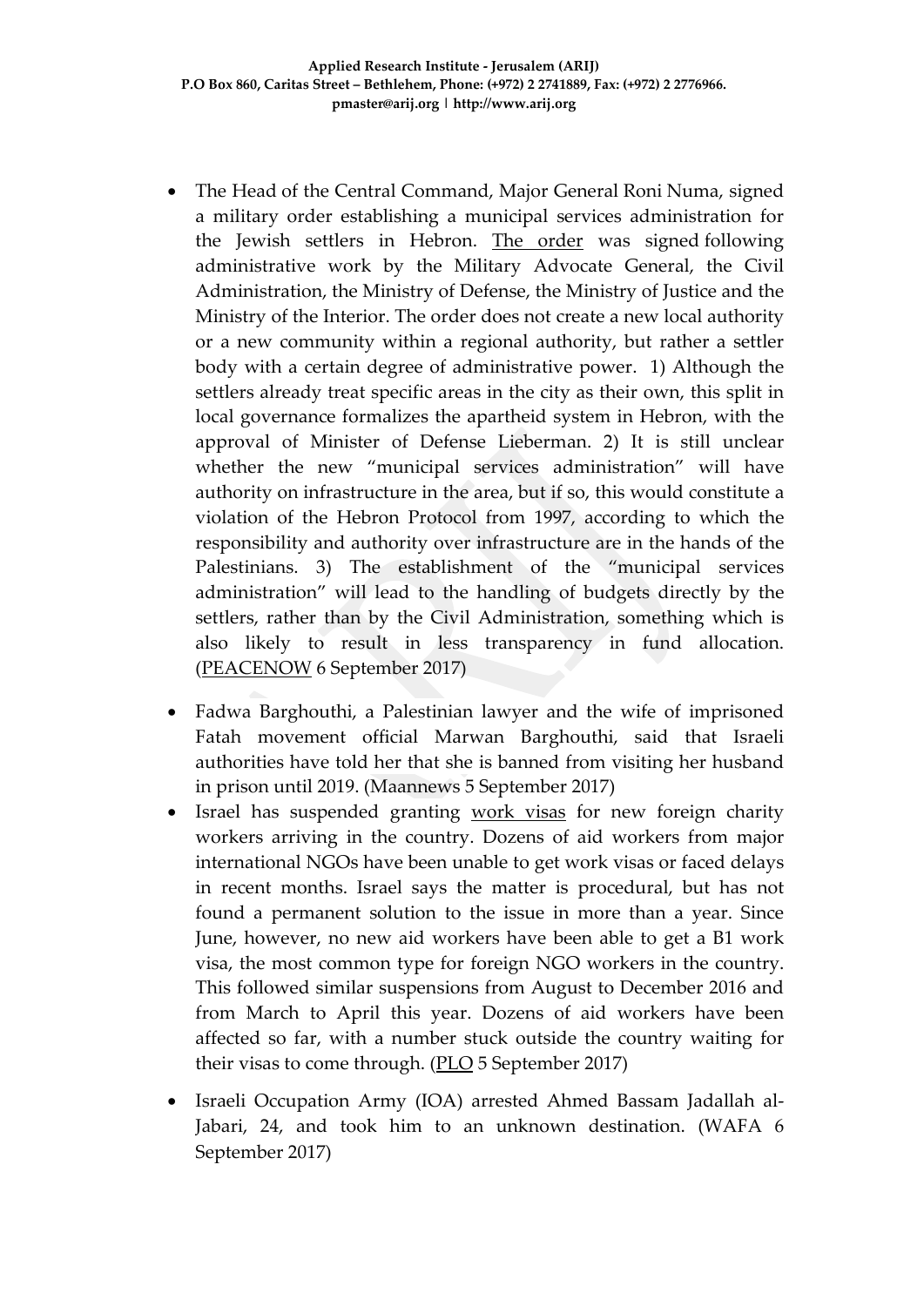- The Head of the Central Command, Major General Roni Numa, signed a military order establishing a municipal services administration for the Jewish settlers in Hebron. The order was signed following administrative work by the Military Advocate General, the Civil Administration, the Ministry of Defense, the Ministry of Justice and the Ministry of the Interior. The order does not create a new local authority or a new community within a regional authority, but rather a settler body with a certain degree of administrative power. 1) Although the settlers already treat specific areas in the city as their own, this split in local governance formalizes the apartheid system in Hebron, with the approval of Minister of Defense Lieberman. 2) It is still unclear whether the new "municipal services administration" will have authority on infrastructure in the area, but if so, this would constitute a violation of the Hebron Protocol from 1997, according to which the responsibility and authority over infrastructure are in the hands of the Palestinians. 3) The establishment of the "municipal services administration" will lead to the handling of budgets directly by the settlers, rather than by the Civil Administration, something which is also likely to result in less transparency in fund allocation. (PEACENOW 6 September 2017)
- Fadwa Barghouthi, a Palestinian lawyer and the wife of imprisoned Fatah movement official Marwan Barghouthi, said that Israeli authorities have told her that she is banned from visiting her husband in prison until 2019. (Maannews 5 September 2017)
- Israel has suspended granting work visas for new foreign charity workers arriving in the country. Dozens of aid workers from major international NGOs have been unable to get work visas or faced delays in recent months. Israel says the matter is procedural, but has not found a permanent solution to the issue in more than a year. Since June, however, no new aid workers have been able to get a B1 work visa, the most common type for foreign NGO workers in the country. This followed similar suspensions from August to December 2016 and from March to April this year. Dozens of aid workers have been affected so far, with a number stuck outside the country waiting for their visas to come through. (PLO 5 September 2017)
- Israeli Occupation Army (IOA) arrested Ahmed Bassam Jadallah al-Jabari, 24, and took him to an unknown destination. (WAFA 6 September 2017)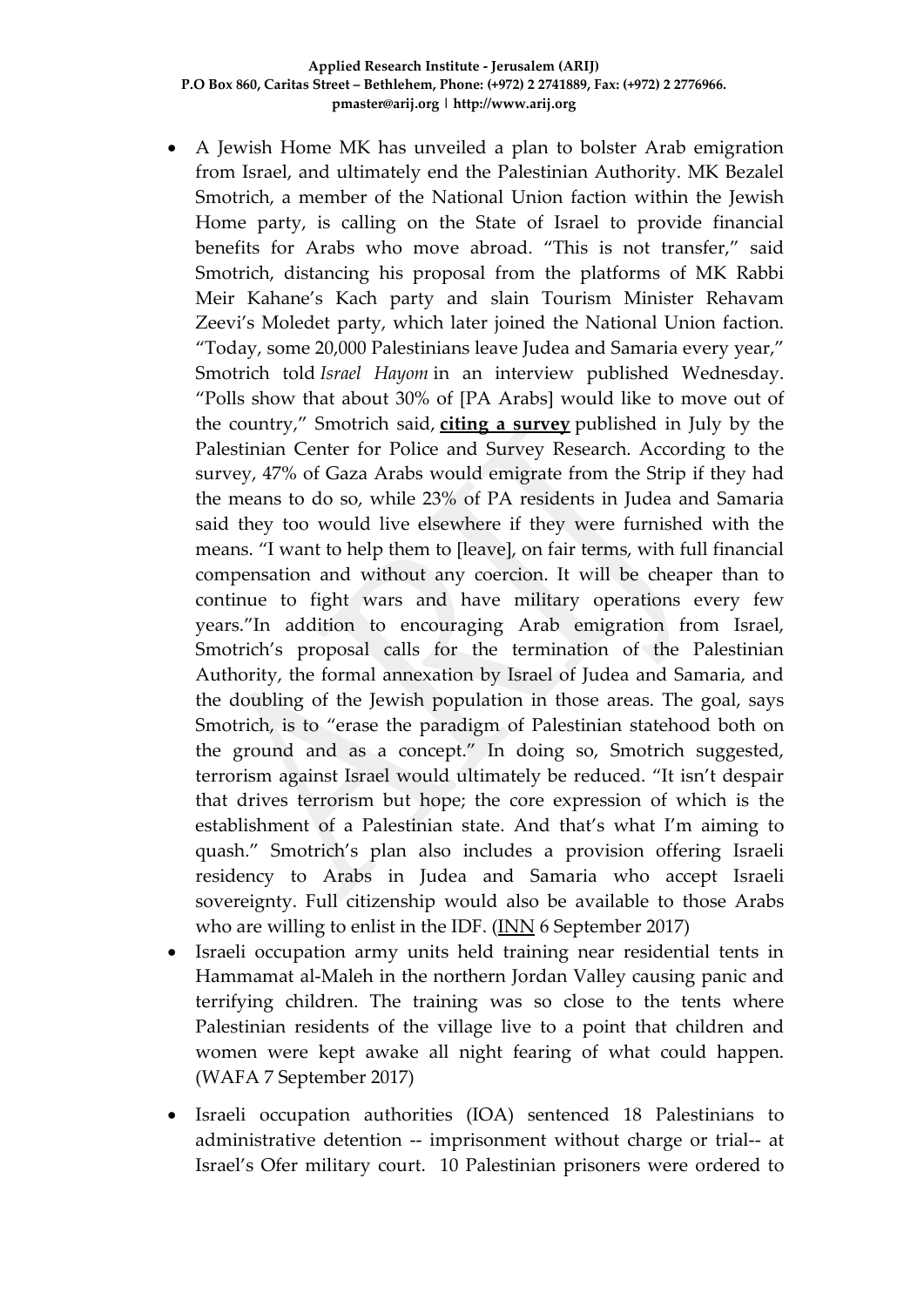- A Jewish Home MK has unveiled a plan to bolster Arab emigration from Israel, and ultimately end the Palestinian Authority. MK Bezalel Smotrich, a member of the National Union faction within the Jewish Home party, is calling on the State of Israel to provide financial benefits for Arabs who move abroad. "This is not transfer," said Smotrich, distancing his proposal from the platforms of MK Rabbi Meir Kahane's Kach party and slain Tourism Minister Rehavam Zeevi's Moledet party, which later joined the National Union faction. "Today, some 20,000 Palestinians leave Judea and Samaria every year," Smotrich told *Israel Hayom* in an interview published Wednesday. "Polls show that about 30% of [PA Arabs] would like to move out of the country," Smotrich said, **citing a survey** published in July by the Palestinian Center for Police and Survey Research. According to the survey, 47% of Gaza Arabs would emigrate from the Strip if they had the means to do so, while 23% of PA residents in Judea and Samaria said they too would live elsewhere if they were furnished with the means. "I want to help them to [leave], on fair terms, with full financial compensation and without any coercion. It will be cheaper than to continue to fight wars and have military operations every few years."In addition to encouraging Arab emigration from Israel, Smotrich's proposal calls for the termination of the Palestinian Authority, the formal annexation by Israel of Judea and Samaria, and the doubling of the Jewish population in those areas. The goal, says Smotrich, is to "erase the paradigm of Palestinian statehood both on the ground and as a concept." In doing so, Smotrich suggested, terrorism against Israel would ultimately be reduced. "It isn't despair that drives terrorism but hope; the core expression of which is the establishment of a Palestinian state. And that's what I'm aiming to quash." Smotrich's plan also includes a provision offering Israeli residency to Arabs in Judea and Samaria who accept Israeli sovereignty. Full citizenship would also be available to those Arabs who are willing to enlist in the IDF. (INN 6 September 2017)
- Israeli occupation army units held training near residential tents in Hammamat al-Maleh in the northern Jordan Valley causing panic and terrifying children. The training was so close to the tents where Palestinian residents of the village live to a point that children and women were kept awake all night fearing of what could happen. (WAFA 7 September 2017)
- Israeli occupation authorities (IOA) sentenced 18 Palestinians to administrative detention -- imprisonment without charge or trial-- at Israel's Ofer military court. 10 Palestinian prisoners were ordered to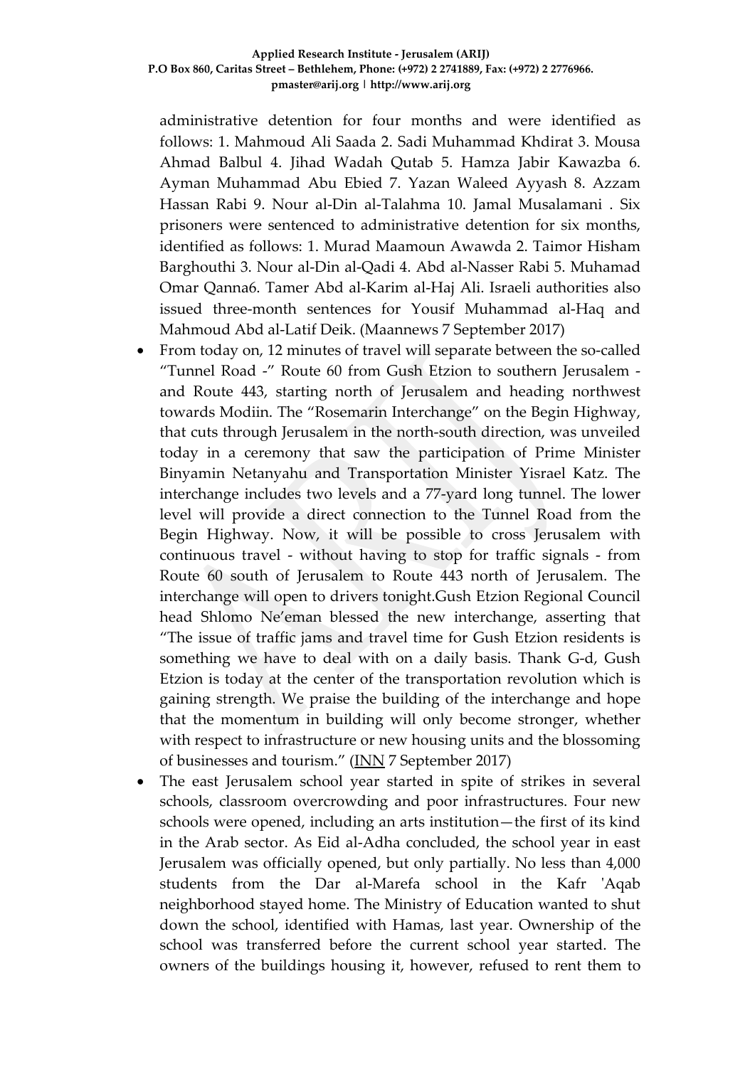administrative detention for four months and were identified as follows: 1. Mahmoud Ali Saada 2. Sadi Muhammad Khdirat 3. Mousa Ahmad Balbul 4. Jihad Wadah Qutab 5. Hamza Jabir Kawazba 6. Ayman Muhammad Abu Ebied 7. Yazan Waleed Ayyash 8. Azzam Hassan Rabi 9. Nour al-Din al-Talahma 10. Jamal Musalamani . Six prisoners were sentenced to administrative detention for six months, identified as follows: 1. Murad Maamoun Awawda 2. Taimor Hisham Barghouthi 3. Nour al-Din al-Qadi 4. Abd al-Nasser Rabi 5. Muhamad Omar Qanna6. Tamer Abd al-Karim al-Haj Ali. Israeli authorities also issued three-month sentences for Yousif Muhammad al-Haq and Mahmoud Abd al-Latif Deik. (Maannews 7 September 2017)

- From today on, 12 minutes of travel will separate between the so-called "Tunnel Road -" Route 60 from Gush Etzion to southern Jerusalem - and Route 443, starting north of Jerusalem and heading northwest towards Modiin. The "Rosemarin Interchange" on the Begin Highway, that cuts through Jerusalem in the north-south direction, was unveiled today in a ceremony that saw the participation of Prime Minister Binyamin Netanyahu and Transportation Minister Yisrael Katz. The interchange includes two levels and a 77-yard long tunnel. The lower level will provide a direct connection to the Tunnel Road from the Begin Highway. Now, it will be possible to cross Jerusalem with continuous travel - without having to stop for traffic signals - from Route 60 south of Jerusalem to Route 443 north of Jerusalem. The interchange will open to drivers tonight.Gush Etzion Regional Council head Shlomo Ne'eman blessed the new interchange, asserting that "The issue of traffic jams and travel time for Gush Etzion residents is something we have to deal with on a daily basis. Thank G-d, Gush Etzion is today at the center of the transportation revolution which is gaining strength. We praise the building of the interchange and hope that the momentum in building will only become stronger, whether with respect to infrastructure or new housing units and the blossoming of businesses and tourism." (INN 7 September 2017)
- The east Jerusalem school year started in spite of strikes in several schools, classroom overcrowding and poor infrastructures. Four new schools were opened, including an arts institution—the first of its kind in the Arab sector. As Eid al-Adha concluded, the school year in east Jerusalem was officially opened, but only partially. No less than 4,000 students from the Dar al-Marefa school in the Kafr 'Aqab neighborhood stayed home. The Ministry of Education wanted to shut down the school, identified with Hamas, last year. Ownership of the school was transferred before the current school year started. The owners of the buildings housing it, however, refused to rent them to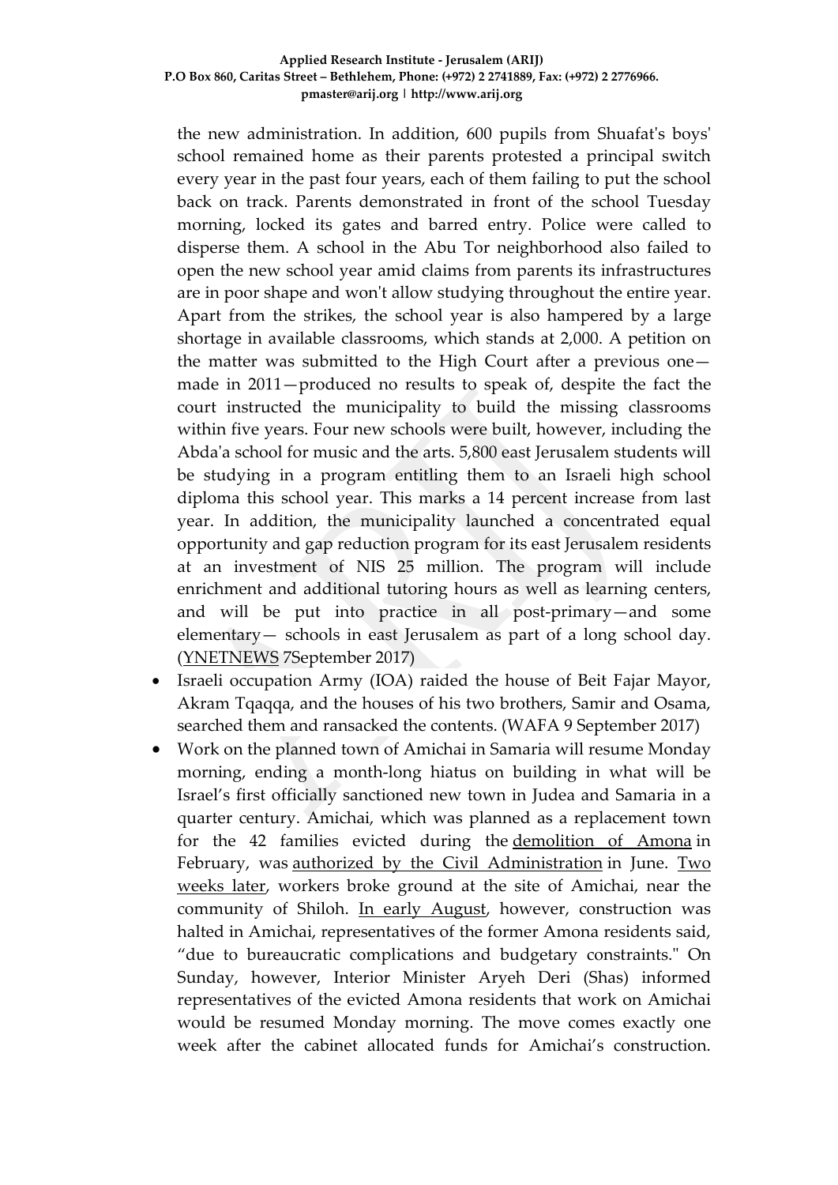the new administration. In addition, 600 pupils from Shuafat's boys' school remained home as their parents protested a principal switch every year in the past four years, each of them failing to put the school back on track. Parents demonstrated in front of the school Tuesday morning, locked its gates and barred entry. Police were called to disperse them. A school in the Abu Tor neighborhood also failed to open the new school year amid claims from parents its infrastructures are in poor shape and won't allow studying throughout the entire year. Apart from the strikes, the school year is also hampered by a large shortage in available classrooms, which stands at 2,000. A petition on the matter was submitted to the High Court after a previous one—made in 2011—produced no results to speak of, despite the fact the court instructed the municipality to build the missing classrooms within five years. Four new schools were built, however, including the Abda'a school for music and the arts. 5,800 east Jerusalem students will be studying in a program entitling them to an Israeli high school diploma this school year. This marks a 14 percent increase from last year. In addition, the municipality launched a concentrated equal opportunity and gap reduction program for its east Jerusalem residents at an investment of NIS 25 million. The program will include enrichment and additional tutoring hours as well as learning centers, and will be put into practice in all post-primary—and some elementary— schools in east Jerusalem as part of a long school day. (YNETNEWS 7September 2017)

- Israeli occupation Army (IOA) raided the house of Beit Fajar Mayor, Akram Tqaqqa, and the houses of his two brothers, Samir and Osama, searched them and ransacked the contents. (WAFA 9 September 2017)
- Work on the planned town of Amichai in Samaria will resume Monday morning, ending a month-long hiatus on building in what will be Israel's first officially sanctioned new town in Judea and Samaria in a quarter century. Amichai, which was planned as a replacement town for the 42 families evicted during the demolition of Amona in February, was authorized by the Civil Administration in June. Two weeks later, workers broke ground at the site of Amichai, near the community of Shiloh. In early August, however, construction was halted in Amichai, representatives of the former Amona residents said, "due to bureaucratic complications and budgetary constraints." On Sunday, however, Interior Minister Aryeh Deri (Shas) informed representatives of the evicted Amona residents that work on Amichai would be resumed Monday morning. The move comes exactly one week after the cabinet allocated funds for Amichai's construction.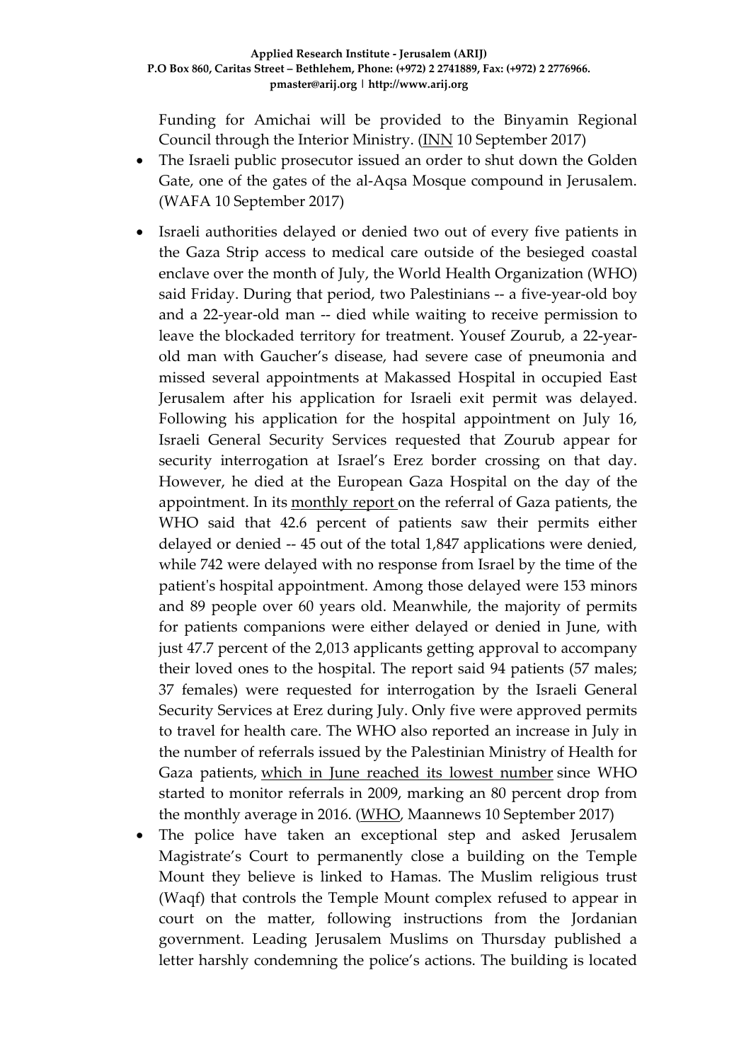Funding for Amichai will be provided to the Binyamin Regional Council through the Interior Ministry. (INN 10 September 2017)

- The Israeli public prosecutor issued an order to shut down the Golden Gate, one of the gates of the al-Aqsa Mosque compound in Jerusalem. (WAFA 10 September 2017)
- Israeli authorities delayed or denied two out of every five patients in the Gaza Strip access to medical care outside of the besieged coastal enclave over the month of July, the World Health Organization (WHO) said Friday. During that period, two Palestinians -- a five-year-old boy and a 22-year-old man -- died while waiting to receive permission to leave the blockaded territory for treatment. Yousef Zourub, a 22-year-old man with Gaucher's disease, had severe case of pneumonia and missed several appointments at Makassed Hospital in occupied East Jerusalem after his application for Israeli exit permit was delayed. Following his application for the hospital appointment on July 16, Israeli General Security Services requested that Zourub appear for security interrogation at Israel's Erez border crossing on that day. However, he died at the European Gaza Hospital on the day of the appointment. In its monthly report on the referral of Gaza patients, the WHO said that 42.6 percent of patients saw their permits either delayed or denied -- 45 out of the total 1,847 applications were denied, while 742 were delayed with no response from Israel by the time of the patient's hospital appointment. Among those delayed were 153 minors and 89 people over 60 years old. Meanwhile, the majority of permits for patients companions were either delayed or denied in June, with just 47.7 percent of the 2,013 applicants getting approval to accompany their loved ones to the hospital. The report said 94 patients (57 males; 37 females) were requested for interrogation by the Israeli General Security Services at Erez during July. Only five were approved permits to travel for health care. The WHO also reported an increase in July in the number of referrals issued by the Palestinian Ministry of Health for Gaza patients, which in June reached its lowest number since WHO started to monitor referrals in 2009, marking an 80 percent drop from the monthly average in 2016. (WHO, Maannews 10 September 2017)
- The police have taken an exceptional step and asked Jerusalem Magistrate's Court to permanently close a building on the Temple Mount they believe is linked to Hamas. The Muslim religious trust (Waqf) that controls the Temple Mount complex refused to appear in court on the matter, following instructions from the Jordanian government. Leading Jerusalem Muslims on Thursday published a letter harshly condemning the police's actions. The building is located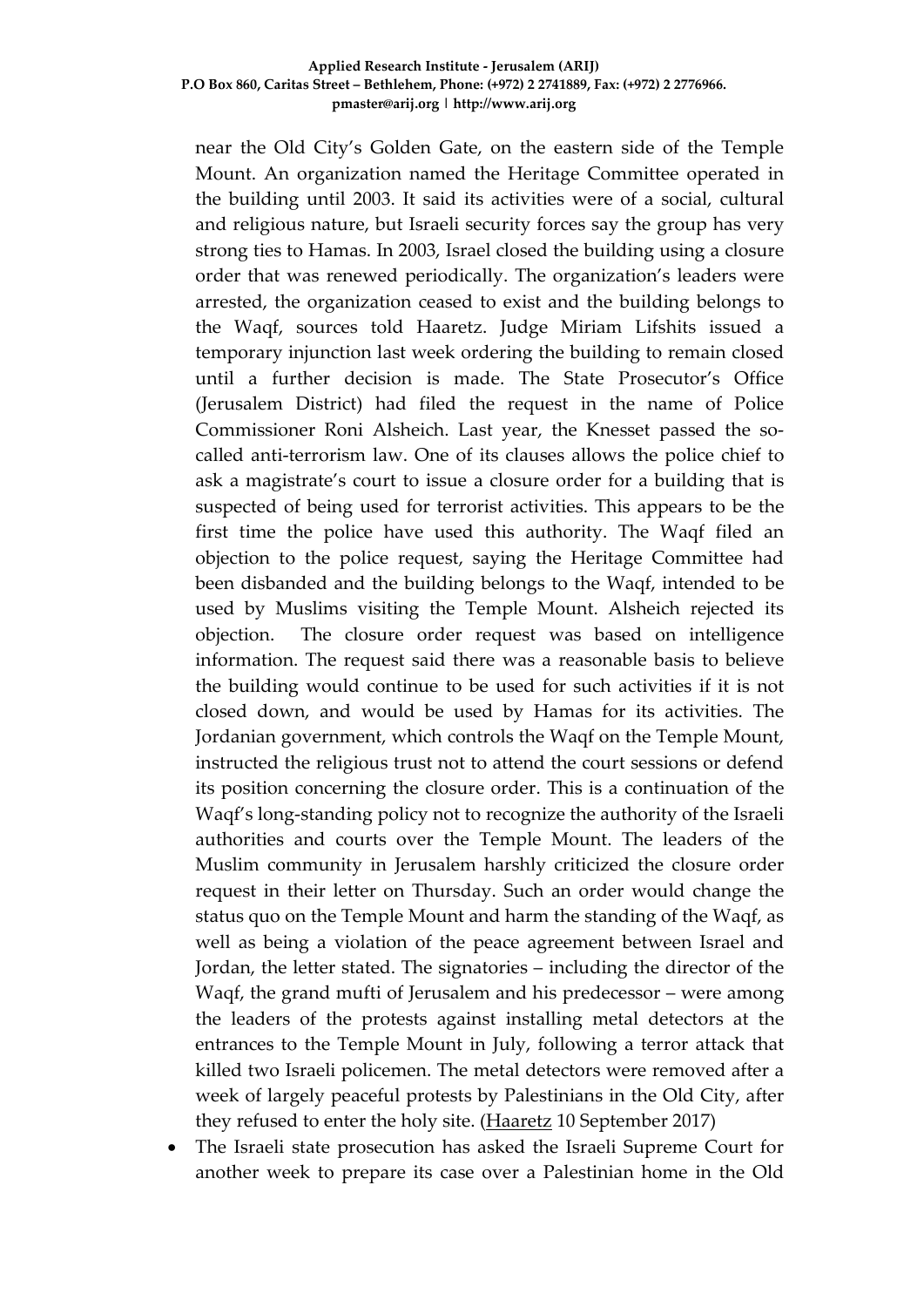near the Old City's Golden Gate, on the eastern side of the Temple Mount. An organization named the Heritage Committee operated in the building until 2003. It said its activities were of a social, cultural and religious nature, but Israeli security forces say the group has very strong ties to Hamas. In 2003, Israel closed the building using a closure order that was renewed periodically. The organization's leaders were arrested, the organization ceased to exist and the building belongs to the Waqf, sources told Haaretz. Judge Miriam Lifshits issued a temporary injunction last week ordering the building to remain closed until a further decision is made. The State Prosecutor's Office (Jerusalem District) had filed the request in the name of Police Commissioner Roni Alsheich. Last year, the Knesset passed the so-called anti-terrorism law. One of its clauses allows the police chief to ask a magistrate's court to issue a closure order for a building that is suspected of being used for terrorist activities. This appears to be the first time the police have used this authority. The Waqf filed an objection to the police request, saying the Heritage Committee had been disbanded and the building belongs to the Waqf, intended to be used by Muslims visiting the Temple Mount. Alsheich rejected its objection. The closure order request was based on intelligence information. The request said there was a reasonable basis to believe the building would continue to be used for such activities if it is not closed down, and would be used by Hamas for its activities. The Jordanian government, which controls the Waqf on the Temple Mount, instructed the religious trust not to attend the court sessions or defend its position concerning the closure order. This is a continuation of the Waqf's long-standing policy not to recognize the authority of the Israeli authorities and courts over the Temple Mount. The leaders of the Muslim community in Jerusalem harshly criticized the closure order request in their letter on Thursday. Such an order would change the status quo on the Temple Mount and harm the standing of the Waqf, as well as being a violation of the peace agreement between Israel and Jordan, the letter stated. The signatories – including the director of the Waqf, the grand mufti of Jerusalem and his predecessor – were among the leaders of the protests against installing metal detectors at the entrances to the Temple Mount in July, following a terror attack that killed two Israeli policemen. The metal detectors were removed after a week of largely peaceful protests by Palestinians in the Old City, after they refused to enter the holy site. (Haaretz 10 September 2017)

- The Israeli state prosecution has asked the Israeli Supreme Court for another week to prepare its case over a Palestinian home in the Old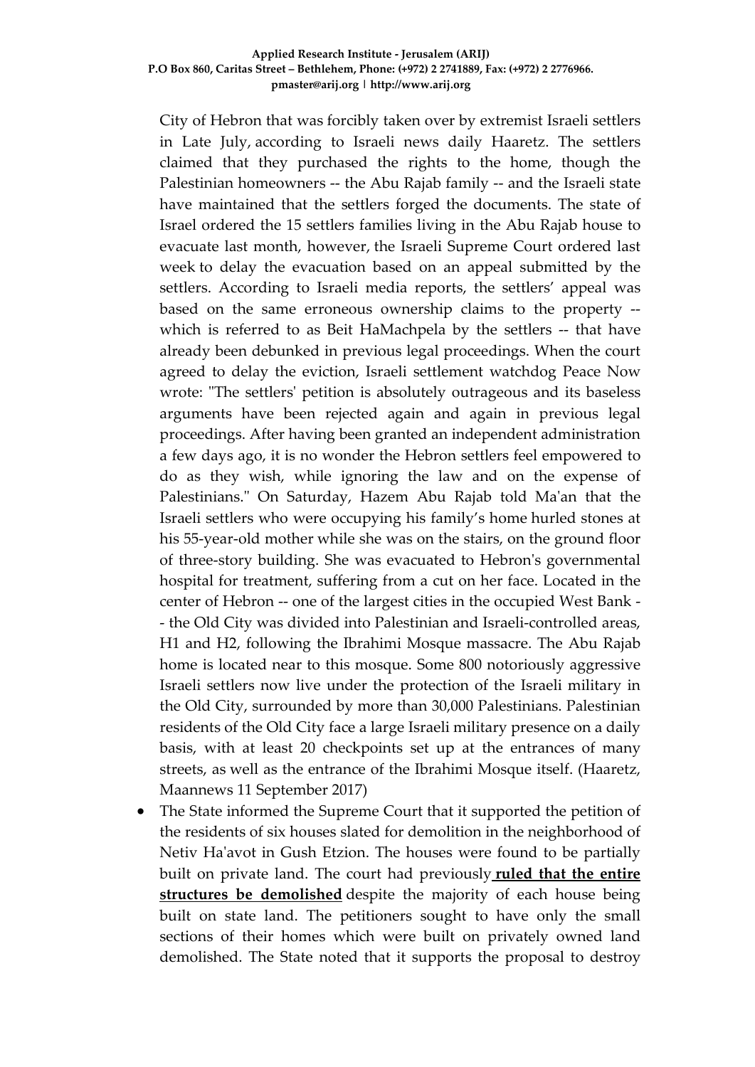City of Hebron that was forcibly taken over by extremist Israeli settlers in Late July, according to Israeli news daily Haaretz. The settlers claimed that they purchased the rights to the home, though the Palestinian homeowners -- the Abu Rajab family -- and the Israeli state have maintained that the settlers forged the documents. The state of Israel ordered the 15 settlers families living in the Abu Rajab house to evacuate last month, however, the Israeli Supreme Court ordered last week to delay the evacuation based on an appeal submitted by the settlers. According to Israeli media reports, the settlers' appeal was based on the same erroneous ownership claims to the property -- which is referred to as Beit HaMachpela by the settlers -- that have already been debunked in previous legal proceedings. When the court agreed to delay the eviction, Israeli settlement watchdog Peace Now wrote: "The settlers' petition is absolutely outrageous and its baseless arguments have been rejected again and again in previous legal proceedings. After having been granted an independent administration a few days ago, it is no wonder the Hebron settlers feel empowered to do as they wish, while ignoring the law and on the expense of Palestinians." On Saturday, Hazem Abu Rajab told Ma'an that the Israeli settlers who were occupying his family's home hurled stones at his 55-year-old mother while she was on the stairs, on the ground floor of three-story building. She was evacuated to Hebron's governmental hospital for treatment, suffering from a cut on her face. Located in the center of Hebron -- one of the largest cities in the occupied West Bank -- the Old City was divided into Palestinian and Israeli-controlled areas, H1 and H2, following the Ibrahimi Mosque massacre. The Abu Rajab home is located near to this mosque. Some 800 notoriously aggressive Israeli settlers now live under the protection of the Israeli military in the Old City, surrounded by more than 30,000 Palestinians. Palestinian residents of the Old City face a large Israeli military presence on a daily basis, with at least 20 checkpoints set up at the entrances of many streets, as well as the entrance of the Ibrahimi Mosque itself. (Haaretz, Maannews 11 September 2017)

- The State informed the Supreme Court that it supported the petition of the residents of six houses slated for demolition in the neighborhood of Netiv Ha'avot in Gush Etzion. The houses were found to be partially built on private land. The court had previously **ruled that the entire structures be demolished** despite the majority of each house being built on state land. The petitioners sought to have only the small sections of their homes which were built on privately owned land demolished. The State noted that it supports the proposal to destroy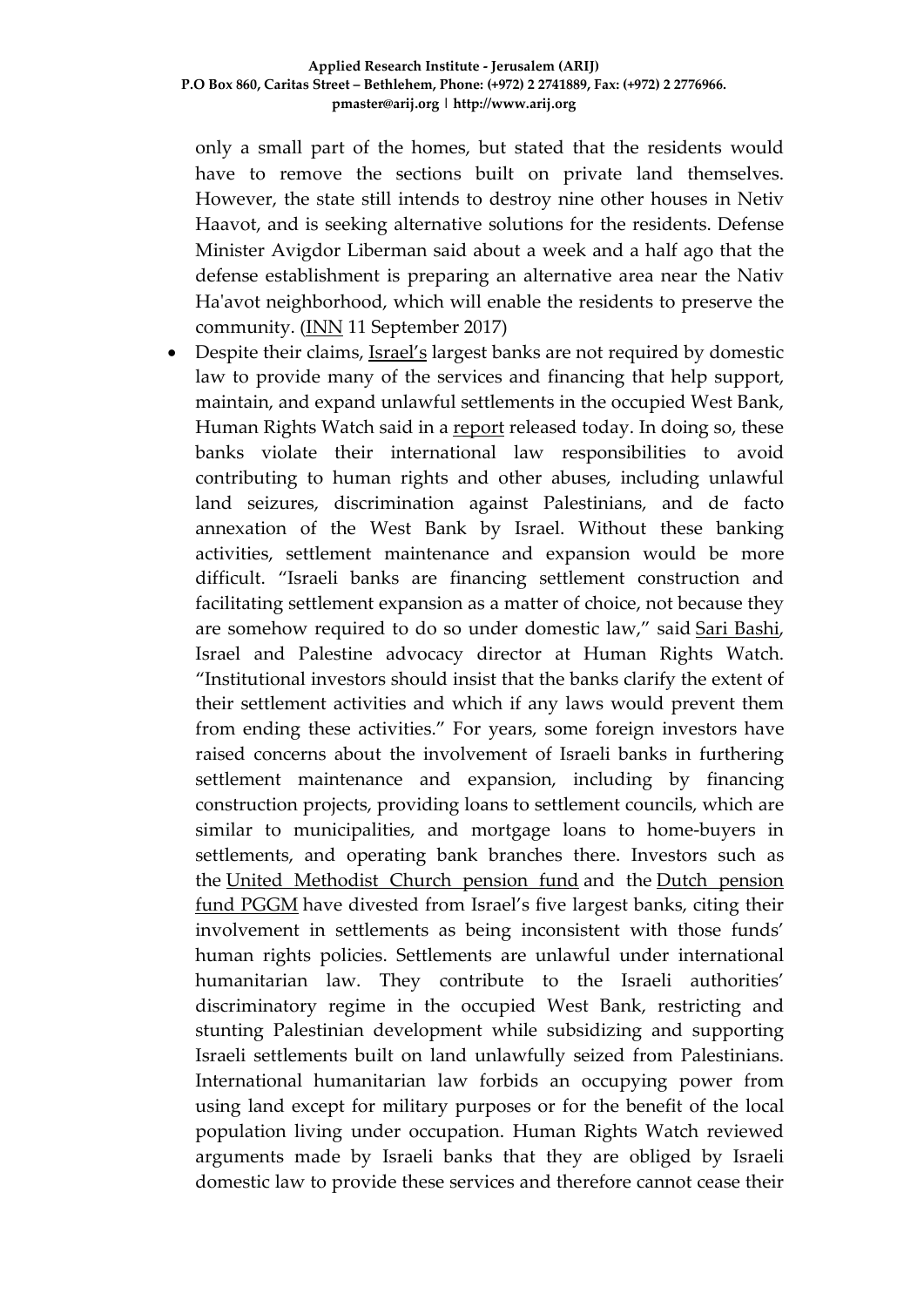only a small part of the homes, but stated that the residents would have to remove the sections built on private land themselves. However, the state still intends to destroy nine other houses in Netiv Haavot, and is seeking alternative solutions for the residents. Defense Minister Avigdor Liberman said about a week and a half ago that the defense establishment is preparing an alternative area near the Nativ Ha'avot neighborhood, which will enable the residents to preserve the community. (INN 11 September 2017)

- Despite their claims, Israel's largest banks are not required by domestic law to provide many of the services and financing that help support, maintain, and expand unlawful settlements in the occupied West Bank, Human Rights Watch said in a report released today. In doing so, these banks violate their international law responsibilities to avoid contributing to human rights and other abuses, including unlawful land seizures, discrimination against Palestinians, and de facto annexation of the West Bank by Israel. Without these banking activities, settlement maintenance and expansion would be more difficult. "Israeli banks are financing settlement construction and facilitating settlement expansion as a matter of choice, not because they are somehow required to do so under domestic law," said Sari Bashi, Israel and Palestine advocacy director at Human Rights Watch. "Institutional investors should insist that the banks clarify the extent of their settlement activities and which if any laws would prevent them from ending these activities." For years, some foreign investors have raised concerns about the involvement of Israeli banks in furthering settlement maintenance and expansion, including by financing construction projects, providing loans to settlement councils, which are similar to municipalities, and mortgage loans to home-buyers in settlements, and operating bank branches there. Investors such as the United Methodist Church pension fund and the Dutch pension fund PGGM have divested from Israel's five largest banks, citing their involvement in settlements as being inconsistent with those funds' human rights policies. Settlements are unlawful under international humanitarian law. They contribute to the Israeli authorities' discriminatory regime in the occupied West Bank, restricting and stunting Palestinian development while subsidizing and supporting Israeli settlements built on land unlawfully seized from Palestinians. International humanitarian law forbids an occupying power from using land except for military purposes or for the benefit of the local population living under occupation. Human Rights Watch reviewed arguments made by Israeli banks that they are obliged by Israeli domestic law to provide these services and therefore cannot cease their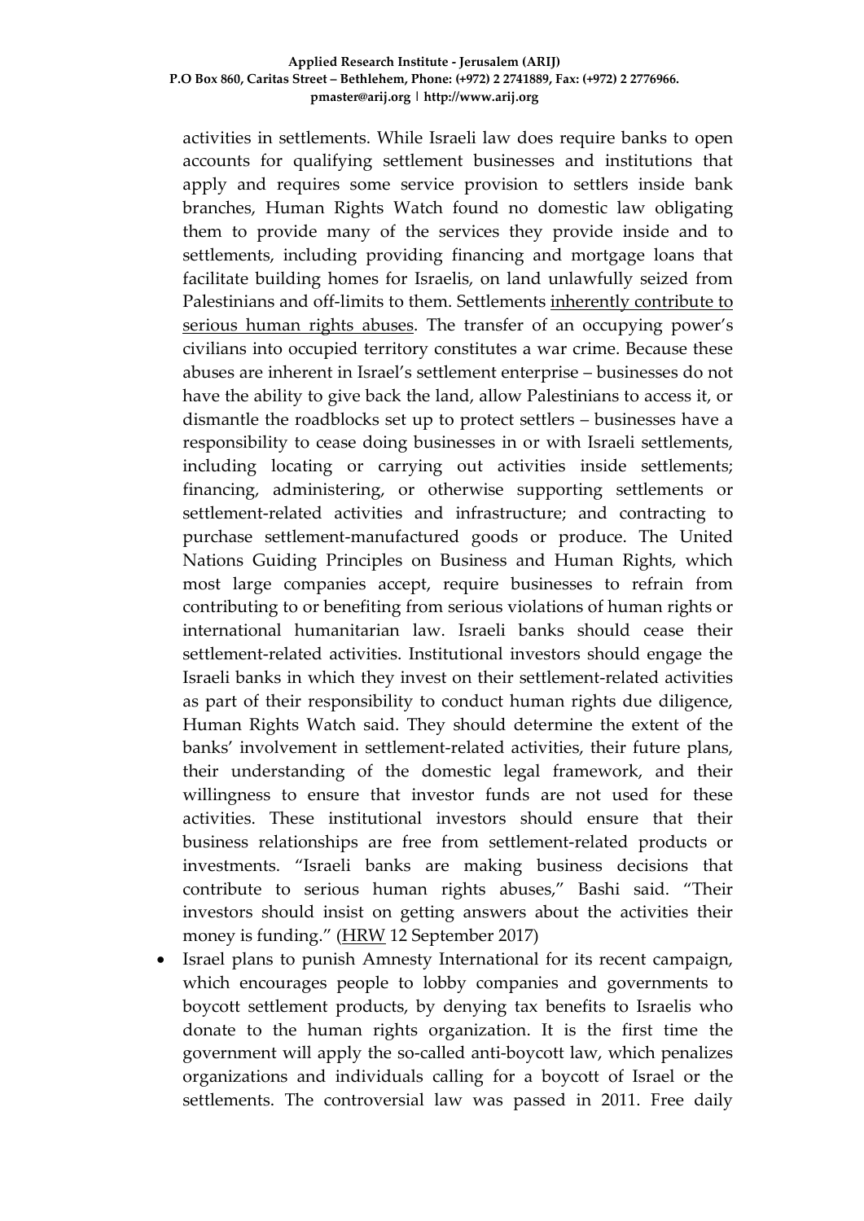activities in settlements. While Israeli law does require banks to open accounts for qualifying settlement businesses and institutions that apply and requires some service provision to settlers inside bank branches, Human Rights Watch found no domestic law obligating them to provide many of the services they provide inside and to settlements, including providing financing and mortgage loans that facilitate building homes for Israelis, on land unlawfully seized from Palestinians and off-limits to them. Settlements inherently contribute to serious human rights abuses. The transfer of an occupying power's civilians into occupied territory constitutes a war crime. Because these abuses are inherent in Israel's settlement enterprise – businesses do not have the ability to give back the land, allow Palestinians to access it, or dismantle the roadblocks set up to protect settlers – businesses have a responsibility to cease doing businesses in or with Israeli settlements, including locating or carrying out activities inside settlements; financing, administering, or otherwise supporting settlements or settlement-related activities and infrastructure; and contracting to purchase settlement-manufactured goods or produce. The United Nations Guiding Principles on Business and Human Rights, which most large companies accept, require businesses to refrain from contributing to or benefiting from serious violations of human rights or international humanitarian law. Israeli banks should cease their settlement-related activities. Institutional investors should engage the Israeli banks in which they invest on their settlement-related activities as part of their responsibility to conduct human rights due diligence, Human Rights Watch said. They should determine the extent of the banks' involvement in settlement-related activities, their future plans, their understanding of the domestic legal framework, and their willingness to ensure that investor funds are not used for these activities. These institutional investors should ensure that their business relationships are free from settlement-related products or investments. "Israeli banks are making business decisions that contribute to serious human rights abuses," Bashi said. "Their investors should insist on getting answers about the activities their money is funding." (HRW 12 September 2017)

- Israel plans to punish Amnesty International for its recent campaign, which encourages people to lobby companies and governments to boycott settlement products, by denying tax benefits to Israelis who donate to the human rights organization. It is the first time the government will apply the so-called anti-boycott law, which penalizes organizations and individuals calling for a boycott of Israel or the settlements. The controversial law was passed in 2011. Free daily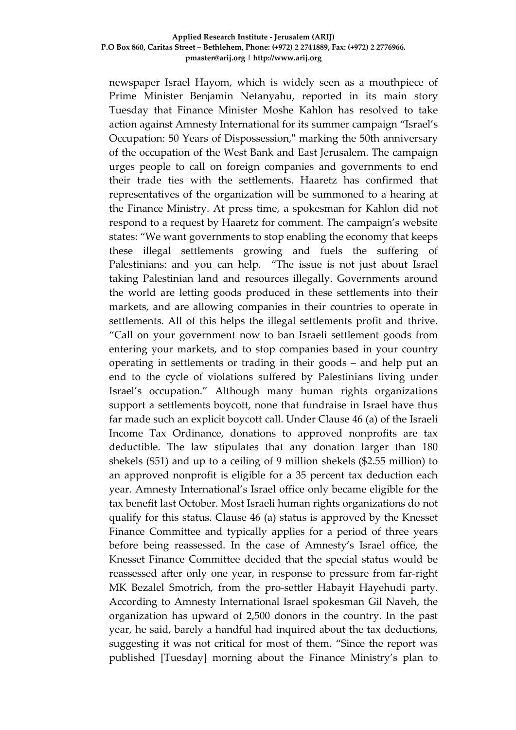newspaper Israel Hayom, which is widely seen as a mouthpiece of Prime Minister Benjamin Netanyahu, reported in its main story Tuesday that Finance Minister Moshe Kahlon has resolved to take action against Amnesty International for its summer campaign "Israel's Occupation: 50 Years of Dispossession," marking the 50th anniversary of the occupation of the West Bank and East Jerusalem. The campaign urges people to call on foreign companies and governments to end their trade ties with the settlements. Haaretz has confirmed that representatives of the organization will be summoned to a hearing at the Finance Ministry. At press time, a spokesman for Kahlon did not respond to a request by Haaretz for comment. The campaign's website states: "We want governments to stop enabling the economy that keeps these illegal settlements growing and fuels the suffering of Palestinians: and you can help. "The issue is not just about Israel taking Palestinian land and resources illegally. Governments around the world are letting goods produced in these settlements into their markets, and are allowing companies in their countries to operate in settlements. All of this helps the illegal settlements profit and thrive. "Call on your government now to ban Israeli settlement goods from entering your markets, and to stop companies based in your country operating in settlements or trading in their goods – and help put an end to the cycle of violations suffered by Palestinians living under Israel's occupation." Although many human rights organizations support a settlements boycott, none that fundraise in Israel have thus far made such an explicit boycott call. Under Clause 46 (a) of the Israeli Income Tax Ordinance, donations to approved nonprofits are tax deductible. The law stipulates that any donation larger than 180 shekels ($51) and up to a ceiling of 9 million shekels ($2.55 million) to an approved nonprofit is eligible for a 35 percent tax deduction each year. Amnesty International's Israel office only became eligible for the tax benefit last October. Most Israeli human rights organizations do not qualify for this status. Clause 46 (a) status is approved by the Knesset Finance Committee and typically applies for a period of three years before being reassessed. In the case of Amnesty's Israel office, the Knesset Finance Committee decided that the special status would be reassessed after only one year, in response to pressure from far-right MK Bezalel Smotrich, from the pro-settler Habayit Hayehudi party. According to Amnesty International Israel spokesman Gil Naveh, the organization has upward of 2,500 donors in the country. In the past year, he said, barely a handful had inquired about the tax deductions, suggesting it was not critical for most of them. "Since the report was published [Tuesday] morning about the Finance Ministry's plan to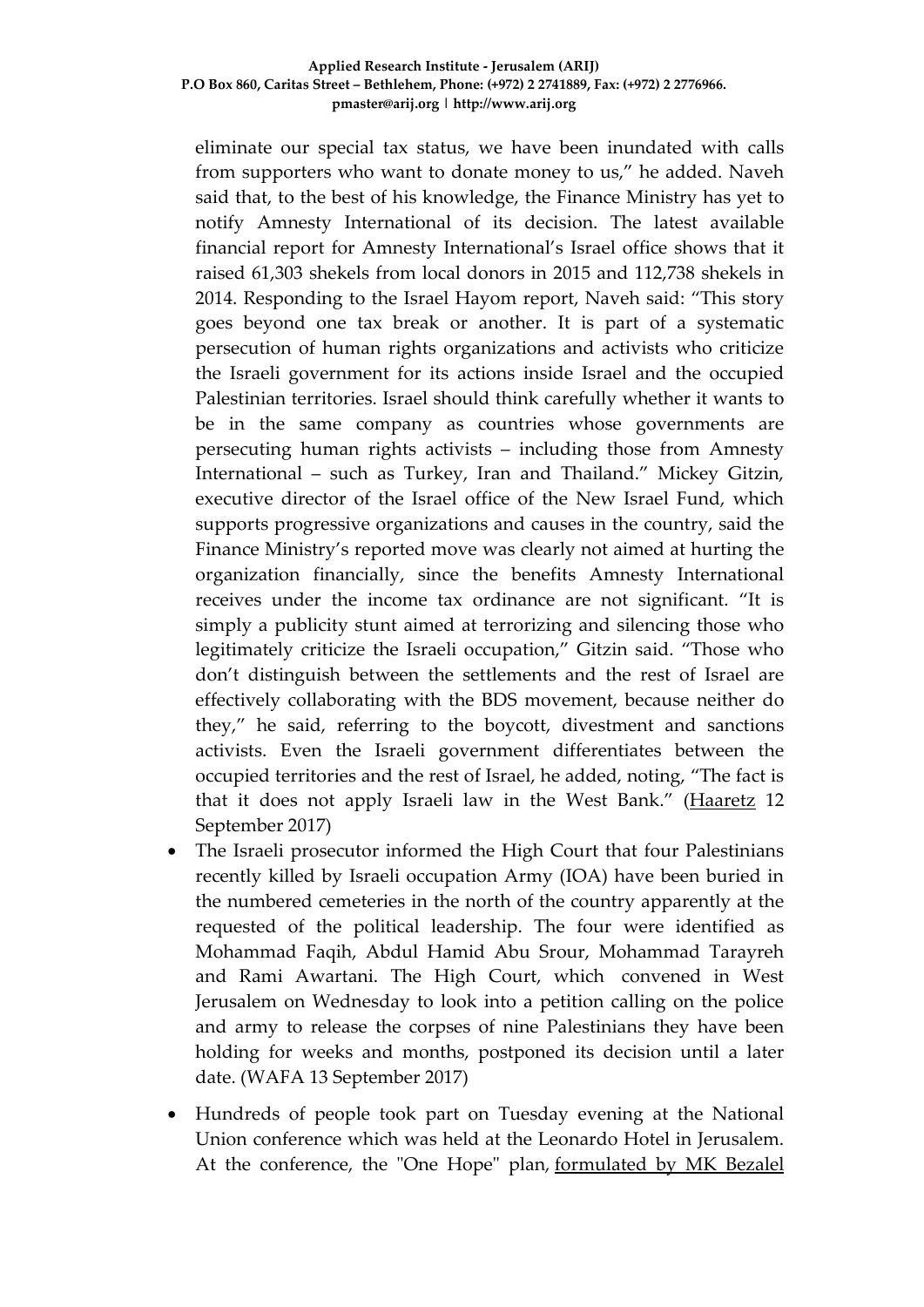eliminate our special tax status, we have been inundated with calls from supporters who want to donate money to us," he added. Naveh said that, to the best of his knowledge, the Finance Ministry has yet to notify Amnesty International of its decision. The latest available financial report for Amnesty International's Israel office shows that it raised 61,303 shekels from local donors in 2015 and 112,738 shekels in 2014. Responding to the Israel Hayom report, Naveh said: "This story goes beyond one tax break or another. It is part of a systematic persecution of human rights organizations and activists who criticize the Israeli government for its actions inside Israel and the occupied Palestinian territories. Israel should think carefully whether it wants to be in the same company as countries whose governments are persecuting human rights activists – including those from Amnesty International – such as Turkey, Iran and Thailand." Mickey Gitzin, executive director of the Israel office of the New Israel Fund, which supports progressive organizations and causes in the country, said the Finance Ministry's reported move was clearly not aimed at hurting the organization financially, since the benefits Amnesty International receives under the income tax ordinance are not significant. "It is simply a publicity stunt aimed at terrorizing and silencing those who legitimately criticize the Israeli occupation," Gitzin said. "Those who don't distinguish between the settlements and the rest of Israel are effectively collaborating with the BDS movement, because neither do they," he said, referring to the boycott, divestment and sanctions activists. Even the Israeli government differentiates between the occupied territories and the rest of Israel, he added, noting, "The fact is that it does not apply Israeli law in the West Bank." (Haaretz 12 September 2017)

- The Israeli prosecutor informed the High Court that four Palestinians recently killed by Israeli occupation Army (IOA) have been buried in the numbered cemeteries in the north of the country apparently at the requested of the political leadership. The four were identified as Mohammad Faqih, Abdul Hamid Abu Srour, Mohammad Tarayreh and Rami Awartani. The High Court, which convened in West Jerusalem on Wednesday to look into a petition calling on the police and army to release the corpses of nine Palestinians they have been holding for weeks and months, postponed its decision until a later date. (WAFA 13 September 2017)

- Hundreds of people took part on Tuesday evening at the National Union conference which was held at the Leonardo Hotel in Jerusalem. At the conference, the "One Hope" plan, formulated by MK Bezalel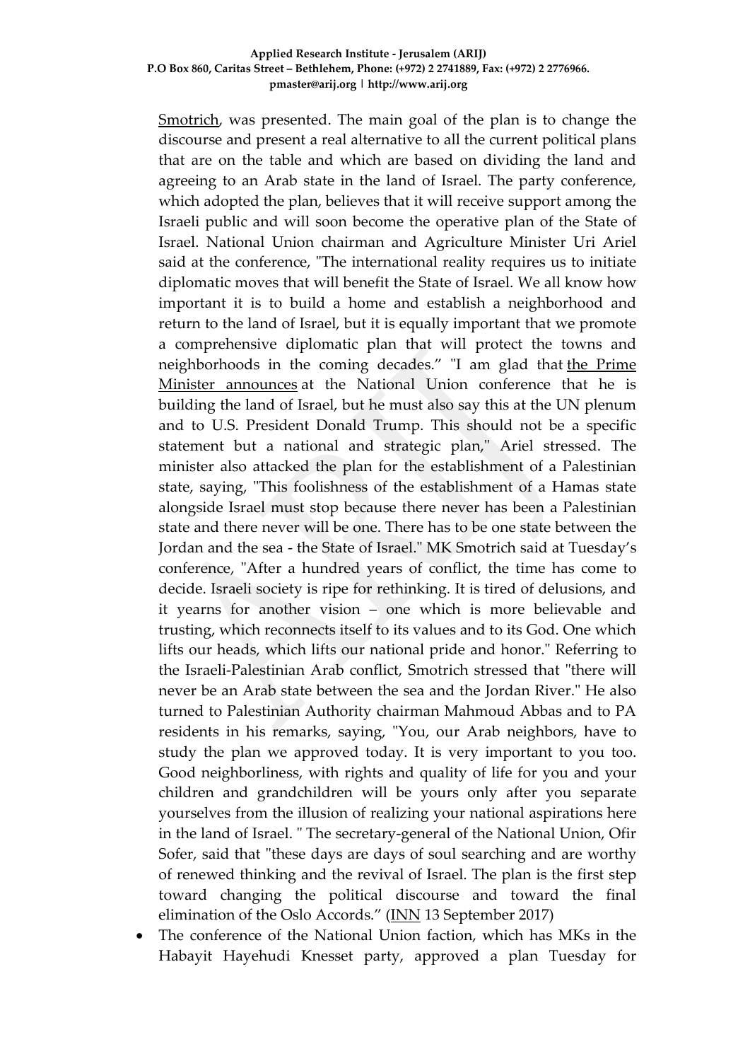Smotrich, was presented. The main goal of the plan is to change the discourse and present a real alternative to all the current political plans that are on the table and which are based on dividing the land and agreeing to an Arab state in the land of Israel. The party conference, which adopted the plan, believes that it will receive support among the Israeli public and will soon become the operative plan of the State of Israel. National Union chairman and Agriculture Minister Uri Ariel said at the conference, "The international reality requires us to initiate diplomatic moves that will benefit the State of Israel. We all know how important it is to build a home and establish a neighborhood and return to the land of Israel, but it is equally important that we promote a comprehensive diplomatic plan that will protect the towns and neighborhoods in the coming decades." "I am glad that the Prime Minister announces at the National Union conference that he is building the land of Israel, but he must also say this at the UN plenum and to U.S. President Donald Trump. This should not be a specific statement but a national and strategic plan," Ariel stressed. The minister also attacked the plan for the establishment of a Palestinian state, saying, "This foolishness of the establishment of a Hamas state alongside Israel must stop because there never has been a Palestinian state and there never will be one. There has to be one state between the Jordan and the sea - the State of Israel." MK Smotrich said at Tuesday's conference, "After a hundred years of conflict, the time has come to decide. Israeli society is ripe for rethinking. It is tired of delusions, and it yearns for another vision – one which is more believable and trusting, which reconnects itself to its values and to its God. One which lifts our heads, which lifts our national pride and honor." Referring to the Israeli-Palestinian Arab conflict, Smotrich stressed that "there will never be an Arab state between the sea and the Jordan River." He also turned to Palestinian Authority chairman Mahmoud Abbas and to PA residents in his remarks, saying, "You, our Arab neighbors, have to study the plan we approved today. It is very important to you too. Good neighborliness, with rights and quality of life for you and your children and grandchildren will be yours only after you separate yourselves from the illusion of realizing your national aspirations here in the land of Israel. " The secretary-general of the National Union, Ofir Sofer, said that "these days are days of soul searching and are worthy of renewed thinking and the revival of Israel. The plan is the first step toward changing the political discourse and toward the final elimination of the Oslo Accords." (INN 13 September 2017)

- The conference of the National Union faction, which has MKs in the Habayit Hayehudi Knesset party, approved a plan Tuesday for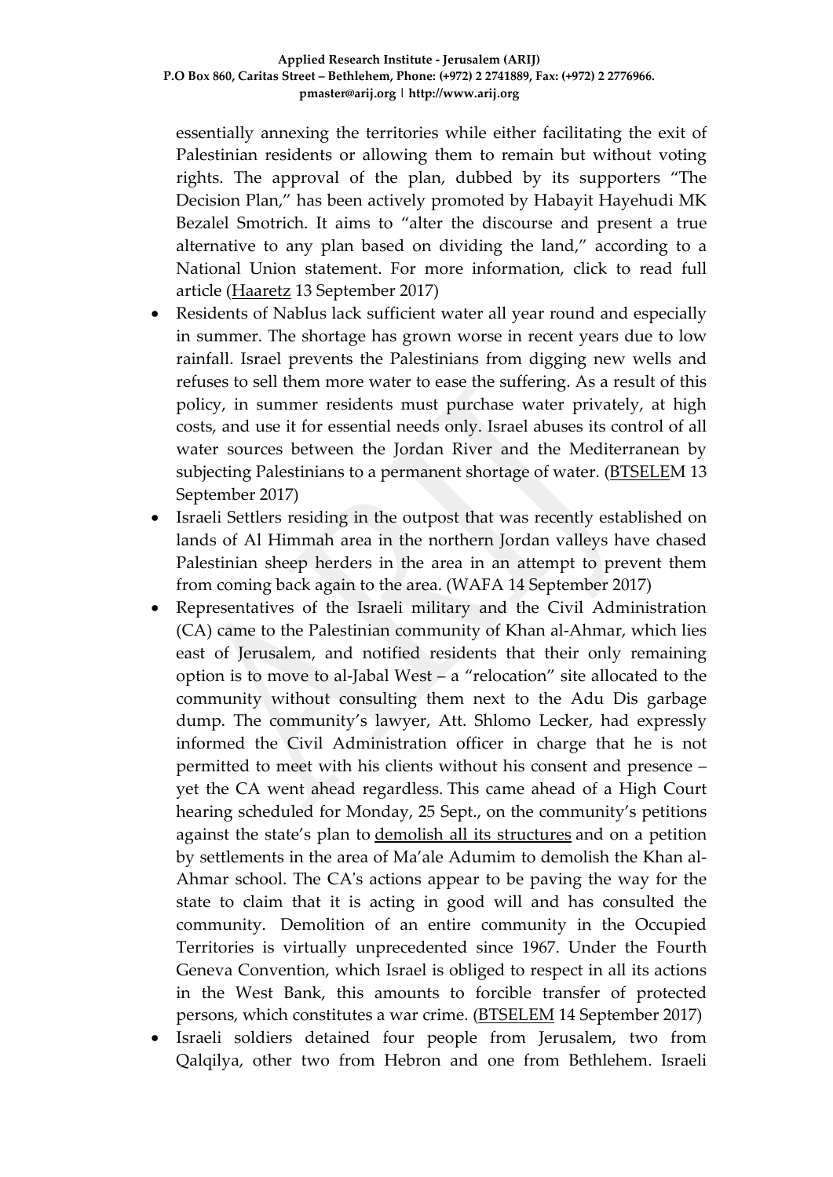essentially annexing the territories while either facilitating the exit of Palestinian residents or allowing them to remain but without voting rights. The approval of the plan, dubbed by its supporters "The Decision Plan," has been actively promoted by Habayit Hayehudi MK Bezalel Smotrich. It aims to "alter the discourse and present a true alternative to any plan based on dividing the land," according to a National Union statement. For more information, click to read full article (Haaretz 13 September 2017)

- Residents of Nablus lack sufficient water all year round and especially in summer. The shortage has grown worse in recent years due to low rainfall. Israel prevents the Palestinians from digging new wells and refuses to sell them more water to ease the suffering. As a result of this policy, in summer residents must purchase water privately, at high costs, and use it for essential needs only. Israel abuses its control of all water sources between the Jordan River and the Mediterranean by subjecting Palestinians to a permanent shortage of water. (BTSELEM 13 September 2017)
- Israeli Settlers residing in the outpost that was recently established on lands of Al Himmah area in the northern Jordan valleys have chased Palestinian sheep herders in the area in an attempt to prevent them from coming back again to the area. (WAFA 14 September 2017)
- Representatives of the Israeli military and the Civil Administration (CA) came to the Palestinian community of Khan al-Ahmar, which lies east of Jerusalem, and notified residents that their only remaining option is to move to al-Jabal West – a "relocation" site allocated to the community without consulting them next to the Adu Dis garbage dump. The community's lawyer, Att. Shlomo Lecker, had expressly informed the Civil Administration officer in charge that he is not permitted to meet with his clients without his consent and presence – yet the CA went ahead regardless. This came ahead of a High Court hearing scheduled for Monday, 25 Sept., on the community's petitions against the state's plan to demolish all its structures and on a petition by settlements in the area of Ma'ale Adumim to demolish the Khan al-Ahmar school. The CA's actions appear to be paving the way for the state to claim that it is acting in good will and has consulted the community. Demolition of an entire community in the Occupied Territories is virtually unprecedented since 1967. Under the Fourth Geneva Convention, which Israel is obliged to respect in all its actions in the West Bank, this amounts to forcible transfer of protected persons, which constitutes a war crime. (BTSELEM 14 September 2017)
- Israeli soldiers detained four people from Jerusalem, two from Qalqilya, other two from Hebron and one from Bethlehem. Israeli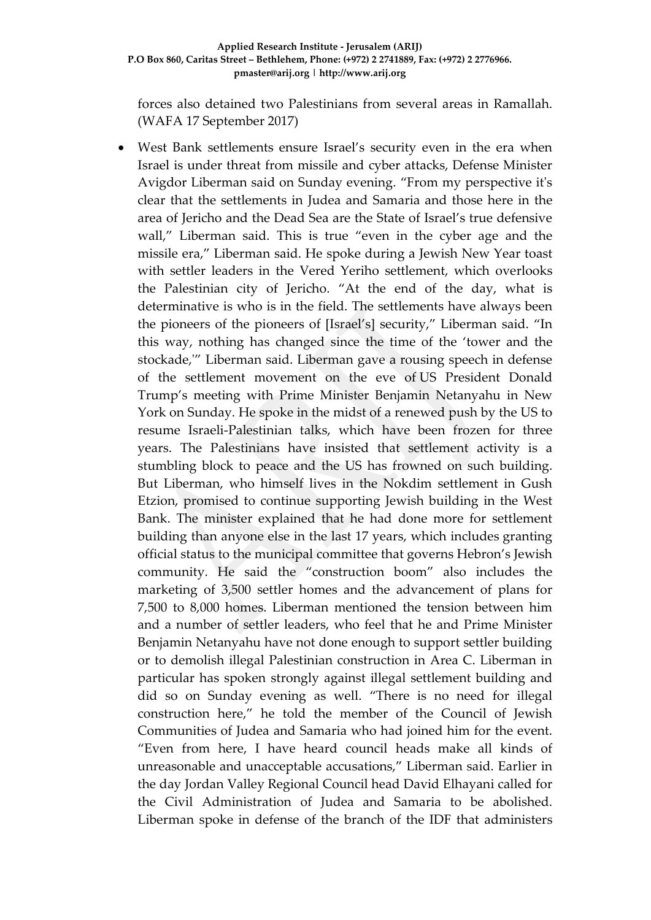forces also detained two Palestinians from several areas in Ramallah. (WAFA 17 September 2017)

- West Bank settlements ensure Israel's security even in the era when Israel is under threat from missile and cyber attacks, Defense Minister Avigdor Liberman said on Sunday evening. "From my perspective it's clear that the settlements in Judea and Samaria and those here in the area of Jericho and the Dead Sea are the State of Israel's true defensive wall," Liberman said. This is true "even in the cyber age and the missile era," Liberman said. He spoke during a Jewish New Year toast with settler leaders in the Vered Yeriho settlement, which overlooks the Palestinian city of Jericho. "At the end of the day, what is determinative is who is in the field. The settlements have always been the pioneers of the pioneers of [Israel's] security," Liberman said. "In this way, nothing has changed since the time of the 'tower and the stockade,'" Liberman said. Liberman gave a rousing speech in defense of the settlement movement on the eve of US President Donald Trump's meeting with Prime Minister Benjamin Netanyahu in New York on Sunday. He spoke in the midst of a renewed push by the US to resume Israeli-Palestinian talks, which have been frozen for three years. The Palestinians have insisted that settlement activity is a stumbling block to peace and the US has frowned on such building. But Liberman, who himself lives in the Nokdim settlement in Gush Etzion, promised to continue supporting Jewish building in the West Bank. The minister explained that he had done more for settlement building than anyone else in the last 17 years, which includes granting official status to the municipal committee that governs Hebron's Jewish community. He said the "construction boom" also includes the marketing of 3,500 settler homes and the advancement of plans for 7,500 to 8,000 homes. Liberman mentioned the tension between him and a number of settler leaders, who feel that he and Prime Minister Benjamin Netanyahu have not done enough to support settler building or to demolish illegal Palestinian construction in Area C. Liberman in particular has spoken strongly against illegal settlement building and did so on Sunday evening as well. "There is no need for illegal construction here," he told the member of the Council of Jewish Communities of Judea and Samaria who had joined him for the event. "Even from here, I have heard council heads make all kinds of unreasonable and unacceptable accusations," Liberman said. Earlier in the day Jordan Valley Regional Council head David Elhayani called for the Civil Administration of Judea and Samaria to be abolished. Liberman spoke in defense of the branch of the IDF that administers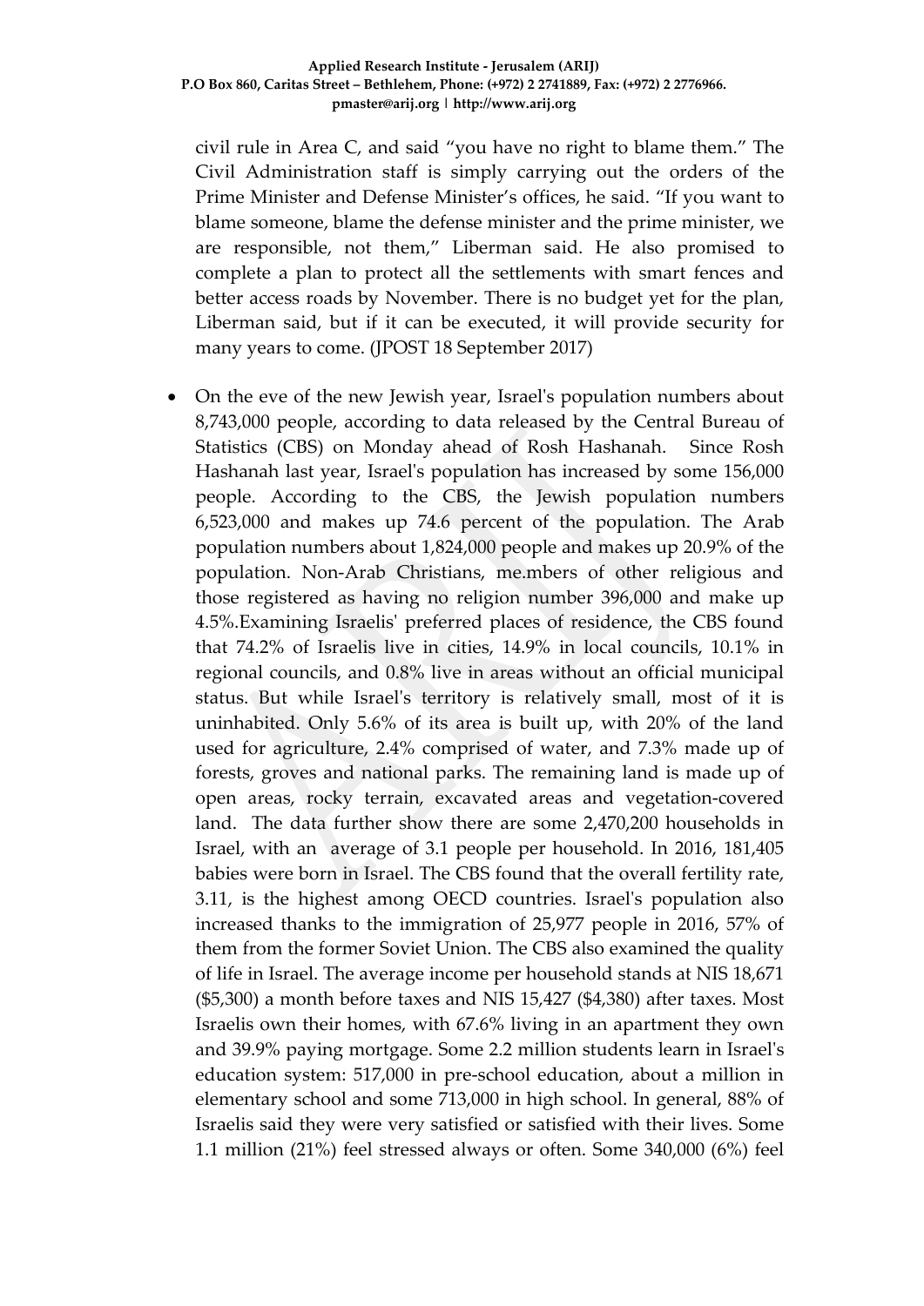civil rule in Area C, and said "you have no right to blame them." The Civil Administration staff is simply carrying out the orders of the Prime Minister and Defense Minister's offices, he said. "If you want to blame someone, blame the defense minister and the prime minister, we are responsible, not them," Liberman said. He also promised to complete a plan to protect all the settlements with smart fences and better access roads by November. There is no budget yet for the plan, Liberman said, but if it can be executed, it will provide security for many years to come. (JPOST 18 September 2017)

- On the eve of the new Jewish year, Israel's population numbers about 8,743,000 people, according to data released by the Central Bureau of Statistics (CBS) on Monday ahead of Rosh Hashanah. Since Rosh Hashanah last year, Israel's population has increased by some 156,000 people. According to the CBS, the Jewish population numbers 6,523,000 and makes up 74.6 percent of the population. The Arab population numbers about 1,824,000 people and makes up 20.9% of the population. Non-Arab Christians, me.mbers of other religious and those registered as having no religion number 396,000 and make up 4.5%.Examining Israelis' preferred places of residence, the CBS found that 74.2% of Israelis live in cities, 14.9% in local councils, 10.1% in regional councils, and 0.8% live in areas without an official municipal status. But while Israel's territory is relatively small, most of it is uninhabited. Only 5.6% of its area is built up, with 20% of the land used for agriculture, 2.4% comprised of water, and 7.3% made up of forests, groves and national parks. The remaining land is made up of open areas, rocky terrain, excavated areas and vegetation-covered land. The data further show there are some 2,470,200 households in Israel, with an average of 3.1 people per household. In 2016, 181,405 babies were born in Israel. The CBS found that the overall fertility rate, 3.11, is the highest among OECD countries. Israel's population also increased thanks to the immigration of 25,977 people in 2016, 57% of them from the former Soviet Union. The CBS also examined the quality of life in Israel. The average income per household stands at NIS 18,671 ($5,300) a month before taxes and NIS 15,427 ($4,380) after taxes. Most Israelis own their homes, with 67.6% living in an apartment they own and 39.9% paying mortgage. Some 2.2 million students learn in Israel's education system: 517,000 in pre-school education, about a million in elementary school and some 713,000 in high school. In general, 88% of Israelis said they were very satisfied or satisfied with their lives. Some 1.1 million (21%) feel stressed always or often. Some 340,000 (6%) feel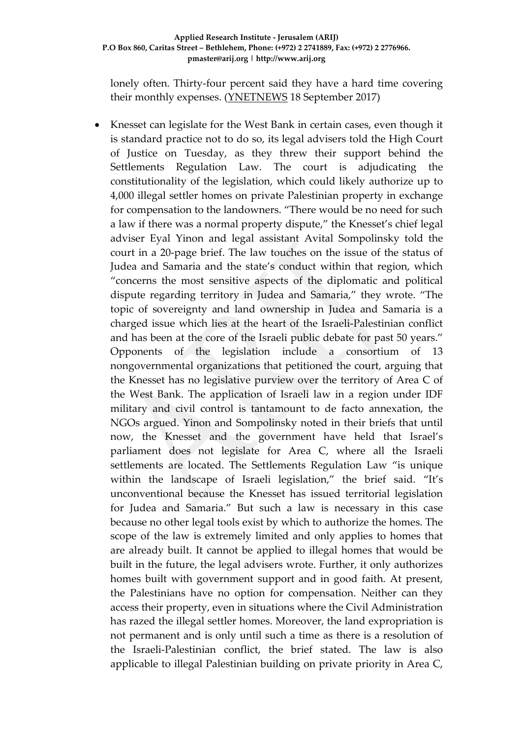lonely often. Thirty-four percent said they have a hard time covering their monthly expenses. (YNETNEWS 18 September 2017)

- Knesset can legislate for the West Bank in certain cases, even though it is standard practice not to do so, its legal advisers told the High Court of Justice on Tuesday, as they threw their support behind the Settlements Regulation Law. The court is adjudicating the constitutionality of the legislation, which could likely authorize up to 4,000 illegal settler homes on private Palestinian property in exchange for compensation to the landowners. "There would be no need for such a law if there was a normal property dispute," the Knesset's chief legal adviser Eyal Yinon and legal assistant Avital Sompolinsky told the court in a 20-page brief. The law touches on the issue of the status of Judea and Samaria and the state's conduct within that region, which "concerns the most sensitive aspects of the diplomatic and political dispute regarding territory in Judea and Samaria," they wrote. "The topic of sovereignty and land ownership in Judea and Samaria is a charged issue which lies at the heart of the Israeli-Palestinian conflict and has been at the core of the Israeli public debate for past 50 years." Opponents of the legislation include a consortium of 13 nongovernmental organizations that petitioned the court, arguing that the Knesset has no legislative purview over the territory of Area C of the West Bank. The application of Israeli law in a region under IDF military and civil control is tantamount to de facto annexation, the NGOs argued. Yinon and Sompolinsky noted in their briefs that until now, the Knesset and the government have held that Israel's parliament does not legislate for Area C, where all the Israeli settlements are located. The Settlements Regulation Law "is unique within the landscape of Israeli legislation," the brief said. "It's unconventional because the Knesset has issued territorial legislation for Judea and Samaria." But such a law is necessary in this case because no other legal tools exist by which to authorize the homes. The scope of the law is extremely limited and only applies to homes that are already built. It cannot be applied to illegal homes that would be built in the future, the legal advisers wrote. Further, it only authorizes homes built with government support and in good faith. At present, the Palestinians have no option for compensation. Neither can they access their property, even in situations where the Civil Administration has razed the illegal settler homes. Moreover, the land expropriation is not permanent and is only until such a time as there is a resolution of the Israeli-Palestinian conflict, the brief stated. The law is also applicable to illegal Palestinian building on private priority in Area C,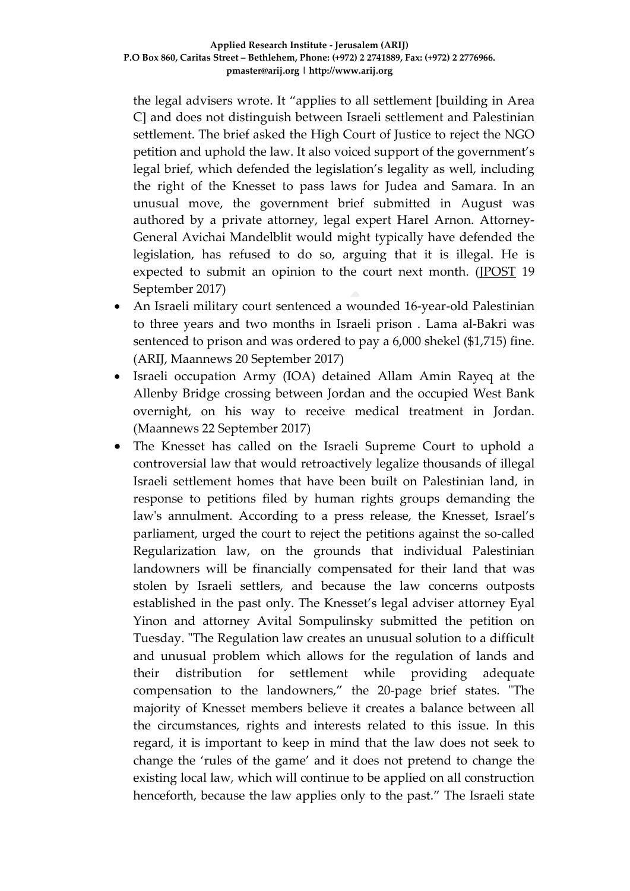the legal advisers wrote. It "applies to all settlement [building in Area C] and does not distinguish between Israeli settlement and Palestinian settlement. The brief asked the High Court of Justice to reject the NGO petition and uphold the law. It also voiced support of the government's legal brief, which defended the legislation's legality as well, including the right of the Knesset to pass laws for Judea and Samara. In an unusual move, the government brief submitted in August was authored by a private attorney, legal expert Harel Arnon. Attorney-General Avichai Mandelblit would might typically have defended the legislation, has refused to do so, arguing that it is illegal. He is expected to submit an opinion to the court next month. (JPOST 19 September 2017)

- An Israeli military court sentenced a wounded 16-year-old Palestinian to three years and two months in Israeli prison . Lama al-Bakri was sentenced to prison and was ordered to pay a 6,000 shekel ($1,715) fine. (ARIJ, Maannews 20 September 2017)
- Israeli occupation Army (IOA) detained Allam Amin Rayeq at the Allenby Bridge crossing between Jordan and the occupied West Bank overnight, on his way to receive medical treatment in Jordan. (Maannews 22 September 2017)
- The Knesset has called on the Israeli Supreme Court to uphold a controversial law that would retroactively legalize thousands of illegal Israeli settlement homes that have been built on Palestinian land, in response to petitions filed by human rights groups demanding the law's annulment. According to a press release, the Knesset, Israel's parliament, urged the court to reject the petitions against the so-called Regularization law, on the grounds that individual Palestinian landowners will be financially compensated for their land that was stolen by Israeli settlers, and because the law concerns outposts established in the past only. The Knesset's legal adviser attorney Eyal Yinon and attorney Avital Sompulinsky submitted the petition on Tuesday. "The Regulation law creates an unusual solution to a difficult and unusual problem which allows for the regulation of lands and their distribution for settlement while providing adequate compensation to the landowners," the 20-page brief states. "The majority of Knesset members believe it creates a balance between all the circumstances, rights and interests related to this issue. In this regard, it is important to keep in mind that the law does not seek to change the 'rules of the game' and it does not pretend to change the existing local law, which will continue to be applied on all construction henceforth, because the law applies only to the past." The Israeli state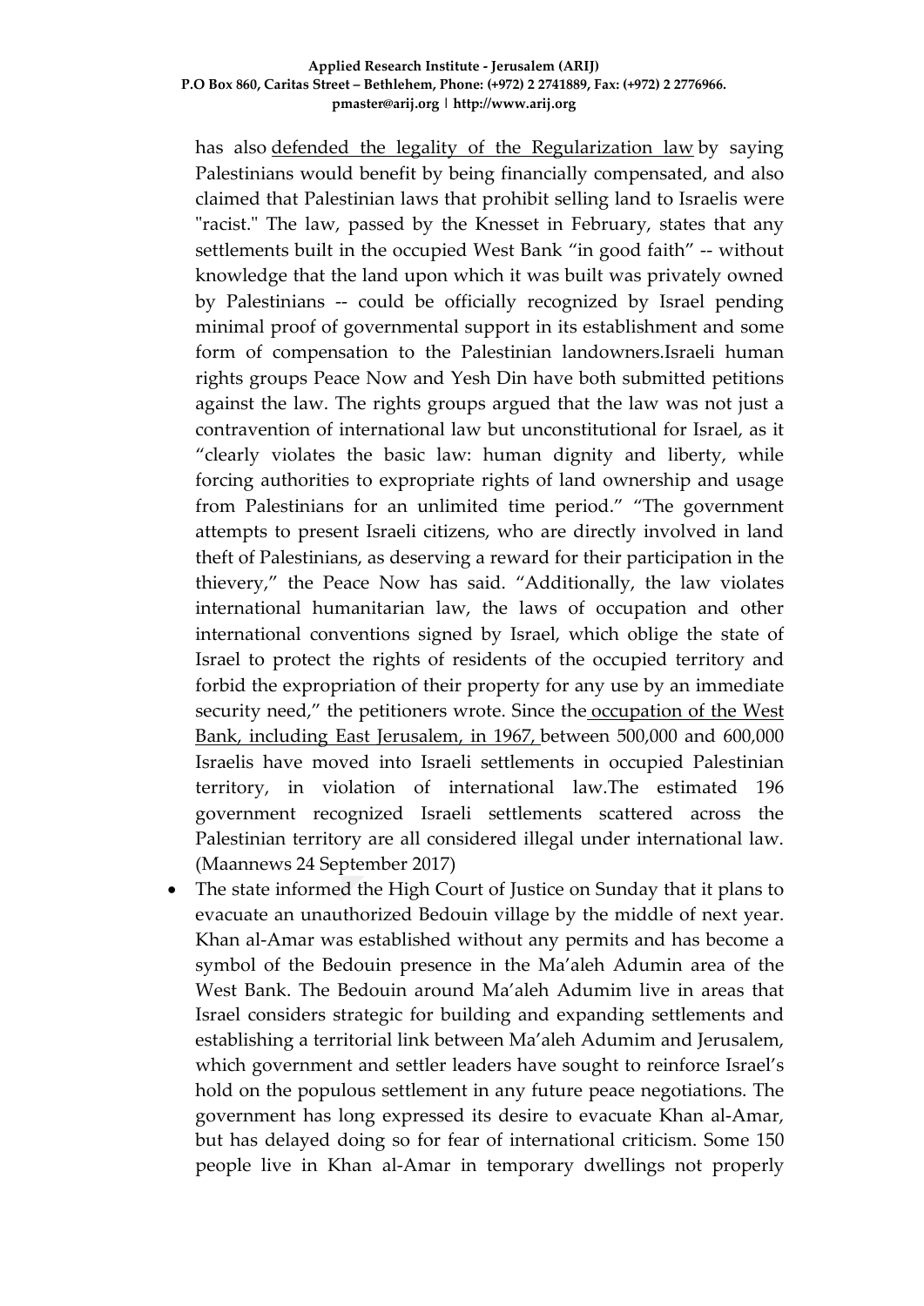has also defended the legality of the Regularization law by saying Palestinians would benefit by being financially compensated, and also claimed that Palestinian laws that prohibit selling land to Israelis were "racist." The law, passed by the Knesset in February, states that any settlements built in the occupied West Bank "in good faith" -- without knowledge that the land upon which it was built was privately owned by Palestinians -- could be officially recognized by Israel pending minimal proof of governmental support in its establishment and some form of compensation to the Palestinian landowners.Israeli human rights groups Peace Now and Yesh Din have both submitted petitions against the law. The rights groups argued that the law was not just a contravention of international law but unconstitutional for Israel, as it "clearly violates the basic law: human dignity and liberty, while forcing authorities to expropriate rights of land ownership and usage from Palestinians for an unlimited time period." "The government attempts to present Israeli citizens, who are directly involved in land theft of Palestinians, as deserving a reward for their participation in the thievery," the Peace Now has said. "Additionally, the law violates international humanitarian law, the laws of occupation and other international conventions signed by Israel, which oblige the state of Israel to protect the rights of residents of the occupied territory and forbid the expropriation of their property for any use by an immediate security need," the petitioners wrote. Since the occupation of the West Bank, including East Jerusalem, in 1967, between 500,000 and 600,000 Israelis have moved into Israeli settlements in occupied Palestinian territory, in violation of international law.The estimated 196 government recognized Israeli settlements scattered across the Palestinian territory are all considered illegal under international law. (Maannews 24 September 2017)

- The state informed the High Court of Justice on Sunday that it plans to evacuate an unauthorized Bedouin village by the middle of next year. Khan al-Amar was established without any permits and has become a symbol of the Bedouin presence in the Ma'aleh Adumin area of the West Bank. The Bedouin around Ma'aleh Adumim live in areas that Israel considers strategic for building and expanding settlements and establishing a territorial link between Ma'aleh Adumim and Jerusalem, which government and settler leaders have sought to reinforce Israel's hold on the populous settlement in any future peace negotiations. The government has long expressed its desire to evacuate Khan al-Amar, but has delayed doing so for fear of international criticism. Some 150 people live in Khan al-Amar in temporary dwellings not properly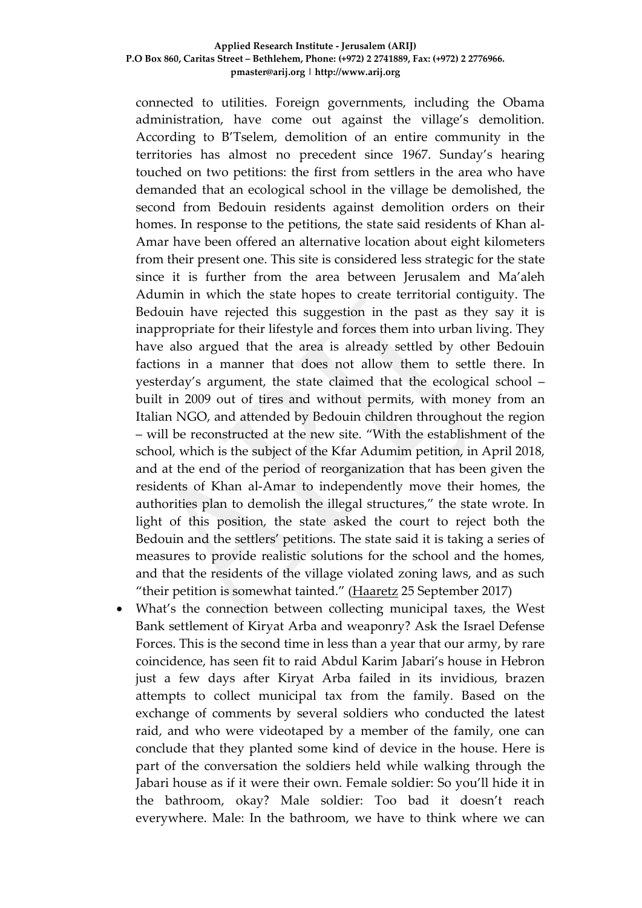connected to utilities. Foreign governments, including the Obama administration, have come out against the village's demolition. According to B'Tselem, demolition of an entire community in the territories has almost no precedent since 1967. Sunday's hearing touched on two petitions: the first from settlers in the area who have demanded that an ecological school in the village be demolished, the second from Bedouin residents against demolition orders on their homes. In response to the petitions, the state said residents of Khan al-Amar have been offered an alternative location about eight kilometers from their present one. This site is considered less strategic for the state since it is further from the area between Jerusalem and Ma'aleh Adumin in which the state hopes to create territorial contiguity. The Bedouin have rejected this suggestion in the past as they say it is inappropriate for their lifestyle and forces them into urban living. They have also argued that the area is already settled by other Bedouin factions in a manner that does not allow them to settle there. In yesterday's argument, the state claimed that the ecological school – built in 2009 out of tires and without permits, with money from an Italian NGO, and attended by Bedouin children throughout the region – will be reconstructed at the new site. "With the establishment of the school, which is the subject of the Kfar Adumim petition, in April 2018, and at the end of the period of reorganization that has been given the residents of Khan al-Amar to independently move their homes, the authorities plan to demolish the illegal structures," the state wrote. In light of this position, the state asked the court to reject both the Bedouin and the settlers' petitions. The state said it is taking a series of measures to provide realistic solutions for the school and the homes, and that the residents of the village violated zoning laws, and as such "their petition is somewhat tainted." (Haaretz 25 September 2017)

- What's the connection between collecting municipal taxes, the West Bank settlement of Kiryat Arba and weaponry? Ask the Israel Defense Forces. This is the second time in less than a year that our army, by rare coincidence, has seen fit to raid Abdul Karim Jabari's house in Hebron just a few days after Kiryat Arba failed in its invidious, brazen attempts to collect municipal tax from the family. Based on the exchange of comments by several soldiers who conducted the latest raid, and who were videotaped by a member of the family, one can conclude that they planted some kind of device in the house. Here is part of the conversation the soldiers held while walking through the Jabari house as if it were their own. Female soldier: So you'll hide it in the bathroom, okay? Male soldier: Too bad it doesn't reach everywhere. Male: In the bathroom, we have to think where we can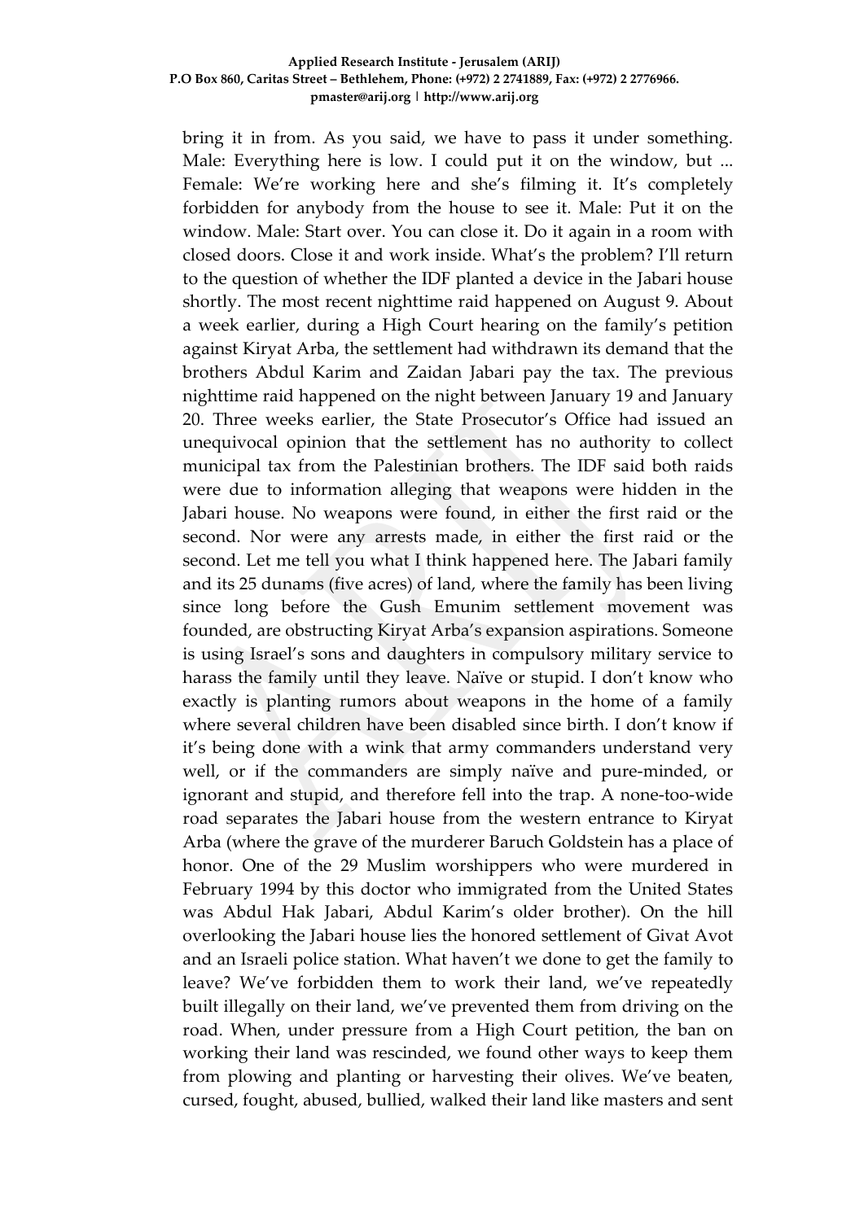bring it in from. As you said, we have to pass it under something. Male: Everything here is low. I could put it on the window, but ... Female: We're working here and she's filming it. It's completely forbidden for anybody from the house to see it. Male: Put it on the window. Male: Start over. You can close it. Do it again in a room with closed doors. Close it and work inside. What's the problem? I'll return to the question of whether the IDF planted a device in the Jabari house shortly. The most recent nighttime raid happened on August 9. About a week earlier, during a High Court hearing on the family's petition against Kiryat Arba, the settlement had withdrawn its demand that the brothers Abdul Karim and Zaidan Jabari pay the tax. The previous nighttime raid happened on the night between January 19 and January 20. Three weeks earlier, the State Prosecutor's Office had issued an unequivocal opinion that the settlement has no authority to collect municipal tax from the Palestinian brothers. The IDF said both raids were due to information alleging that weapons were hidden in the Jabari house. No weapons were found, in either the first raid or the second. Nor were any arrests made, in either the first raid or the second. Let me tell you what I think happened here. The Jabari family and its 25 dunams (five acres) of land, where the family has been living since long before the Gush Emunim settlement movement was founded, are obstructing Kiryat Arba's expansion aspirations. Someone is using Israel's sons and daughters in compulsory military service to harass the family until they leave. Naïve or stupid. I don't know who exactly is planting rumors about weapons in the home of a family where several children have been disabled since birth. I don't know if it's being done with a wink that army commanders understand very well, or if the commanders are simply naïve and pure-minded, or ignorant and stupid, and therefore fell into the trap. A none-too-wide road separates the Jabari house from the western entrance to Kiryat Arba (where the grave of the murderer Baruch Goldstein has a place of honor. One of the 29 Muslim worshippers who were murdered in February 1994 by this doctor who immigrated from the United States was Abdul Hak Jabari, Abdul Karim's older brother). On the hill overlooking the Jabari house lies the honored settlement of Givat Avot and an Israeli police station. What haven't we done to get the family to leave? We've forbidden them to work their land, we've repeatedly built illegally on their land, we've prevented them from driving on the road. When, under pressure from a High Court petition, the ban on working their land was rescinded, we found other ways to keep them from plowing and planting or harvesting their olives. We've beaten, cursed, fought, abused, bullied, walked their land like masters and sent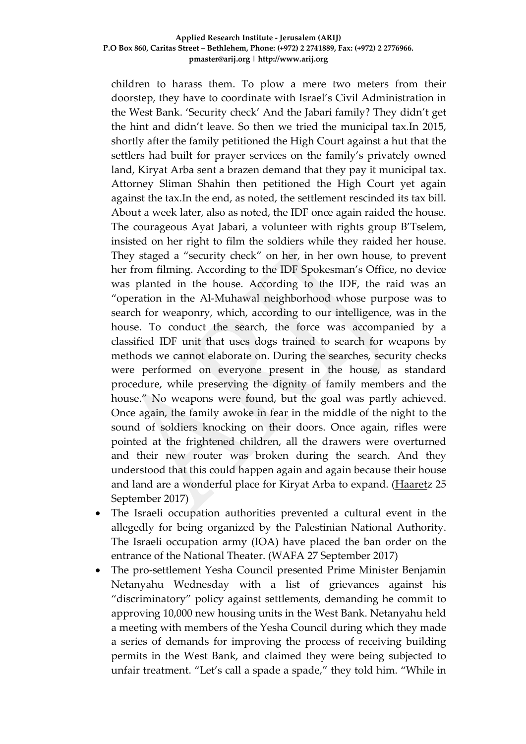children to harass them. To plow a mere two meters from their doorstep, they have to coordinate with Israel's Civil Administration in the West Bank. 'Security check' And the Jabari family? They didn't get the hint and didn't leave. So then we tried the municipal tax.In 2015, shortly after the family petitioned the High Court against a hut that the settlers had built for prayer services on the family's privately owned land, Kiryat Arba sent a brazen demand that they pay it municipal tax. Attorney Sliman Shahin then petitioned the High Court yet again against the tax.In the end, as noted, the settlement rescinded its tax bill. About a week later, also as noted, the IDF once again raided the house. The courageous Ayat Jabari, a volunteer with rights group B'Tselem, insisted on her right to film the soldiers while they raided her house. They staged a "security check" on her, in her own house, to prevent her from filming. According to the IDF Spokesman's Office, no device was planted in the house. According to the IDF, the raid was an "operation in the Al-Muhawal neighborhood whose purpose was to search for weaponry, which, according to our intelligence, was in the house. To conduct the search, the force was accompanied by a classified IDF unit that uses dogs trained to search for weapons by methods we cannot elaborate on. During the searches, security checks were performed on everyone present in the house, as standard procedure, while preserving the dignity of family members and the house." No weapons were found, but the goal was partly achieved. Once again, the family awoke in fear in the middle of the night to the sound of soldiers knocking on their doors. Once again, rifles were pointed at the frightened children, all the drawers were overturned and their new router was broken during the search. And they understood that this could happen again and again because their house and land are a wonderful place for Kiryat Arba to expand. (Haaretz 25 September 2017)

- The Israeli occupation authorities prevented a cultural event in the allegedly for being organized by the Palestinian National Authority. The Israeli occupation army (IOA) have placed the ban order on the entrance of the National Theater. (WAFA 27 September 2017)
- The pro-settlement Yesha Council presented Prime Minister Benjamin Netanyahu Wednesday with a list of grievances against his "discriminatory" policy against settlements, demanding he commit to approving 10,000 new housing units in the West Bank. Netanyahu held a meeting with members of the Yesha Council during which they made a series of demands for improving the process of receiving building permits in the West Bank, and claimed they were being subjected to unfair treatment. "Let's call a spade a spade," they told him. "While in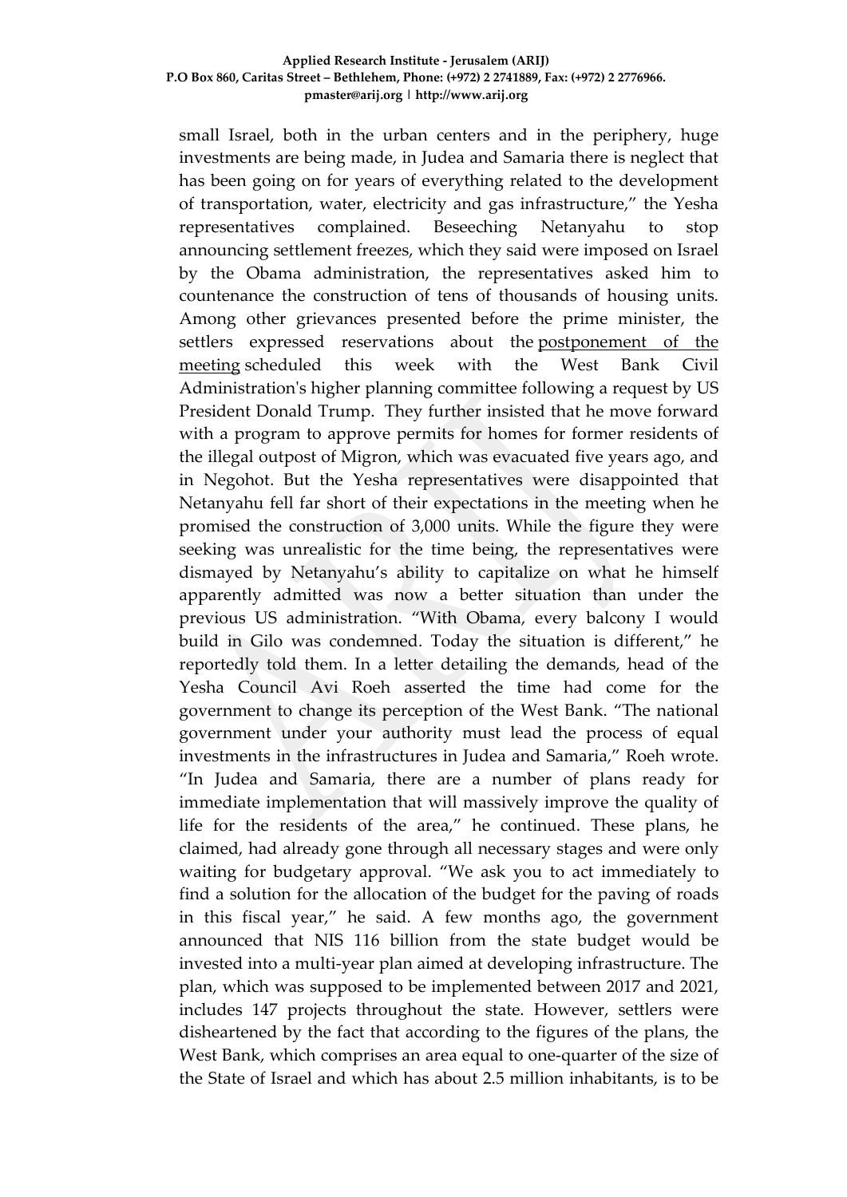small Israel, both in the urban centers and in the periphery, huge investments are being made, in Judea and Samaria there is neglect that has been going on for years of everything related to the development of transportation, water, electricity and gas infrastructure," the Yesha representatives complained. Beseeching Netanyahu to stop announcing settlement freezes, which they said were imposed on Israel by the Obama administration, the representatives asked him to countenance the construction of tens of thousands of housing units. Among other grievances presented before the prime minister, the settlers expressed reservations about the postponement of the meeting scheduled this week with the West Bank Civil Administration's higher planning committee following a request by US President Donald Trump. They further insisted that he move forward with a program to approve permits for homes for former residents of the illegal outpost of Migron, which was evacuated five years ago, and in Negohot. But the Yesha representatives were disappointed that Netanyahu fell far short of their expectations in the meeting when he promised the construction of 3,000 units. While the figure they were seeking was unrealistic for the time being, the representatives were dismayed by Netanyahu's ability to capitalize on what he himself apparently admitted was now a better situation than under the previous US administration. "With Obama, every balcony I would build in Gilo was condemned. Today the situation is different," he reportedly told them. In a letter detailing the demands, head of the Yesha Council Avi Roeh asserted the time had come for the government to change its perception of the West Bank. "The national government under your authority must lead the process of equal investments in the infrastructures in Judea and Samaria," Roeh wrote. "In Judea and Samaria, there are a number of plans ready for immediate implementation that will massively improve the quality of life for the residents of the area," he continued. These plans, he claimed, had already gone through all necessary stages and were only waiting for budgetary approval. "We ask you to act immediately to find a solution for the allocation of the budget for the paving of roads in this fiscal year," he said. A few months ago, the government announced that NIS 116 billion from the state budget would be invested into a multi-year plan aimed at developing infrastructure. The plan, which was supposed to be implemented between 2017 and 2021, includes 147 projects throughout the state. However, settlers were disheartened by the fact that according to the figures of the plans, the West Bank, which comprises an area equal to one-quarter of the size of the State of Israel and which has about 2.5 million inhabitants, is to be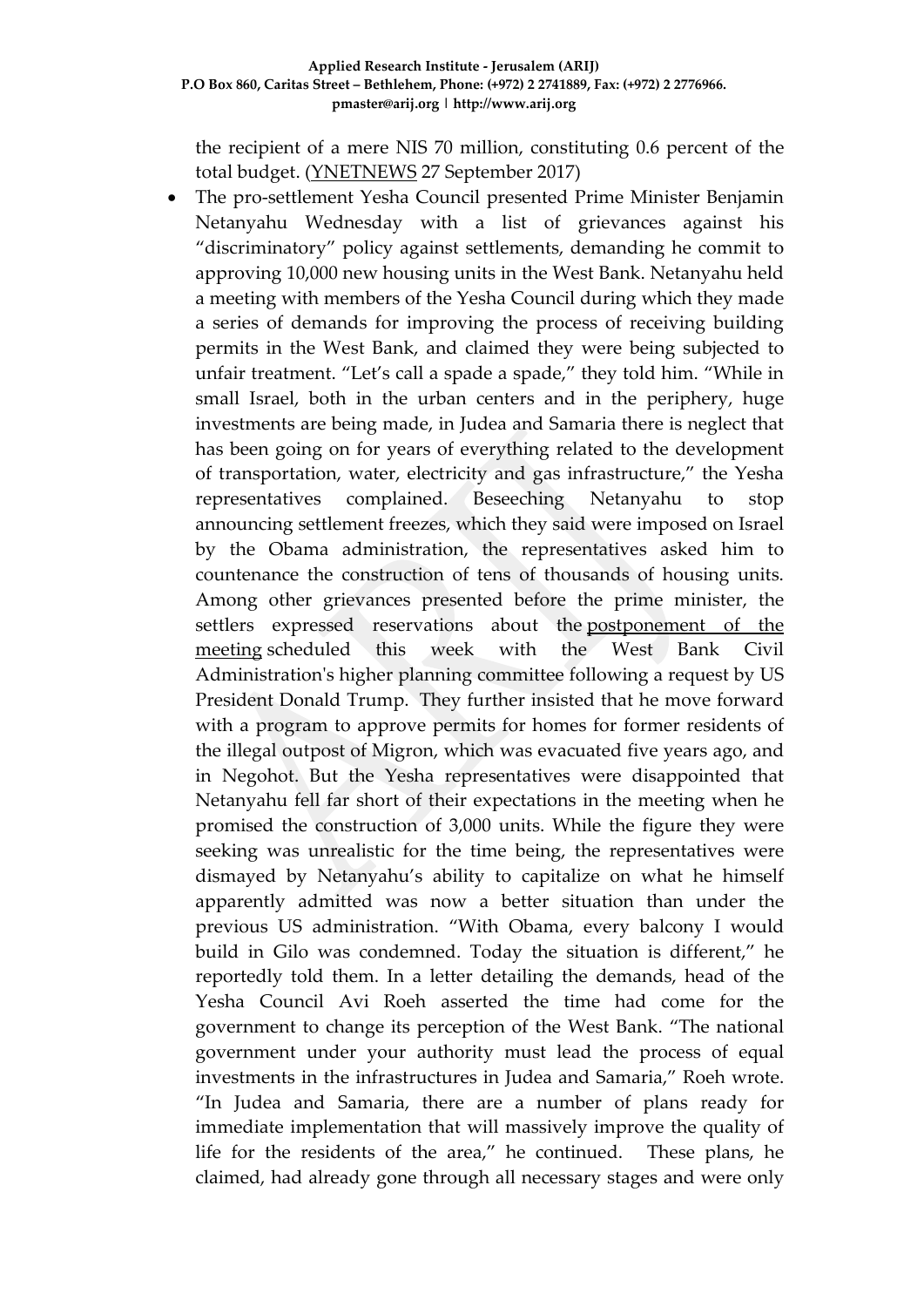the recipient of a mere NIS 70 million, constituting 0.6 percent of the total budget. (YNETNEWS 27 September 2017)

- The pro-settlement Yesha Council presented Prime Minister Benjamin Netanyahu Wednesday with a list of grievances against his "discriminatory" policy against settlements, demanding he commit to approving 10,000 new housing units in the West Bank. Netanyahu held a meeting with members of the Yesha Council during which they made a series of demands for improving the process of receiving building permits in the West Bank, and claimed they were being subjected to unfair treatment. "Let's call a spade a spade," they told him. "While in small Israel, both in the urban centers and in the periphery, huge investments are being made, in Judea and Samaria there is neglect that has been going on for years of everything related to the development of transportation, water, electricity and gas infrastructure," the Yesha representatives complained. Beseeching Netanyahu to stop announcing settlement freezes, which they said were imposed on Israel by the Obama administration, the representatives asked him to countenance the construction of tens of thousands of housing units. Among other grievances presented before the prime minister, the settlers expressed reservations about the postponement of the meeting scheduled this week with the West Bank Civil Administration's higher planning committee following a request by US President Donald Trump. They further insisted that he move forward with a program to approve permits for homes for former residents of the illegal outpost of Migron, which was evacuated five years ago, and in Negohot. But the Yesha representatives were disappointed that Netanyahu fell far short of their expectations in the meeting when he promised the construction of 3,000 units. While the figure they were seeking was unrealistic for the time being, the representatives were dismayed by Netanyahu's ability to capitalize on what he himself apparently admitted was now a better situation than under the previous US administration. "With Obama, every balcony I would build in Gilo was condemned. Today the situation is different," he reportedly told them. In a letter detailing the demands, head of the Yesha Council Avi Roeh asserted the time had come for the government to change its perception of the West Bank. "The national government under your authority must lead the process of equal investments in the infrastructures in Judea and Samaria," Roeh wrote. "In Judea and Samaria, there are a number of plans ready for immediate implementation that will massively improve the quality of life for the residents of the area," he continued. These plans, he claimed, had already gone through all necessary stages and were only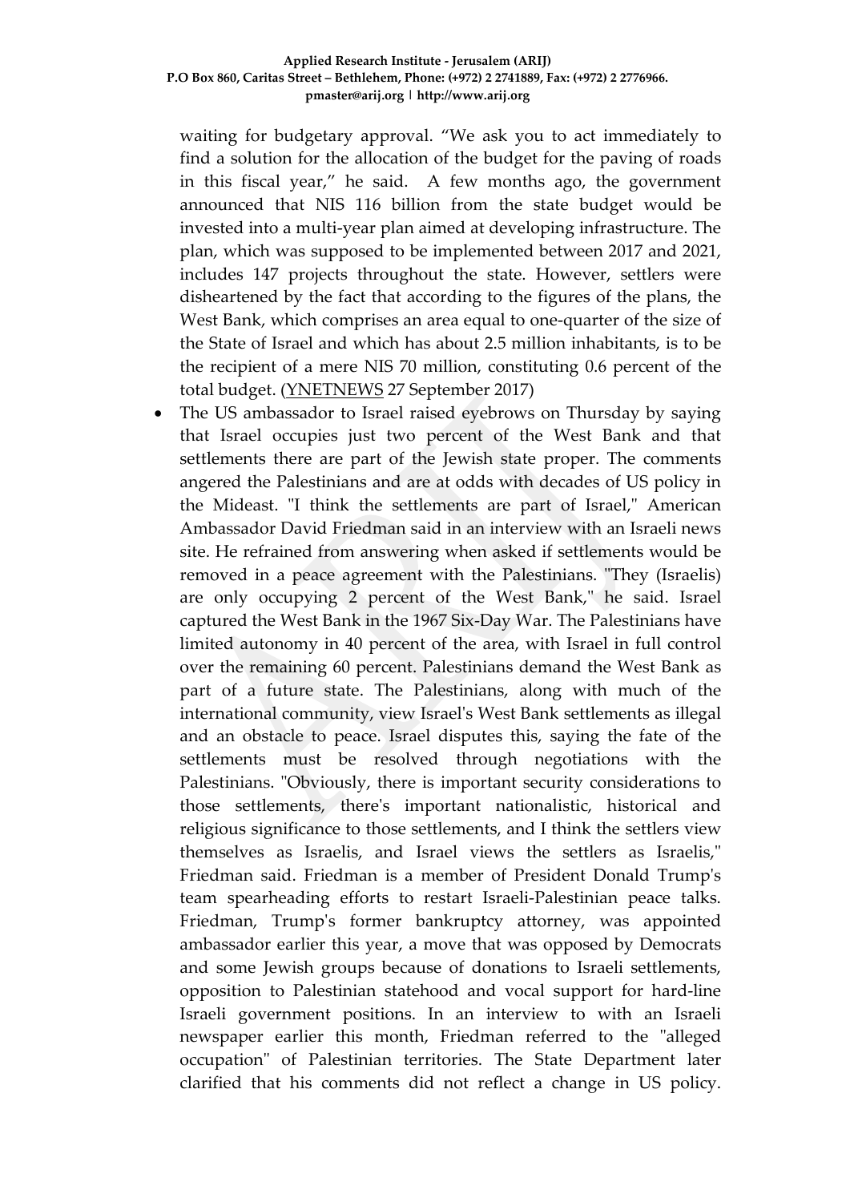waiting for budgetary approval. "We ask you to act immediately to find a solution for the allocation of the budget for the paving of roads in this fiscal year," he said. A few months ago, the government announced that NIS 116 billion from the state budget would be invested into a multi-year plan aimed at developing infrastructure. The plan, which was supposed to be implemented between 2017 and 2021, includes 147 projects throughout the state. However, settlers were disheartened by the fact that according to the figures of the plans, the West Bank, which comprises an area equal to one-quarter of the size of the State of Israel and which has about 2.5 million inhabitants, is to be the recipient of a mere NIS 70 million, constituting 0.6 percent of the total budget. (YNETNEWS 27 September 2017)

- The US ambassador to Israel raised eyebrows on Thursday by saying that Israel occupies just two percent of the West Bank and that settlements there are part of the Jewish state proper. The comments angered the Palestinians and are at odds with decades of US policy in the Mideast. "I think the settlements are part of Israel," American Ambassador David Friedman said in an interview with an Israeli news site. He refrained from answering when asked if settlements would be removed in a peace agreement with the Palestinians. "They (Israelis) are only occupying 2 percent of the West Bank," he said. Israel captured the West Bank in the 1967 Six-Day War. The Palestinians have limited autonomy in 40 percent of the area, with Israel in full control over the remaining 60 percent. Palestinians demand the West Bank as part of a future state. The Palestinians, along with much of the international community, view Israel's West Bank settlements as illegal and an obstacle to peace. Israel disputes this, saying the fate of the settlements must be resolved through negotiations with the Palestinians. "Obviously, there is important security considerations to those settlements, there's important nationalistic, historical and religious significance to those settlements, and I think the settlers view themselves as Israelis, and Israel views the settlers as Israelis," Friedman said. Friedman is a member of President Donald Trump's team spearheading efforts to restart Israeli-Palestinian peace talks. Friedman, Trump's former bankruptcy attorney, was appointed ambassador earlier this year, a move that was opposed by Democrats and some Jewish groups because of donations to Israeli settlements, opposition to Palestinian statehood and vocal support for hard-line Israeli government positions. In an interview to with an Israeli newspaper earlier this month, Friedman referred to the "alleged occupation" of Palestinian territories. The State Department later clarified that his comments did not reflect a change in US policy.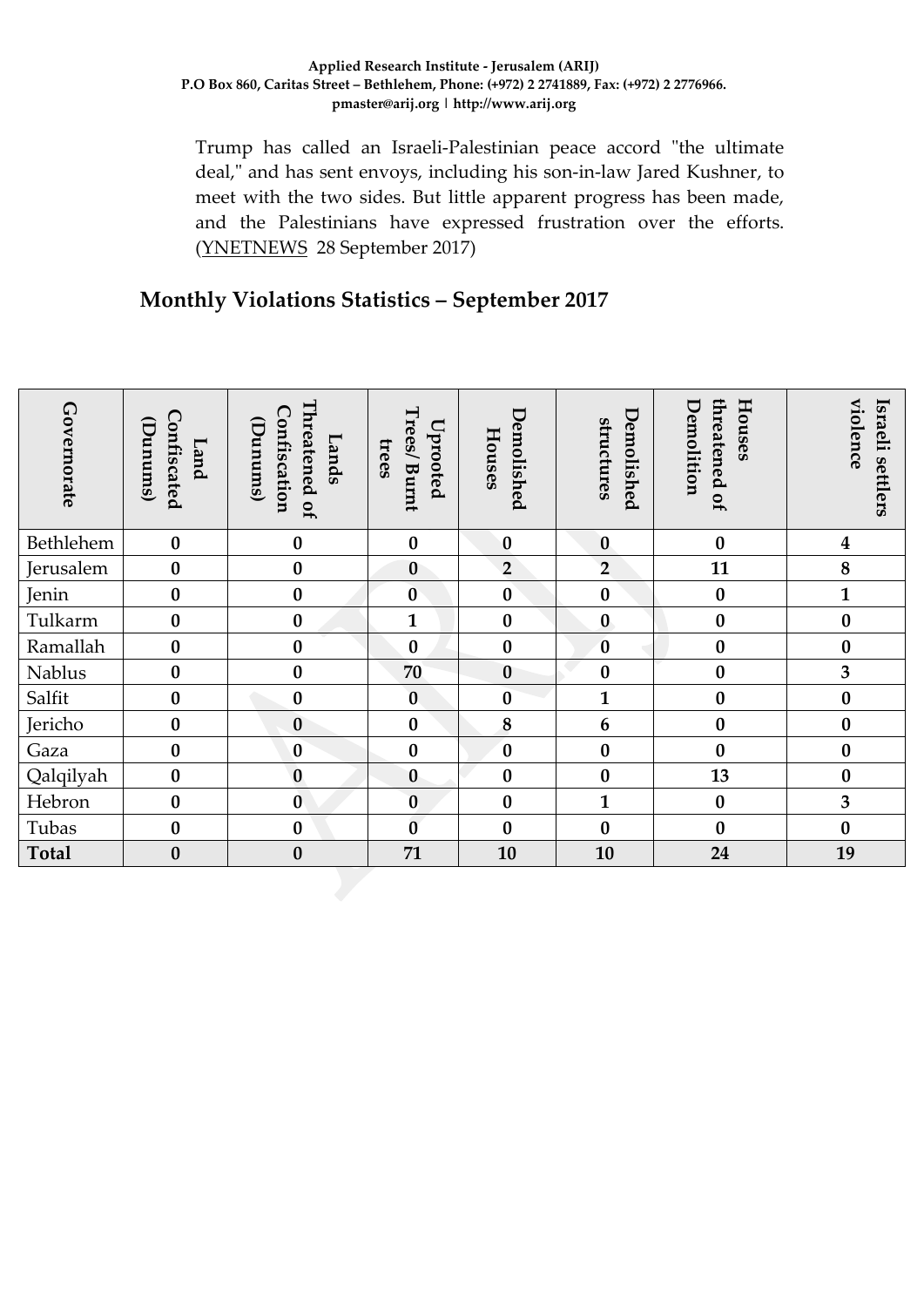Trump has called an Israeli-Palestinian peace accord "the ultimate deal," and has sent envoys, including his son-in-law Jared Kushner, to meet with the two sides. But little apparent progress has been made, and the Palestinians have expressed frustration over the efforts. (YNETNEWS 28 September 2017)

## Monthly Violations Statistics – September 2017

| Governorate | Land Confiscated (Dunums) | Lands Threatened of Confiscation (Dunums) | Uprooted Trees/ Burnt trees | Demolished Houses | Demolished structures | Houses threatened of Demolition | Israeli settlers violence |
|---|---|---|---|---|---|---|---|
| Bethlehem | **0** | **0** | **0** | **0** | **0** | **0** | **4** |
| Jerusalem | **0** | **0** | **0** | **2** | **2** | **11** | **8** |
| Jenin | **0** | **0** | **0** | **0** | **0** | **0** | **1** |
| Tulkarm | **0** | **0** | **1** | **0** | **0** | **0** | **0** |
| Ramallah | **0** | **0** | **0** | **0** | **0** | **0** | **0** |
| Nablus | **0** | **0** | **70** | **0** | **0** | **0** | **3** |
| Salfit | **0** | **0** | **0** | **0** | **1** | **0** | **0** |
| Jericho | **0** | **0** | **0** | **8** | **6** | **0** | **0** |
| Gaza | **0** | **0** | **0** | **0** | **0** | **0** | **0** |
| Qalqilyah | **0** | **0** | **0** | **0** | **0** | **13** | **0** |
| Hebron | **0** | **0** | **0** | **0** | **1** | **0** | **3** |
| Tubas | **0** | **0** | **0** | **0** | **0** | **0** | **0** |
| **Total** | **0** | **0** | **71** | **10** | **10** | **24** | **19** |